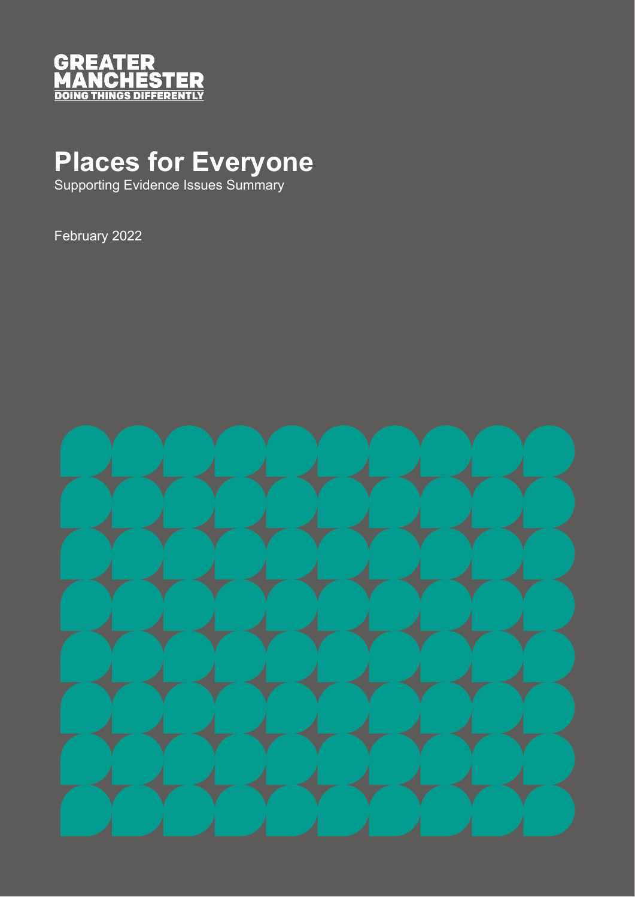GREATER MANCHESTER
DOING THINGS DIFFERENTLY

# Places for Everyone

Supporting Evidence Issues Summary

February 2022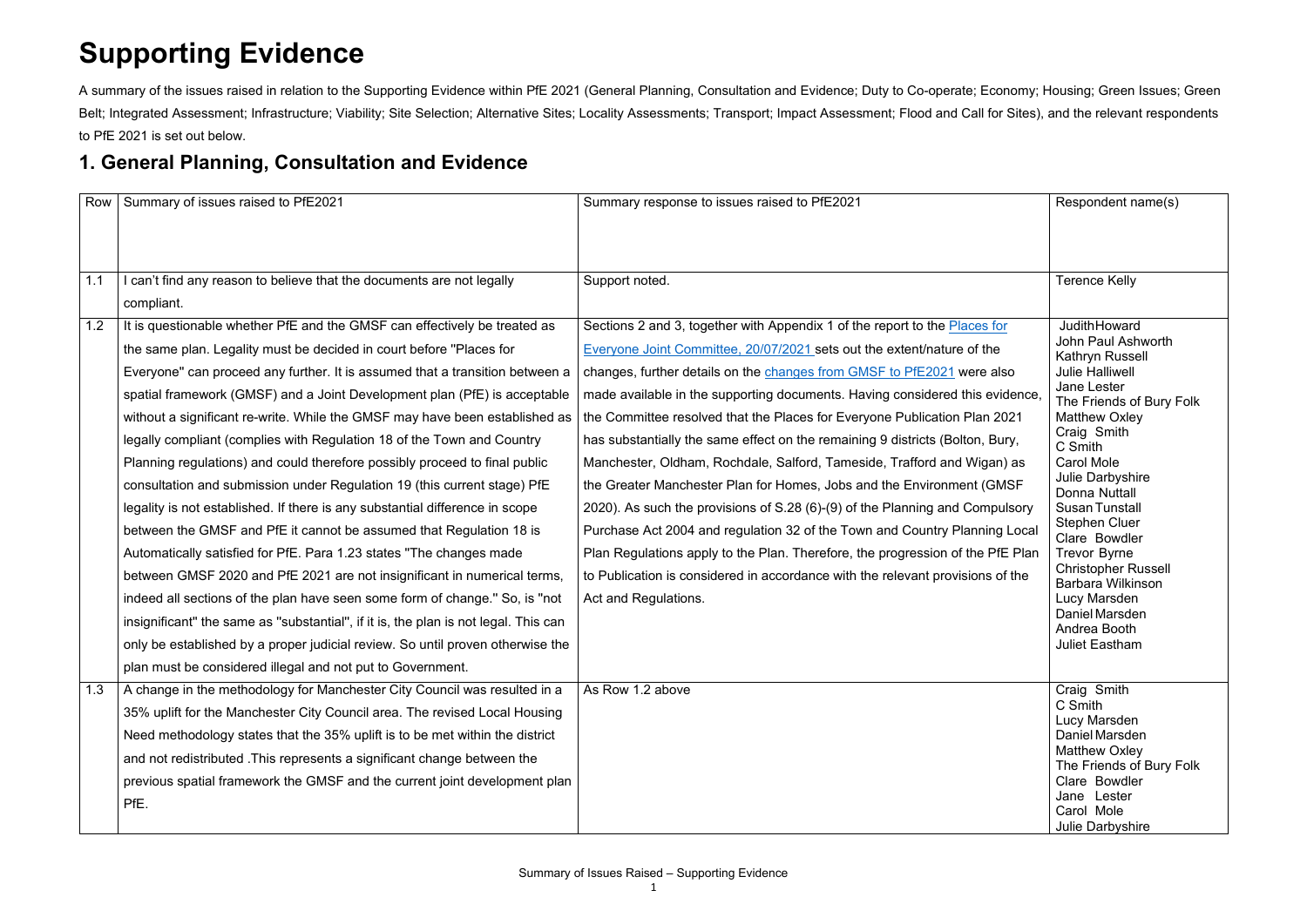# Supporting Evidence

A summary of the issues raised in relation to the Supporting Evidence within PfE 2021 (General Planning, Consultation and Evidence; Duty to Co-operate; Economy; Housing; Green Issues; Green Belt; Integrated Assessment; Infrastructure; Viability; Site Selection; Alternative Sites; Locality Assessments; Transport; Impact Assessment; Flood and Call for Sites), and the relevant respondents to PfE 2021 is set out below.

## 1. General Planning, Consultation and Evidence

| Row | Summary of issues raised to PfE2021 | Summary response to issues raised to PfE2021 | Respondent name(s) |
|---|---|---|---|
| 1.1 | I can't find any reason to believe that the documents are not legally compliant. | Support noted. | Terence Kelly |
| 1.2 | It is questionable whether PfE and the GMSF can effectively be treated as the same plan. Legality must be decided in court before "Places for Everyone" can proceed any further. It is assumed that a transition between a spatial framework (GMSF) and a Joint Development plan (PfE) is acceptable without a significant re-write. While the GMSF may have been established as legally compliant (complies with Regulation 18 of the Town and Country Planning regulations) and could therefore possibly proceed to final public consultation and submission under Regulation 19 (this current stage) PfE legality is not established. If there is any substantial difference in scope between the GMSF and PfE it cannot be assumed that Regulation 18 is Automatically satisfied for PfE. Para 1.23 states "The changes made between GMSF 2020 and PfE 2021 are not insignificant in numerical terms, indeed all sections of the plan have seen some form of change." So, is "not insignificant" the same as "substantial", if it is, the plan is not legal. This can only be established by a proper judicial review. So until proven otherwise the plan must be considered illegal and not put to Government. | Sections 2 and 3, together with Appendix 1 of the report to the Places for Everyone Joint Committee, 20/07/2021 sets out the extent/nature of the changes, further details on the changes from GMSF to PfE2021 were also made available in the supporting documents. Having considered this evidence, the Committee resolved that the Places for Everyone Publication Plan 2021 has substantially the same effect on the remaining 9 districts (Bolton, Bury, Manchester, Oldham, Rochdale, Salford, Tameside, Trafford and Wigan) as the Greater Manchester Plan for Homes, Jobs and the Environment (GMSF 2020). As such the provisions of S.28 (6)-(9) of the Planning and Compulsory Purchase Act 2004 and regulation 32 of the Town and Country Planning Local Plan Regulations apply to the Plan. Therefore, the progression of the PfE Plan to Publication is considered in accordance with the relevant provisions of the Act and Regulations. | JudithHoward<br>John Paul Ashworth<br>Kathryn Russell<br>Julie Halliwell<br>Jane Lester<br>The Friends of Bury Folk<br>Matthew Oxley<br>Craig Smith<br>C Smith<br>Carol Mole<br>Julie Darbyshire<br>Donna Nuttall<br>Susan Tunstall<br>Stephen Cluer<br>Clare Bowdler<br>Trevor Byrne<br>Christopher Russell<br>Barbara Wilkinson<br>Lucy Marsden<br>Daniel Marsden<br>Andrea Booth<br>Juliet Eastham |
| 1.3 | A change in the methodology for Manchester City Council was resulted in a 35% uplift for the Manchester City Council area. The revised Local Housing Need methodology states that the 35% uplift is to be met within the district and not redistributed .This represents a significant change between the previous spatial framework the GMSF and the current joint development plan PfE. | As Row 1.2 above | Craig Smith<br>C Smith<br>Lucy Marsden<br>Daniel Marsden<br>Matthew Oxley<br>The Friends of Bury Folk<br>Clare Bowdler<br>Jane Lester<br>Carol Mole<br>Julie Darbyshire |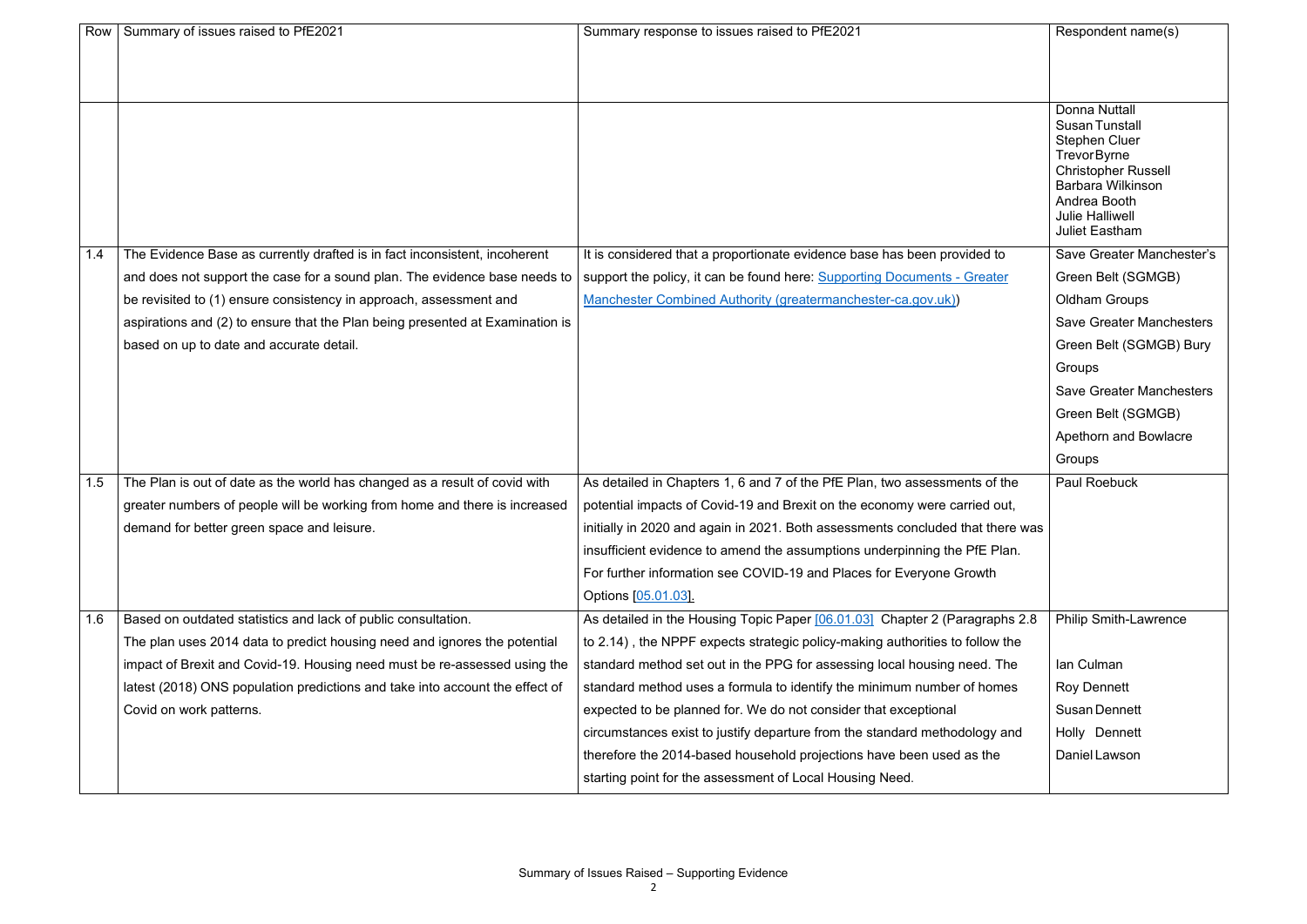| Row | Summary of issues raised to PfE2021 | Summary response to issues raised to PfE2021 | Respondent name(s) |
|---|---|---|---|
| | | | Donna Nuttall<br>Susan Tunstall<br>Stephen Cluer<br>Trevor Byrne<br>Christopher Russell<br>Barbara Wilkinson<br>Andrea Booth<br>Julie Halliwell<br>Juliet Eastham |
| 1.4 | The Evidence Base as currently drafted is in fact inconsistent, incoherent and does not support the case for a sound plan. The evidence base needs to be revisited to (1) ensure consistency in approach, assessment and aspirations and (2) to ensure that the Plan being presented at Examination is based on up to date and accurate detail. | It is considered that a proportionate evidence base has been provided to support the policy, it can be found here: Supporting Documents - Greater Manchester Combined Authority (greatermanchester-ca.gov.uk)) | Save Greater Manchester's Green Belt (SGMGB) Oldham Groups<br>Save Greater Manchesters Green Belt (SGMGB) Bury Groups<br>Save Greater Manchesters Green Belt (SGMGB) Apethorn and Bowlacre Groups |
| 1.5 | The Plan is out of date as the world has changed as a result of covid with greater numbers of people will be working from home and there is increased demand for better green space and leisure. | As detailed in Chapters 1, 6 and 7 of the PfE Plan, two assessments of the potential impacts of Covid-19 and Brexit on the economy were carried out, initially in 2020 and again in 2021. Both assessments concluded that there was insufficient evidence to amend the assumptions underpinning the PfE Plan. For further information see COVID-19 and Places for Everyone Growth Options [05.01.03]. | Paul Roebuck |
| 1.6 | Based on outdated statistics and lack of public consultation.<br>The plan uses 2014 data to predict housing need and ignores the potential impact of Brexit and Covid-19. Housing need must be re-assessed using the latest (2018) ONS population predictions and take into account the effect of Covid on work patterns. | As detailed in the Housing Topic Paper [06.01.03] Chapter 2 (Paragraphs 2.8 to 2.14) , the NPPF expects strategic policy-making authorities to follow the standard method set out in the PPG for assessing local housing need. The standard method uses a formula to identify the minimum number of homes expected to be planned for. We do not consider that exceptional circumstances exist to justify departure from the standard methodology and therefore the 2014-based household projections have been used as the starting point for the assessment of Local Housing Need. | Philip Smith-Lawrence<br><br>Ian Culman<br>Roy Dennett<br>Susan Dennett<br>Holly Dennett<br>Daniel Lawson |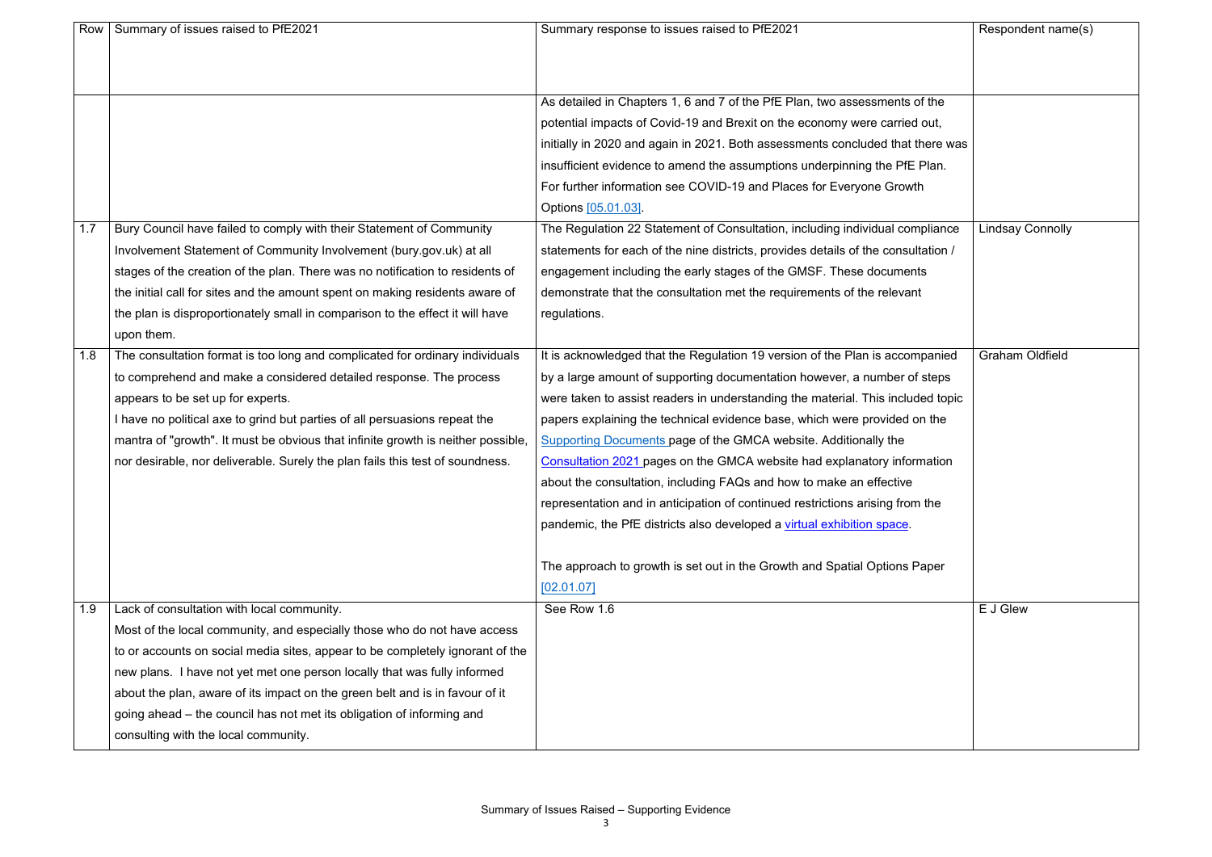| Row | Summary of issues raised to PfE2021 | Summary response to issues raised to PfE2021 | Respondent name(s) |
|---|---|---|---|
| | | As detailed in Chapters 1, 6 and 7 of the PfE Plan, two assessments of the potential impacts of Covid-19 and Brexit on the economy were carried out, initially in 2020 and again in 2021. Both assessments concluded that there was insufficient evidence to amend the assumptions underpinning the PfE Plan. For further information see COVID-19 and Places for Everyone Growth Options [05.01.03]. | |
| 1.7 | Bury Council have failed to comply with their Statement of Community Involvement Statement of Community Involvement (bury.gov.uk) at all stages of the creation of the plan. There was no notification to residents of the initial call for sites and the amount spent on making residents aware of the plan is disproportionately small in comparison to the effect it will have upon them. | The Regulation 22 Statement of Consultation, including individual compliance statements for each of the nine districts, provides details of the consultation / engagement including the early stages of the GMSF. These documents demonstrate that the consultation met the requirements of the relevant regulations. | Lindsay Connolly |
| 1.8 | The consultation format is too long and complicated for ordinary individuals to comprehend and make a considered detailed response. The process appears to be set up for experts.<br>I have no political axe to grind but parties of all persuasions repeat the mantra of "growth". It must be obvious that infinite growth is neither possible, nor desirable, nor deliverable. Surely the plan fails this test of soundness. | It is acknowledged that the Regulation 19 version of the Plan is accompanied by a large amount of supporting documentation however, a number of steps were taken to assist readers in understanding the material. This included topic papers explaining the technical evidence base, which were provided on the Supporting Documents page of the GMCA website. Additionally the Consultation 2021 pages on the GMCA website had explanatory information about the consultation, including FAQs and how to make an effective representation and in anticipation of continued restrictions arising from the pandemic, the PfE districts also developed a virtual exhibition space.<br><br>The approach to growth is set out in the Growth and Spatial Options Paper [02.01.07] | Graham Oldfield |
| 1.9 | Lack of consultation with local community.<br>Most of the local community, and especially those who do not have access to or accounts on social media sites, appear to be completely ignorant of the new plans. I have not yet met one person locally that was fully informed about the plan, aware of its impact on the green belt and is in favour of it going ahead – the council has not met its obligation of informing and consulting with the local community. | See Row 1.6 | E J Glew |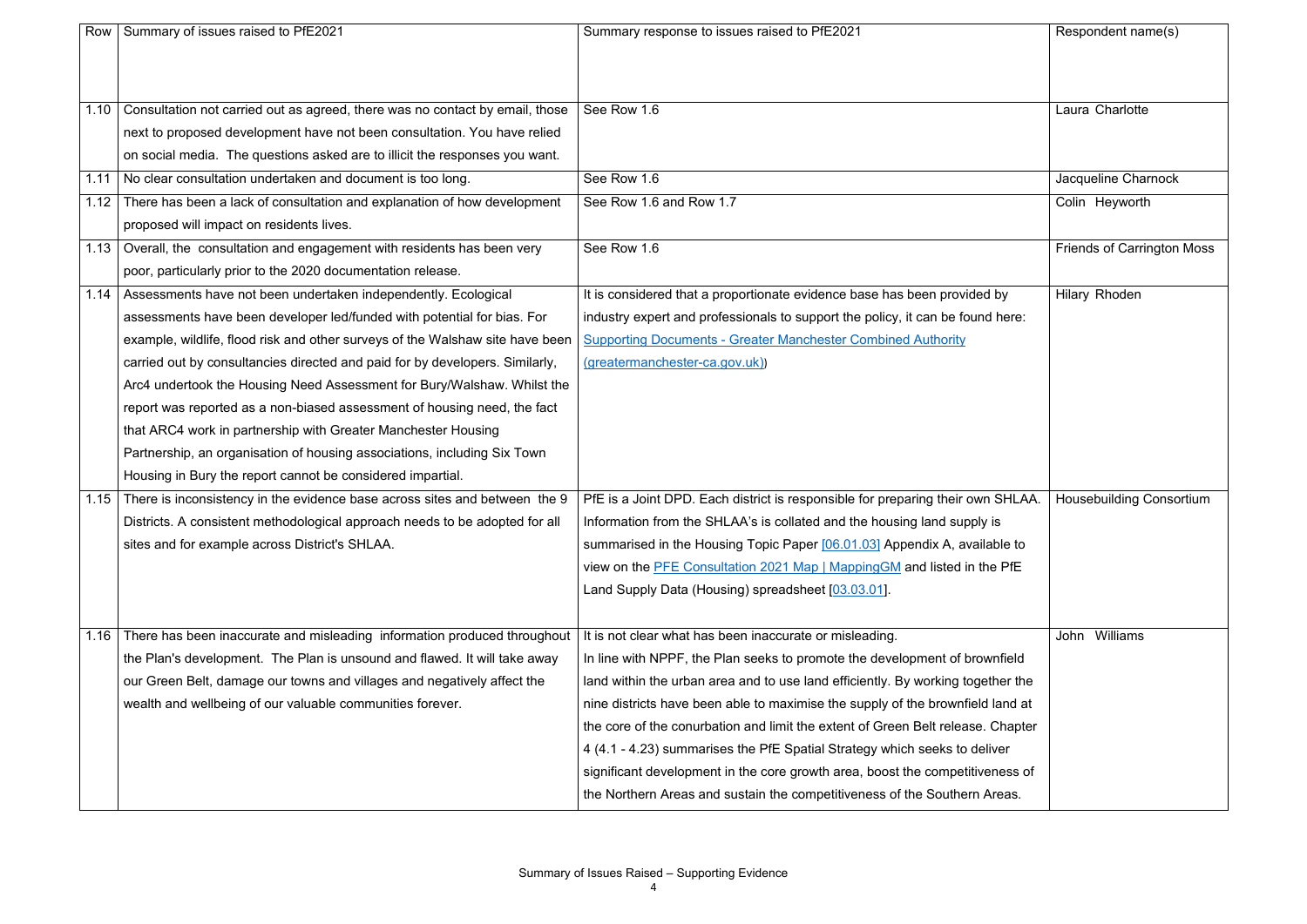| Row | Summary of issues raised to PfE2021 | Summary response to issues raised to PfE2021 | Respondent name(s) |
|---|---|---|---|
| 1.10 | Consultation not carried out as agreed, there was no contact by email, those next to proposed development have not been consultation. You have relied on social media. The questions asked are to illicit the responses you want. | See Row 1.6 | Laura Charlotte |
| 1.11 | No clear consultation undertaken and document is too long. | See Row 1.6 | Jacqueline Charnock |
| 1.12 | There has been a lack of consultation and explanation of how development proposed will impact on residents lives. | See Row 1.6 and Row 1.7 | Colin Heyworth |
| 1.13 | Overall, the consultation and engagement with residents has been very poor, particularly prior to the 2020 documentation release. | See Row 1.6 | Friends of Carrington Moss |
| 1.14 | Assessments have not been undertaken independently. Ecological assessments have been developer led/funded with potential for bias. For example, wildlife, flood risk and other surveys of the Walshaw site have been carried out by consultancies directed and paid for by developers. Similarly, Arc4 undertook the Housing Need Assessment for Bury/Walshaw. Whilst the report was reported as a non-biased assessment of housing need, the fact that ARC4 work in partnership with Greater Manchester Housing Partnership, an organisation of housing associations, including Six Town Housing in Bury the report cannot be considered impartial. | It is considered that a proportionate evidence base has been provided by industry expert and professionals to support the policy, it can be found here: Supporting Documents - Greater Manchester Combined Authority (greatermanchester-ca.gov.uk)) | Hilary Rhoden |
| 1.15 | There is inconsistency in the evidence base across sites and between the 9 Districts. A consistent methodological approach needs to be adopted for all sites and for example across District's SHLAA. | PfE is a Joint DPD. Each district is responsible for preparing their own SHLAA. Information from the SHLAA's is collated and the housing land supply is summarised in the Housing Topic Paper [06.01.03] Appendix A, available to view on the PFE Consultation 2021 Map \| MappingGM and listed in the PfE Land Supply Data (Housing) spreadsheet [03.03.01]. | Housebuilding Consortium |
| 1.16 | There has been inaccurate and misleading information produced throughout the Plan's development. The Plan is unsound and flawed. It will take away our Green Belt, damage our towns and villages and negatively affect the wealth and wellbeing of our valuable communities forever. | It is not clear what has been inaccurate or misleading. In line with NPPF, the Plan seeks to promote the development of brownfield land within the urban area and to use land efficiently. By working together the nine districts have been able to maximise the supply of the brownfield land at the core of the conurbation and limit the extent of Green Belt release. Chapter 4 (4.1 - 4.23) summarises the PfE Spatial Strategy which seeks to deliver significant development in the core growth area, boost the competitiveness of the Northern Areas and sustain the competitiveness of the Southern Areas. | John Williams |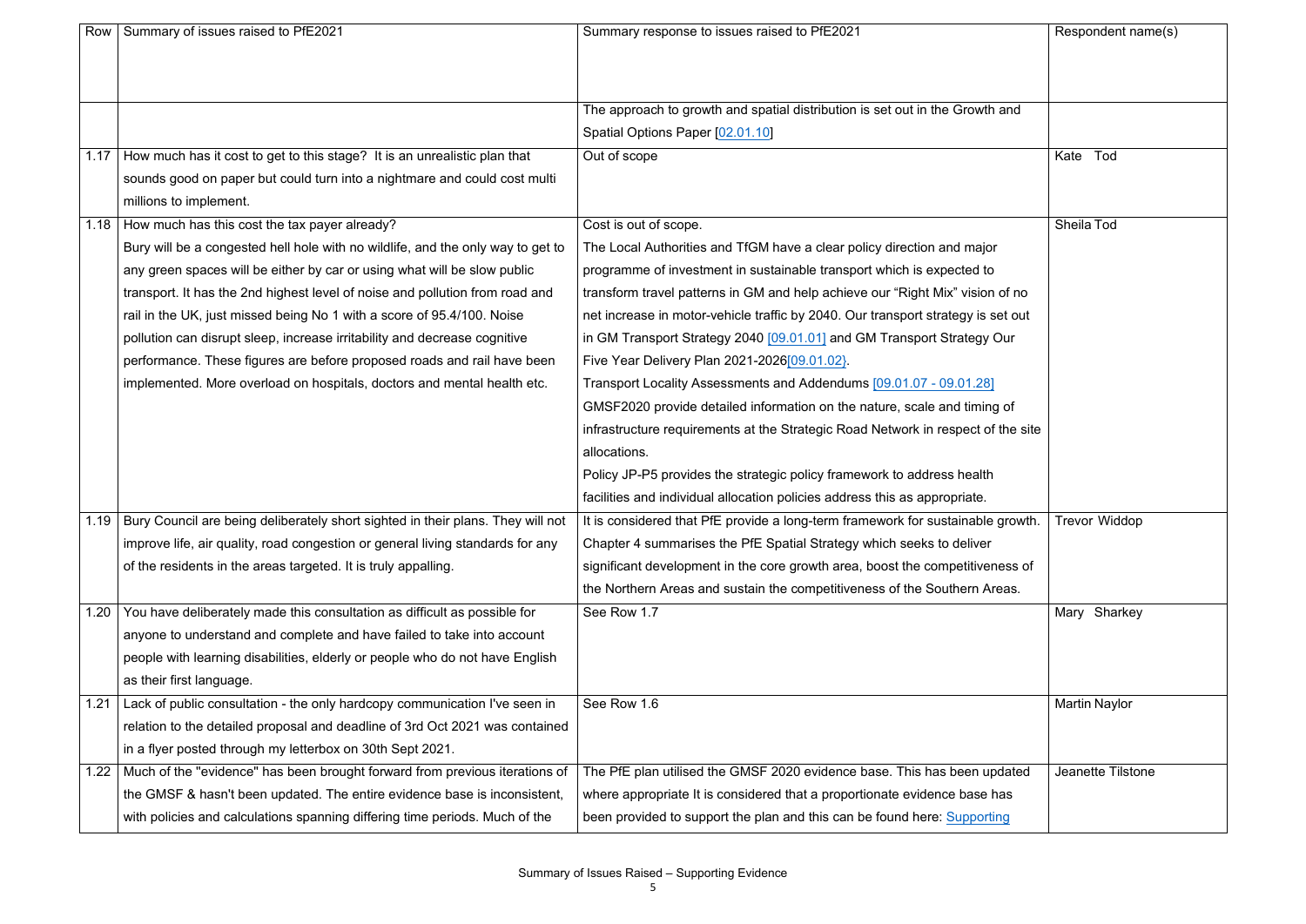| Row | Summary of issues raised to PfE2021 | Summary response to issues raised to PfE2021 | Respondent name(s) |
|---|---|---|---|
| | | The approach to growth and spatial distribution is set out in the Growth and Spatial Options Paper [02.01.10] | |
| 1.17 | How much has it cost to get to this stage? It is an unrealistic plan that sounds good on paper but could turn into a nightmare and could cost multi millions to implement. | Out of scope | Kate Tod |
| 1.18 | How much has this cost the tax payer already?<br>Bury will be a congested hell hole with no wildlife, and the only way to get to any green spaces will be either by car or using what will be slow public transport. It has the 2nd highest level of noise and pollution from road and rail in the UK, just missed being No 1 with a score of 95.4/100. Noise pollution can disrupt sleep, increase irritability and decrease cognitive performance. These figures are before proposed roads and rail have been implemented. More overload on hospitals, doctors and mental health etc. | Cost is out of scope.<br>The Local Authorities and TfGM have a clear policy direction and major programme of investment in sustainable transport which is expected to transform travel patterns in GM and help achieve our "Right Mix" vision of no net increase in motor-vehicle traffic by 2040. Our transport strategy is set out in GM Transport Strategy 2040 [09.01.01] and GM Transport Strategy Our Five Year Delivery Plan 2021-2026[09.01.02}.<br>Transport Locality Assessments and Addendums [09.01.07 - 09.01.28] GMSF2020 provide detailed information on the nature, scale and timing of infrastructure requirements at the Strategic Road Network in respect of the site allocations.<br>Policy JP-P5 provides the strategic policy framework to address health facilities and individual allocation policies address this as appropriate. | Sheila Tod |
| 1.19 | Bury Council are being deliberately short sighted in their plans. They will not improve life, air quality, road congestion or general living standards for any of the residents in the areas targeted. It is truly appalling. | It is considered that PfE provide a long-term framework for sustainable growth. Chapter 4 summarises the PfE Spatial Strategy which seeks to deliver significant development in the core growth area, boost the competitiveness of the Northern Areas and sustain the competitiveness of the Southern Areas. | Trevor Widdop |
| 1.20 | You have deliberately made this consultation as difficult as possible for anyone to understand and complete and have failed to take into account people with learning disabilities, elderly or people who do not have English as their first language. | See Row 1.7 | Mary Sharkey |
| 1.21 | Lack of public consultation - the only hardcopy communication I've seen in relation to the detailed proposal and deadline of 3rd Oct 2021 was contained in a flyer posted through my letterbox on 30th Sept 2021. | See Row 1.6 | Martin Naylor |
| 1.22 | Much of the "evidence" has been brought forward from previous iterations of the GMSF & hasn't been updated. The entire evidence base is inconsistent, with policies and calculations spanning differing time periods. Much of the | The PfE plan utilised the GMSF 2020 evidence base. This has been updated where appropriate It is considered that a proportionate evidence base has been provided to support the plan and this can be found here: Supporting | Jeanette Tilstone |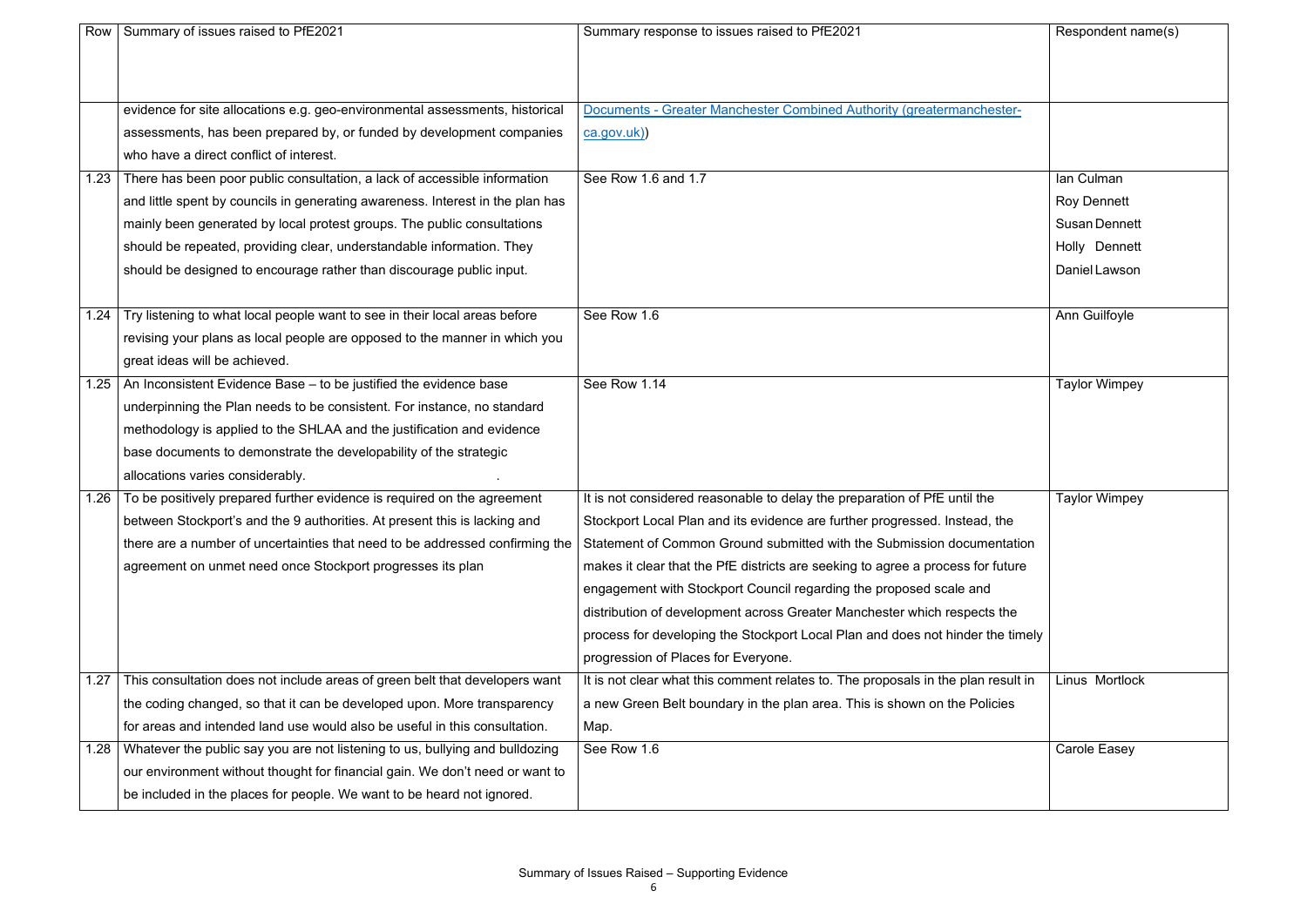| Row | Summary of issues raised to PfE2021 | Summary response to issues raised to PfE2021 | Respondent name(s) |
|---|---|---|---|
| | evidence for site allocations e.g. geo-environmental assessments, historical assessments, has been prepared by, or funded by development companies who have a direct conflict of interest. | [Documents - Greater Manchester Combined Authority (greatermanchester-ca.gov.uk)](greatermanchester-ca.gov.uk)) | |
| 1.23 | There has been poor public consultation, a lack of accessible information and little spent by councils in generating awareness. Interest in the plan has mainly been generated by local protest groups. The public consultations should be repeated, providing clear, understandable information. They should be designed to encourage rather than discourage public input. | See Row 1.6 and 1.7 | Ian Culman<br>Roy Dennett<br>Susan Dennett<br>Holly Dennett<br>Daniel Lawson |
| 1.24 | Try listening to what local people want to see in their local areas before revising your plans as local people are opposed to the manner in which you great ideas will be achieved. | See Row 1.6 | Ann Guilfoyle |
| 1.25 | An Inconsistent Evidence Base – to be justified the evidence base underpinning the Plan needs to be consistent. For instance, no standard methodology is applied to the SHLAA and the justification and evidence base documents to demonstrate the developability of the strategic allocations varies considerably. . | See Row 1.14 | Taylor Wimpey |
| 1.26 | To be positively prepared further evidence is required on the agreement between Stockport's and the 9 authorities. At present this is lacking and there are a number of uncertainties that need to be addressed confirming the agreement on unmet need once Stockport progresses its plan | It is not considered reasonable to delay the preparation of PfE until the Stockport Local Plan and its evidence are further progressed. Instead, the Statement of Common Ground submitted with the Submission documentation makes it clear that the PfE districts are seeking to agree a process for future engagement with Stockport Council regarding the proposed scale and distribution of development across Greater Manchester which respects the process for developing the Stockport Local Plan and does not hinder the timely progression of Places for Everyone. | Taylor Wimpey |
| 1.27 | This consultation does not include areas of green belt that developers want the coding changed, so that it can be developed upon. More transparency for areas and intended land use would also be useful in this consultation. | It is not clear what this comment relates to. The proposals in the plan result in a new Green Belt boundary in the plan area. This is shown on the Policies Map. | Linus Mortlock |
| 1.28 | Whatever the public say you are not listening to us, bullying and bulldozing our environment without thought for financial gain. We don't need or want to be included in the places for people. We want to be heard not ignored. | See Row 1.6 | Carole Easey |

Summary of Issues Raised – Supporting Evidence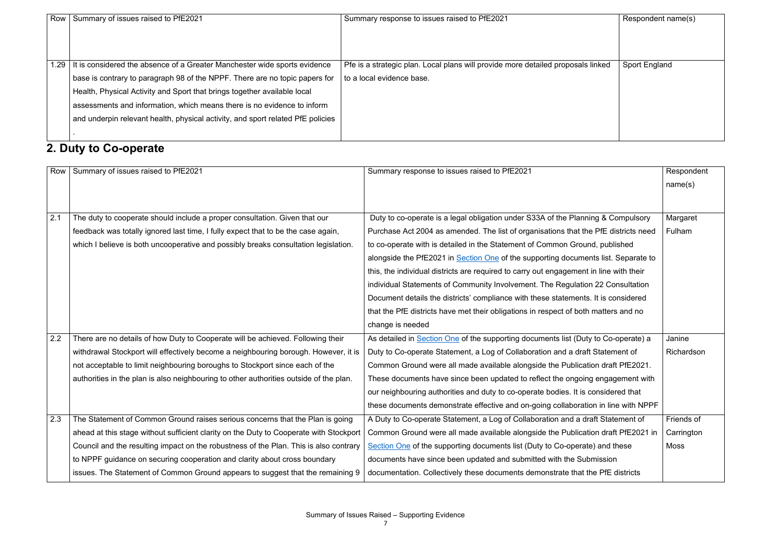| Row | Summary of issues raised to PfE2021 | Summary response to issues raised to PfE2021 | Respondent name(s) |
|---|---|---|---|
| 1.29 | It is considered the absence of a Greater Manchester wide sports evidence base is contrary to paragraph 98 of the NPPF. There are no topic papers for Health, Physical Activity and Sport that brings together available local assessments and information, which means there is no evidence to inform and underpin relevant health, physical activity, and sport related PfE policies . | Pfe is a strategic plan. Local plans will provide more detailed proposals linked to a local evidence base. | Sport England |

## 2. Duty to Co-operate

| Row | Summary of issues raised to PfE2021 | Summary response to issues raised to PfE2021 | Respondent name(s) |
|---|---|---|---|
| 2.1 | The duty to cooperate should include a proper consultation. Given that our feedback was totally ignored last time, I fully expect that to be the case again, which I believe is both uncooperative and possibly breaks consultation legislation. | Duty to co-operate is a legal obligation under S33A of the Planning & Compulsory Purchase Act 2004 as amended. The list of organisations that the PfE districts need to co-operate with is detailed in the Statement of Common Ground, published alongside the PfE2021 in Section One of the supporting documents list. Separate to this, the individual districts are required to carry out engagement in line with their individual Statements of Community Involvement. The Regulation 22 Consultation Document details the districts' compliance with these statements. It is considered that the PfE districts have met their obligations in respect of both matters and no change is needed | Margaret Fulham |
| 2.2 | There are no details of how Duty to Cooperate will be achieved. Following their withdrawal Stockport will effectively become a neighbouring borough. However, it is not acceptable to limit neighbouring boroughs to Stockport since each of the authorities in the plan is also neighbouring to other authorities outside of the plan. | As detailed in Section One of the supporting documents list (Duty to Co-operate) a Duty to Co-operate Statement, a Log of Collaboration and a draft Statement of Common Ground were all made available alongside the Publication draft PfE2021. These documents have since been updated to reflect the ongoing engagement with our neighbouring authorities and duty to co-operate bodies. It is considered that these documents demonstrate effective and on-going collaboration in line with NPPF | Janine Richardson |
| 2.3 | The Statement of Common Ground raises serious concerns that the Plan is going ahead at this stage without sufficient clarity on the Duty to Cooperate with Stockport Council and the resulting impact on the robustness of the Plan. This is also contrary to NPPF guidance on securing cooperation and clarity about cross boundary issues. The Statement of Common Ground appears to suggest that the remaining 9 | A Duty to Co-operate Statement, a Log of Collaboration and a draft Statement of Common Ground were all made available alongside the Publication draft PfE2021 in Section One of the supporting documents list (Duty to Co-operate) and these documents have since been updated and submitted with the Submission documentation. Collectively these documents demonstrate that the PfE districts | Friends of Carrington Moss |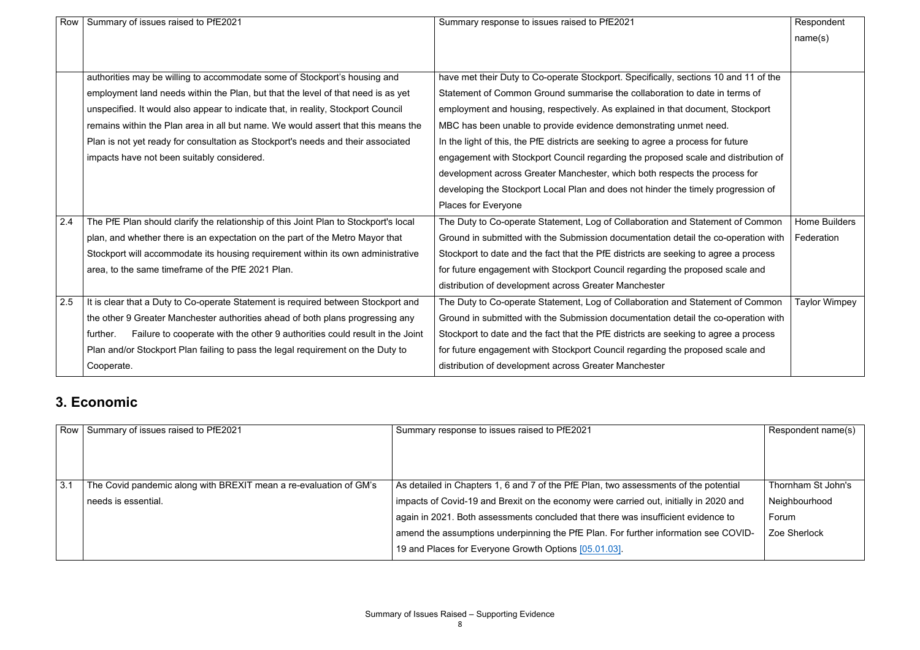| Row | Summary of issues raised to PfE2021 | Summary response to issues raised to PfE2021 | Respondent name(s) |
|---|---|---|---|
| | authorities may be willing to accommodate some of Stockport's housing and employment land needs within the Plan, but that the level of that need is as yet unspecified. It would also appear to indicate that, in reality, Stockport Council remains within the Plan area in all but name. We would assert that this means the Plan is not yet ready for consultation as Stockport's needs and their associated impacts have not been suitably considered. | have met their Duty to Co-operate Stockport. Specifically, sections 10 and 11 of the Statement of Common Ground summarise the collaboration to date in terms of employment and housing, respectively. As explained in that document, Stockport MBC has been unable to provide evidence demonstrating unmet need. In the light of this, the PfE districts are seeking to agree a process for future engagement with Stockport Council regarding the proposed scale and distribution of development across Greater Manchester, which both respects the process for developing the Stockport Local Plan and does not hinder the timely progression of Places for Everyone | |
| 2.4 | The PfE Plan should clarify the relationship of this Joint Plan to Stockport's local plan, and whether there is an expectation on the part of the Metro Mayor that Stockport will accommodate its housing requirement within its own administrative area, to the same timeframe of the PfE 2021 Plan. | The Duty to Co-operate Statement, Log of Collaboration and Statement of Common Ground in submitted with the Submission documentation detail the co-operation with Stockport to date and the fact that the PfE districts are seeking to agree a process for future engagement with Stockport Council regarding the proposed scale and distribution of development across Greater Manchester | Home Builders Federation |
| 2.5 | It is clear that a Duty to Co-operate Statement is required between Stockport and the other 9 Greater Manchester authorities ahead of both plans progressing any further. Failure to cooperate with the other 9 authorities could result in the Joint Plan and/or Stockport Plan failing to pass the legal requirement on the Duty to Cooperate. | The Duty to Co-operate Statement, Log of Collaboration and Statement of Common Ground in submitted with the Submission documentation detail the co-operation with Stockport to date and the fact that the PfE districts are seeking to agree a process for future engagement with Stockport Council regarding the proposed scale and distribution of development across Greater Manchester | Taylor Wimpey |

## 3. Economic

| Row | Summary of issues raised to PfE2021 | Summary response to issues raised to PfE2021 | Respondent name(s) |
|---|---|---|---|
| 3.1 | The Covid pandemic along with BREXIT mean a re-evaluation of GM's needs is essential. | As detailed in Chapters 1, 6 and 7 of the PfE Plan, two assessments of the potential impacts of Covid-19 and Brexit on the economy were carried out, initially in 2020 and again in 2021. Both assessments concluded that there was insufficient evidence to amend the assumptions underpinning the PfE Plan. For further information see COVID-19 and Places for Everyone Growth Options [05.01.03]. | Thornham St John's Neighbourhood Forum<br>Zoe Sherlock |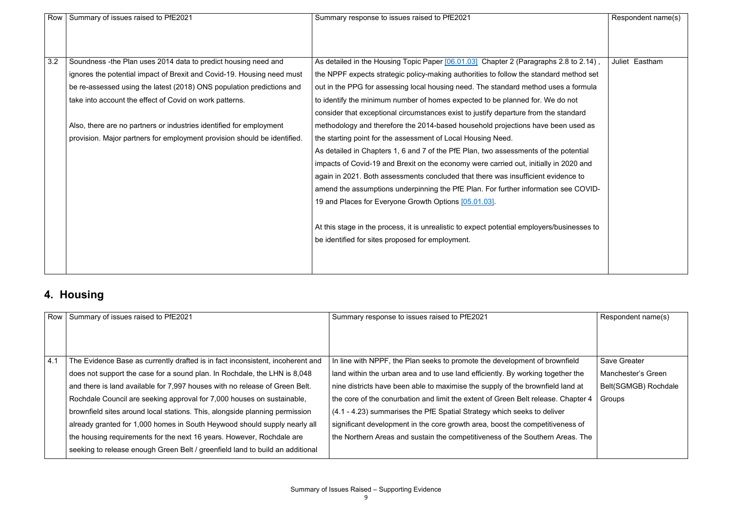| Row | Summary of issues raised to PfE2021 | Summary response to issues raised to PfE2021 | Respondent name(s) |
|---|---|---|---|
| 3.2 | Soundness -the Plan uses 2014 data to predict housing need and ignores the potential impact of Brexit and Covid-19. Housing need must be re-assessed using the latest (2018) ONS population predictions and take into account the effect of Covid on work patterns.<br><br>Also, there are no partners or industries identified for employment provision. Major partners for employment provision should be identified. | As detailed in the Housing Topic Paper [06.01.03] Chapter 2 (Paragraphs 2.8 to 2.14) , the NPPF expects strategic policy-making authorities to follow the standard method set out in the PPG for assessing local housing need. The standard method uses a formula to identify the minimum number of homes expected to be planned for. We do not consider that exceptional circumstances exist to justify departure from the standard methodology and therefore the 2014-based household projections have been used as the starting point for the assessment of Local Housing Need.<br>As detailed in Chapters 1, 6 and 7 of the PfE Plan, two assessments of the potential impacts of Covid-19 and Brexit on the economy were carried out, initially in 2020 and again in 2021. Both assessments concluded that there was insufficient evidence to amend the assumptions underpinning the PfE Plan. For further information see COVID-19 and Places for Everyone Growth Options [05.01.03].<br><br>At this stage in the process, it is unrealistic to expect potential employers/businesses to be identified for sites proposed for employment. | Juliet Eastham |

## 4. Housing

| Row | Summary of issues raised to PfE2021 | Summary response to issues raised to PfE2021 | Respondent name(s) |
|---|---|---|---|
| 4.1 | The Evidence Base as currently drafted is in fact inconsistent, incoherent and does not support the case for a sound plan. In Rochdale, the LHN is 8,048 and there is land available for 7,997 houses with no release of Green Belt. Rochdale Council are seeking approval for 7,000 houses on sustainable, brownfield sites around local stations. This, alongside planning permission already granted for 1,000 homes in South Heywood should supply nearly all the housing requirements for the next 16 years. However, Rochdale are seeking to release enough Green Belt / greenfield land to build an additional | In line with NPPF, the Plan seeks to promote the development of brownfield land within the urban area and to use land efficiently. By working together the nine districts have been able to maximise the supply of the brownfield land at the core of the conurbation and limit the extent of Green Belt release. Chapter 4 (4.1 - 4.23) summarises the PfE Spatial Strategy which seeks to deliver significant development in the core growth area, boost the competitiveness of the Northern Areas and sustain the competitiveness of the Southern Areas. The | Save Greater Manchester's Green Belt(SGMGB) Rochdale Groups |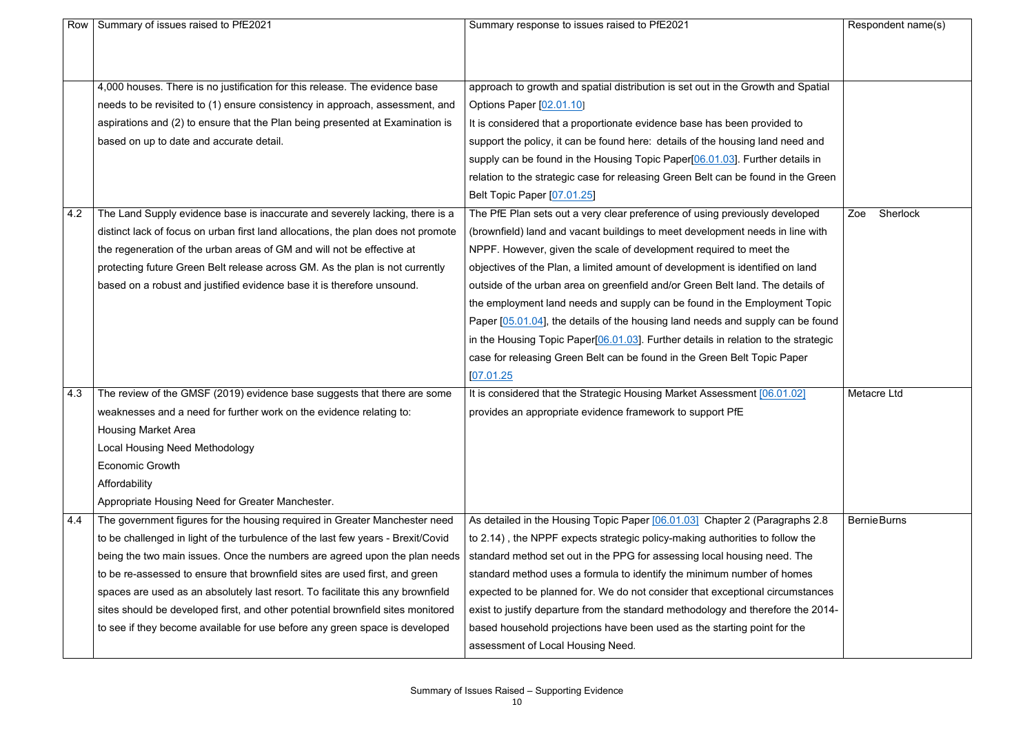| Row | Summary of issues raised to PfE2021 | Summary response to issues raised to PfE2021 | Respondent name(s) |
|---|---|---|---|
| | 4,000 houses. There is no justification for this release. The evidence base needs to be revisited to (1) ensure consistency in approach, assessment, and aspirations and (2) to ensure that the Plan being presented at Examination is based on up to date and accurate detail. | approach to growth and spatial distribution is set out in the Growth and Spatial Options Paper [02.01.10]<br>It is considered that a proportionate evidence base has been provided to support the policy, it can be found here: details of the housing land need and supply can be found in the Housing Topic Paper[06.01.03]. Further details in relation to the strategic case for releasing Green Belt can be found in the Green Belt Topic Paper [07.01.25] | |
| 4.2 | The Land Supply evidence base is inaccurate and severely lacking, there is a distinct lack of focus on urban first land allocations, the plan does not promote the regeneration of the urban areas of GM and will not be effective at protecting future Green Belt release across GM. As the plan is not currently based on a robust and justified evidence base it is therefore unsound. | The PfE Plan sets out a very clear preference of using previously developed (brownfield) land and vacant buildings to meet development needs in line with NPPF. However, given the scale of development required to meet the objectives of the Plan, a limited amount of development is identified on land outside of the urban area on greenfield and/or Green Belt land. The details of the employment land needs and supply can be found in the Employment Topic Paper [05.01.04], the details of the housing land needs and supply can be found in the Housing Topic Paper[06.01.03]. Further details in relation to the strategic case for releasing Green Belt can be found in the Green Belt Topic Paper [07.01.25 | Zoe Sherlock |
| 4.3 | The review of the GMSF (2019) evidence base suggests that there are some weaknesses and a need for further work on the evidence relating to:<br>Housing Market Area<br>Local Housing Need Methodology<br>Economic Growth<br>Affordability<br>Appropriate Housing Need for Greater Manchester. | It is considered that the Strategic Housing Market Assessment [06.01.02] provides an appropriate evidence framework to support PfE | Metacre Ltd |
| 4.4 | The government figures for the housing required in Greater Manchester need to be challenged in light of the turbulence of the last few years - Brexit/Covid being the two main issues. Once the numbers are agreed upon the plan needs to be re-assessed to ensure that brownfield sites are used first, and green spaces are used as an absolutely last resort. To facilitate this any brownfield sites should be developed first, and other potential brownfield sites monitored to see if they become available for use before any green space is developed | As detailed in the Housing Topic Paper [06.01.03] Chapter 2 (Paragraphs 2.8 to 2.14) , the NPPF expects strategic policy-making authorities to follow the standard method set out in the PPG for assessing local housing need. The standard method uses a formula to identify the minimum number of homes expected to be planned for. We do not consider that exceptional circumstances exist to justify departure from the standard methodology and therefore the 2014-based household projections have been used as the starting point for the assessment of Local Housing Need. | Bernie Burns |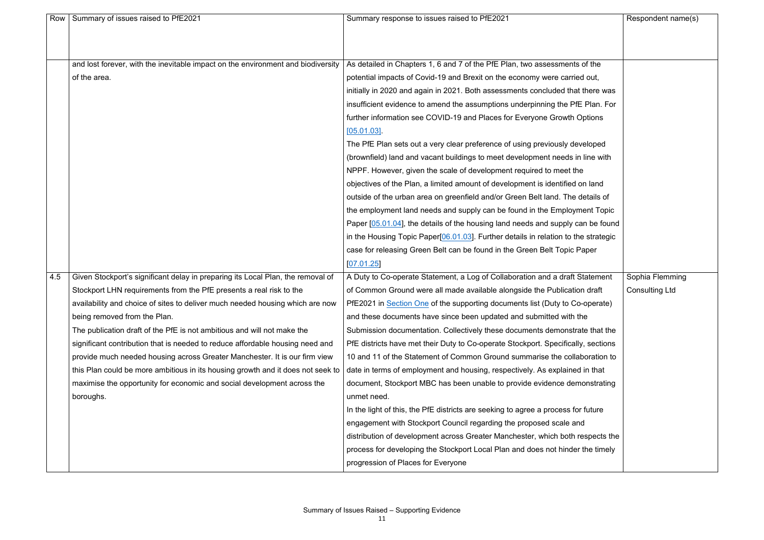| Row | Summary of issues raised to PfE2021 | Summary response to issues raised to PfE2021 | Respondent name(s) |
|---|---|---|---|
| | and lost forever, with the inevitable impact on the environment and biodiversity of the area. | As detailed in Chapters 1, 6 and 7 of the PfE Plan, two assessments of the potential impacts of Covid-19 and Brexit on the economy were carried out, initially in 2020 and again in 2021. Both assessments concluded that there was insufficient evidence to amend the assumptions underpinning the PfE Plan. For further information see COVID-19 and Places for Everyone Growth Options [05.01.03].<br>The PfE Plan sets out a very clear preference of using previously developed (brownfield) land and vacant buildings to meet development needs in line with NPPF. However, given the scale of development required to meet the objectives of the Plan, a limited amount of development is identified on land outside of the urban area on greenfield and/or Green Belt land. The details of the employment land needs and supply can be found in the Employment Topic Paper [05.01.04], the details of the housing land needs and supply can be found in the Housing Topic Paper[06.01.03]. Further details in relation to the strategic case for releasing Green Belt can be found in the Green Belt Topic Paper [07.01.25] | |
| 4.5 | Given Stockport's significant delay in preparing its Local Plan, the removal of Stockport LHN requirements from the PfE presents a real risk to the availability and choice of sites to deliver much needed housing which are now being removed from the Plan.<br>The publication draft of the PfE is not ambitious and will not make the significant contribution that is needed to reduce affordable housing need and provide much needed housing across Greater Manchester. It is our firm view this Plan could be more ambitious in its housing growth and it does not seek to maximise the opportunity for economic and social development across the boroughs. | A Duty to Co-operate Statement, a Log of Collaboration and a draft Statement of Common Ground were all made available alongside the Publication draft PfE2021 in Section One of the supporting documents list (Duty to Co-operate) and these documents have since been updated and submitted with the Submission documentation. Collectively these documents demonstrate that the PfE districts have met their Duty to Co-operate Stockport. Specifically, sections 10 and 11 of the Statement of Common Ground summarise the collaboration to date in terms of employment and housing, respectively. As explained in that document, Stockport MBC has been unable to provide evidence demonstrating unmet need.<br>In the light of this, the PfE districts are seeking to agree a process for future engagement with Stockport Council regarding the proposed scale and distribution of development across Greater Manchester, which both respects the process for developing the Stockport Local Plan and does not hinder the timely progression of Places for Everyone | Sophia Flemming Consulting Ltd |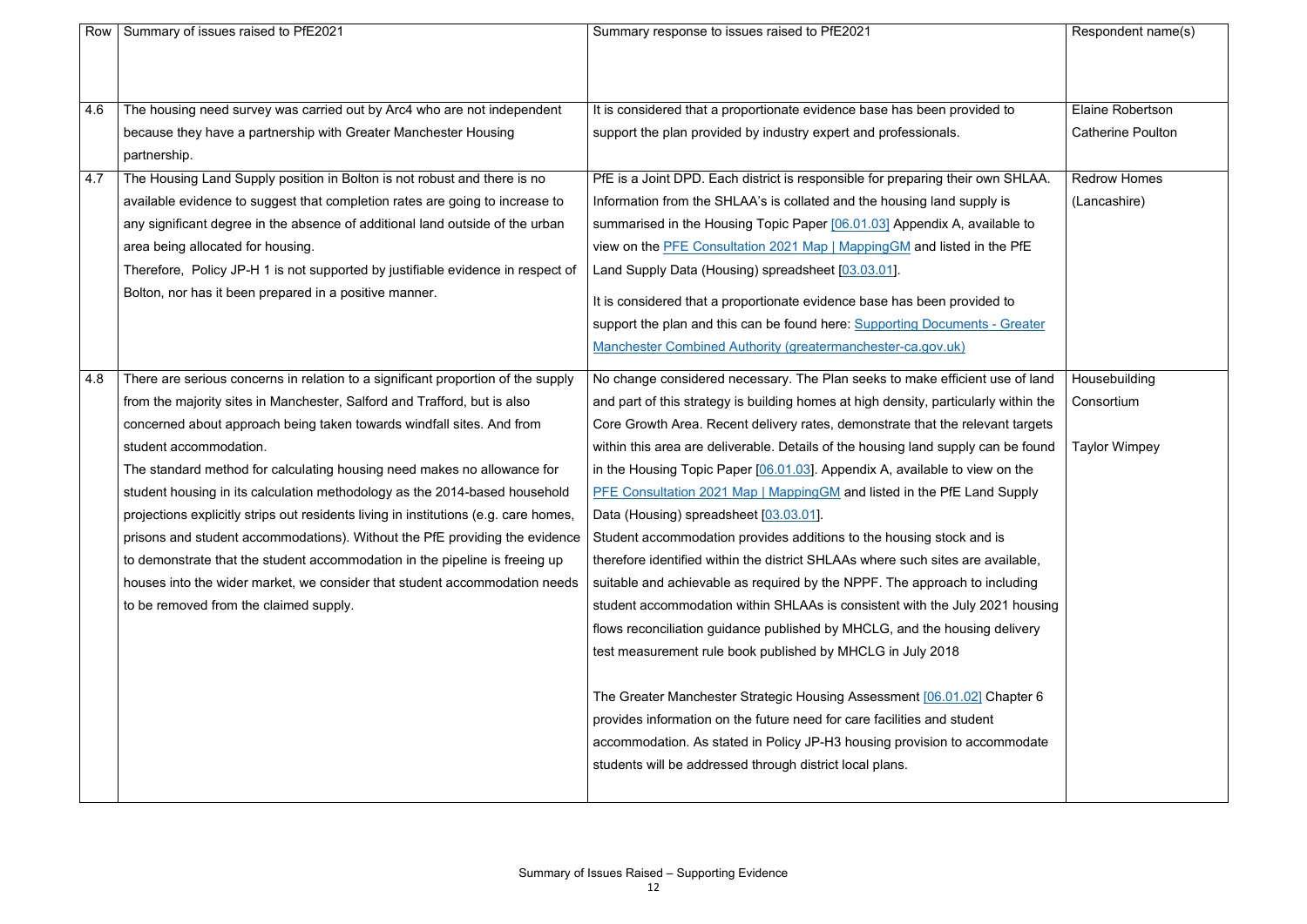| Row | Summary of issues raised to PfE2021 | Summary response to issues raised to PfE2021 | Respondent name(s) |
| --- | --- | --- | --- |
| 4.6 | The housing need survey was carried out by Arc4 who are not independent because they have a partnership with Greater Manchester Housing partnership. | It is considered that a proportionate evidence base has been provided to support the plan provided by industry expert and professionals. | Elaine Robertson<br><br>Catherine Poulton |
| 4.7 | The Housing Land Supply position in Bolton is not robust and there is no available evidence to suggest that completion rates are going to increase to any significant degree in the absence of additional land outside of the urban area being allocated for housing.<br>Therefore, Policy JP-H 1 is not supported by justifiable evidence in respect of Bolton, nor has it been prepared in a positive manner. | PfE is a Joint DPD. Each district is responsible for preparing their own SHLAA. Information from the SHLAA's is collated and the housing land supply is summarised in the Housing Topic Paper [06.01.03] Appendix A, available to view on the PFE Consultation 2021 Map \| MappingGM and listed in the PfE Land Supply Data (Housing) spreadsheet [03.03.01].<br><br>It is considered that a proportionate evidence base has been provided to support the plan and this can be found here: Supporting Documents - Greater Manchester Combined Authority (greatermanchester-ca.gov.uk) | Redrow Homes (Lancashire) |
| 4.8 | There are serious concerns in relation to a significant proportion of the supply from the majority sites in Manchester, Salford and Trafford, but is also concerned about approach being taken towards windfall sites. And from student accommodation.<br>The standard method for calculating housing need makes no allowance for student housing in its calculation methodology as the 2014-based household projections explicitly strips out residents living in institutions (e.g. care homes, prisons and student accommodations). Without the PfE providing the evidence to demonstrate that the student accommodation in the pipeline is freeing up houses into the wider market, we consider that student accommodation needs to be removed from the claimed supply. | No change considered necessary. The Plan seeks to make efficient use of land and part of this strategy is building homes at high density, particularly within the Core Growth Area. Recent delivery rates, demonstrate that the relevant targets within this area are deliverable. Details of the housing land supply can be found in the Housing Topic Paper [06.01.03]. Appendix A, available to view on the PFE Consultation 2021 Map \| MappingGM and listed in the PfE Land Supply Data (Housing) spreadsheet [03.03.01].<br>Student accommodation provides additions to the housing stock and is therefore identified within the district SHLAAs where such sites are available, suitable and achievable as required by the NPPF. The approach to including student accommodation within SHLAAs is consistent with the July 2021 housing flows reconciliation guidance published by MHCLG, and the housing delivery test measurement rule book published by MHCLG in July 2018<br><br>The Greater Manchester Strategic Housing Assessment [06.01.02] Chapter 6 provides information on the future need for care facilities and student accommodation. As stated in Policy JP-H3 housing provision to accommodate students will be addressed through district local plans. | Housebuilding Consortium<br><br>Taylor Wimpey |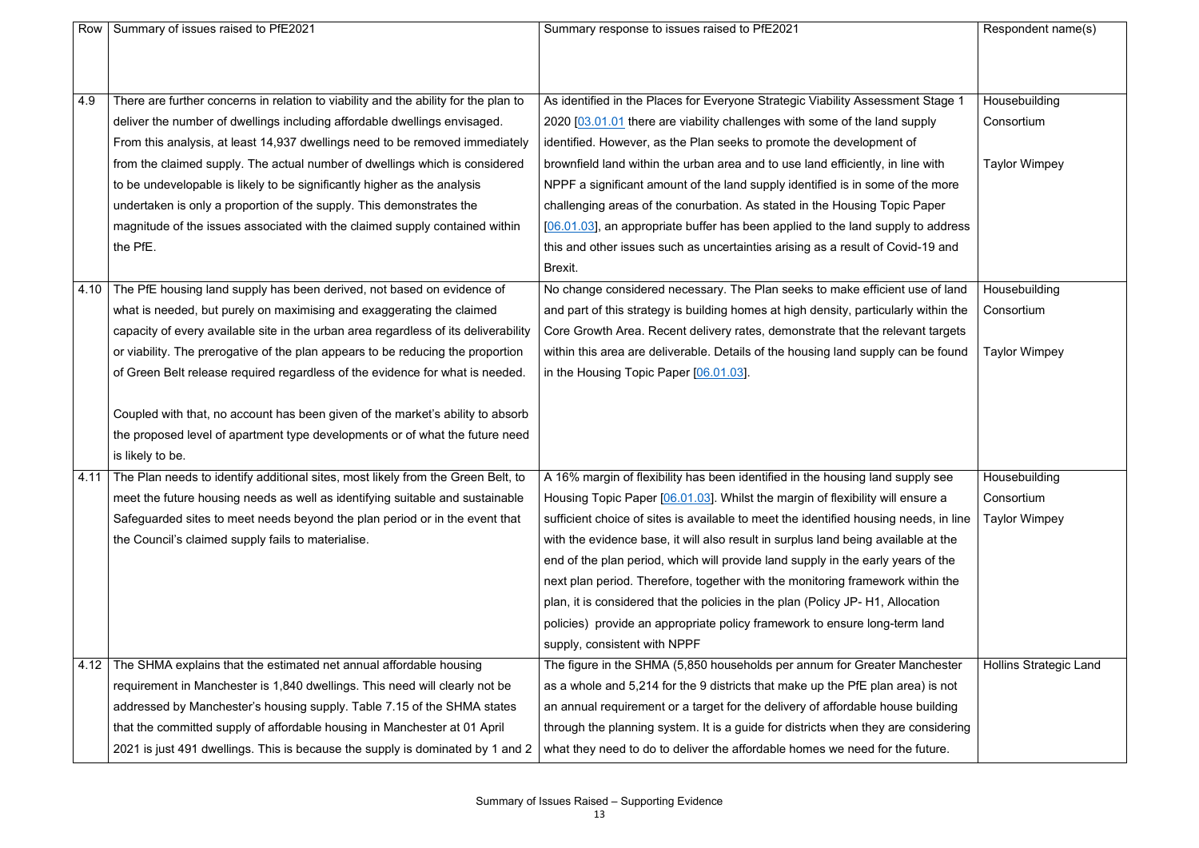| Row | Summary of issues raised to PfE2021 | Summary response to issues raised to PfE2021 | Respondent name(s) |
|---|---|---|---|
| 4.9 | There are further concerns in relation to viability and the ability for the plan to deliver the number of dwellings including affordable dwellings envisaged. From this analysis, at least 14,937 dwellings need to be removed immediately from the claimed supply. The actual number of dwellings which is considered to be undevelopable is likely to be significantly higher as the analysis undertaken is only a proportion of the supply. This demonstrates the magnitude of the issues associated with the claimed supply contained within the PfE. | As identified in the Places for Everyone Strategic Viability Assessment Stage 1 2020 [03.01.01] there are viability challenges with some of the land supply identified. However, as the Plan seeks to promote the development of brownfield land within the urban area and to use land efficiently, in line with NPPF a significant amount of the land supply identified is in some of the more challenging areas of the conurbation. As stated in the Housing Topic Paper [06.01.03], an appropriate buffer has been applied to the land supply to address this and other issues such as uncertainties arising as a result of Covid-19 and Brexit. | Housebuilding Consortium<br><br>Taylor Wimpey |
| 4.10 | The PfE housing land supply has been derived, not based on evidence of what is needed, but purely on maximising and exaggerating the claimed capacity of every available site in the urban area regardless of its deliverability or viability. The prerogative of the plan appears to be reducing the proportion of Green Belt release required regardless of the evidence for what is needed.<br><br>Coupled with that, no account has been given of the market's ability to absorb the proposed level of apartment type developments or of what the future need is likely to be. | No change considered necessary. The Plan seeks to make efficient use of land and part of this strategy is building homes at high density, particularly within the Core Growth Area. Recent delivery rates, demonstrate that the relevant targets within this area are deliverable. Details of the housing land supply can be found in the Housing Topic Paper [06.01.03]. | Housebuilding Consortium<br><br>Taylor Wimpey |
| 4.11 | The Plan needs to identify additional sites, most likely from the Green Belt, to meet the future housing needs as well as identifying suitable and sustainable Safeguarded sites to meet needs beyond the plan period or in the event that the Council's claimed supply fails to materialise. | A 16% margin of flexibility has been identified in the housing land supply see Housing Topic Paper [06.01.03]. Whilst the margin of flexibility will ensure a sufficient choice of sites is available to meet the identified housing needs, in line with the evidence base, it will also result in surplus land being available at the end of the plan period, which will provide land supply in the early years of the next plan period. Therefore, together with the monitoring framework within the plan, it is considered that the policies in the plan (Policy JP- H1, Allocation policies) provide an appropriate policy framework to ensure long-term land supply, consistent with NPPF | Housebuilding Consortium<br>Taylor Wimpey |
| 4.12 | The SHMA explains that the estimated net annual affordable housing requirement in Manchester is 1,840 dwellings. This need will clearly not be addressed by Manchester's housing supply. Table 7.15 of the SHMA states that the committed supply of affordable housing in Manchester at 01 April 2021 is just 491 dwellings. This is because the supply is dominated by 1 and 2 | The figure in the SHMA (5,850 households per annum for Greater Manchester as a whole and 5,214 for the 9 districts that make up the PfE plan area) is not an annual requirement or a target for the delivery of affordable house building through the planning system. It is a guide for districts when they are considering what they need to do to deliver the affordable homes we need for the future. | Hollins Strategic Land |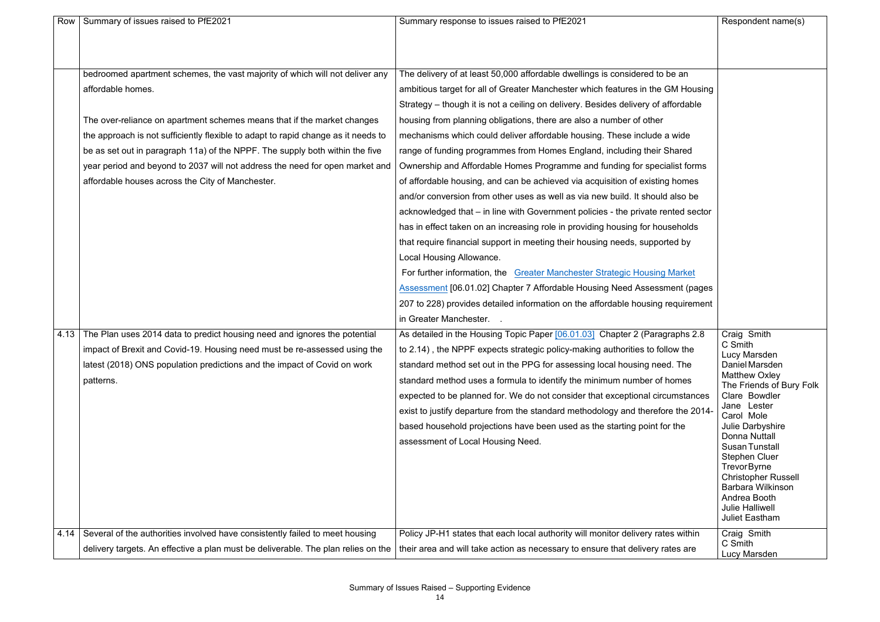| Row | Summary of issues raised to PfE2021 | Summary response to issues raised to PfE2021 | Respondent name(s) |
|---|---|---|---|
| | bedroomed apartment schemes, the vast majority of which will not deliver any affordable homes.<br><br>The over-reliance on apartment schemes means that if the market changes the approach is not sufficiently flexible to adapt to rapid change as it needs to be as set out in paragraph 11a) of the NPPF. The supply both within the five year period and beyond to 2037 will not address the need for open market and affordable houses across the City of Manchester. | The delivery of at least 50,000 affordable dwellings is considered to be an ambitious target for all of Greater Manchester which features in the GM Housing Strategy – though it is not a ceiling on delivery. Besides delivery of affordable housing from planning obligations, there are also a number of other mechanisms which could deliver affordable housing. These include a wide range of funding programmes from Homes England, including their Shared Ownership and Affordable Homes Programme and funding for specialist forms of affordable housing, and can be achieved via acquisition of existing homes and/or conversion from other uses as well as via new build. It should also be acknowledged that – in line with Government policies - the private rented sector has in effect taken on an increasing role in providing housing for households that require financial support in meeting their housing needs, supported by Local Housing Allowance.<br>For further information, the Greater Manchester Strategic Housing Market Assessment [06.01.02] Chapter 7 Affordable Housing Need Assessment (pages 207 to 228) provides detailed information on the affordable housing requirement in Greater Manchester. . | |
| 4.13 | The Plan uses 2014 data to predict housing need and ignores the potential impact of Brexit and Covid-19. Housing need must be re-assessed using the latest (2018) ONS population predictions and the impact of Covid on work patterns. | As detailed in the Housing Topic Paper [06.01.03] Chapter 2 (Paragraphs 2.8 to 2.14) , the NPPF expects strategic policy-making authorities to follow the standard method set out in the PPG for assessing local housing need. The standard method uses a formula to identify the minimum number of homes expected to be planned for. We do not consider that exceptional circumstances exist to justify departure from the standard methodology and therefore the 2014-based household projections have been used as the starting point for the assessment of Local Housing Need. | Craig Smith<br>C Smith<br>Lucy Marsden<br>Daniel Marsden<br>Matthew Oxley<br>The Friends of Bury Folk<br>Clare Bowdler<br>Jane Lester<br>Carol Mole<br>Julie Darbyshire<br>Donna Nuttall<br>Susan Tunstall<br>Stephen Cluer<br>Trevor Byrne<br>Christopher Russell<br>Barbara Wilkinson<br>Andrea Booth<br>Julie Halliwell<br>Juliet Eastham |
| 4.14 | Several of the authorities involved have consistently failed to meet housing delivery targets. An effective a plan must be deliverable. The plan relies on the | Policy JP-H1 states that each local authority will monitor delivery rates within their area and will take action as necessary to ensure that delivery rates are | Craig Smith<br>C Smith<br>Lucy Marsden |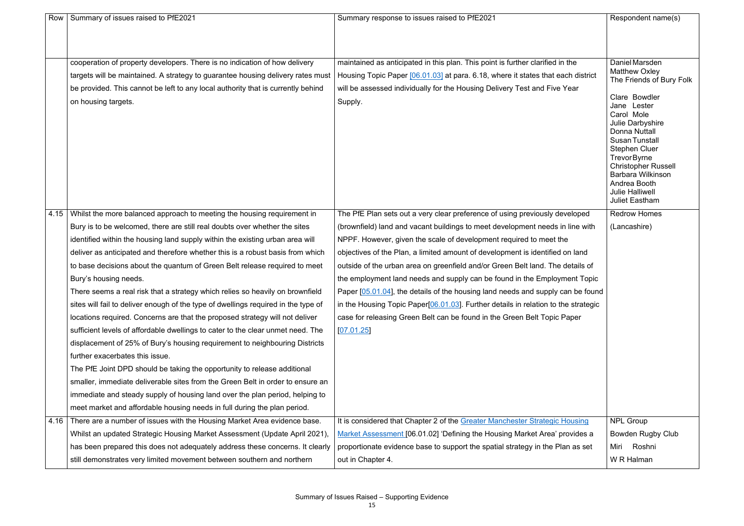| Row | Summary of issues raised to PfE2021 | Summary response to issues raised to PfE2021 | Respondent name(s) |
|---|---|---|---|
| | cooperation of property developers. There is no indication of how delivery targets will be maintained. A strategy to guarantee housing delivery rates must be provided. This cannot be left to any local authority that is currently behind on housing targets. | maintained as anticipated in this plan. This point is further clarified in the Housing Topic Paper [06.01.03] at para. 6.18, where it states that each district will be assessed individually for the Housing Delivery Test and Five Year Supply. | Daniel Marsden<br>Matthew Oxley<br>The Friends of Bury Folk<br><br>Clare Bowdler<br>Jane Lester<br>Carol Mole<br>Julie Darbyshire<br>Donna Nuttall<br>Susan Tunstall<br>Stephen Cluer<br>Trevor Byrne<br>Christopher Russell<br>Barbara Wilkinson<br>Andrea Booth<br>Julie Halliwell<br>Juliet Eastham |
| 4.15 | Whilst the more balanced approach to meeting the housing requirement in Bury is to be welcomed, there are still real doubts over whether the sites identified within the housing land supply within the existing urban area will deliver as anticipated and therefore whether this is a robust basis from which to base decisions about the quantum of Green Belt release required to meet Bury's housing needs.<br>There seems a real risk that a strategy which relies so heavily on brownfield sites will fail to deliver enough of the type of dwellings required in the type of locations required. Concerns are that the proposed strategy will not deliver sufficient levels of affordable dwellings to cater to the clear unmet need. The displacement of 25% of Bury's housing requirement to neighbouring Districts further exacerbates this issue.<br>The PfE Joint DPD should be taking the opportunity to release additional smaller, immediate deliverable sites from the Green Belt in order to ensure an immediate and steady supply of housing land over the plan period, helping to meet market and affordable housing needs in full during the plan period. | The PfE Plan sets out a very clear preference of using previously developed (brownfield) land and vacant buildings to meet development needs in line with NPPF. However, given the scale of development required to meet the objectives of the Plan, a limited amount of development is identified on land outside of the urban area on greenfield and/or Green Belt land. The details of the employment land needs and supply can be found in the Employment Topic Paper [05.01.04], the details of the housing land needs and supply can be found in the Housing Topic Paper[06.01.03]. Further details in relation to the strategic case for releasing Green Belt can be found in the Green Belt Topic Paper [07.01.25] | Redrow Homes (Lancashire) |
| 4.16 | There are a number of issues with the Housing Market Area evidence base. Whilst an updated Strategic Housing Market Assessment (Update April 2021), has been prepared this does not adequately address these concerns. It clearly still demonstrates very limited movement between southern and northern | It is considered that Chapter 2 of the Greater Manchester Strategic Housing Market Assessment [06.01.02] 'Defining the Housing Market Area' provides a proportionate evidence base to support the spatial strategy in the Plan as set out in Chapter 4. | NPL Group<br>Bowden Rugby Club<br>Miri Roshni<br>W R Halman |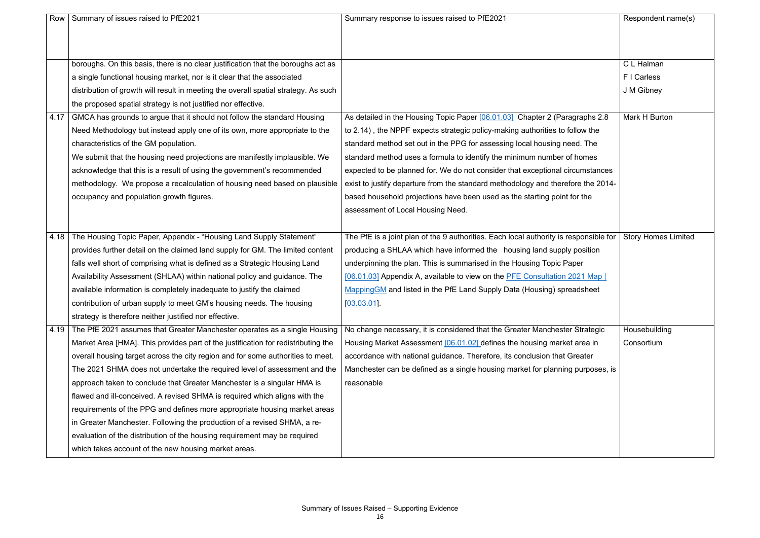| Row | Summary of issues raised to PfE2021 | Summary response to issues raised to PfE2021 | Respondent name(s) |
|---|---|---|---|
| | boroughs. On this basis, there is no clear justification that the boroughs act as a single functional housing market, nor is it clear that the associated distribution of growth will result in meeting the overall spatial strategy. As such the proposed spatial strategy is not justified nor effective. | | C L Halman<br>F I Carless<br>J M Gibney |
| 4.17 | GMCA has grounds to argue that it should not follow the standard Housing Need Methodology but instead apply one of its own, more appropriate to the characteristics of the GM population.<br>We submit that the housing need projections are manifestly implausible. We acknowledge that this is a result of using the government's recommended methodology. We propose a recalculation of housing need based on plausible occupancy and population growth figures. | As detailed in the Housing Topic Paper [06.01.03] Chapter 2 (Paragraphs 2.8 to 2.14) , the NPPF expects strategic policy-making authorities to follow the standard method set out in the PPG for assessing local housing need. The standard method uses a formula to identify the minimum number of homes expected to be planned for. We do not consider that exceptional circumstances exist to justify departure from the standard methodology and therefore the 2014-based household projections have been used as the starting point for the assessment of Local Housing Need. | Mark H Burton |
| 4.18 | The Housing Topic Paper, Appendix - "Housing Land Supply Statement" provides further detail on the claimed land supply for GM. The limited content falls well short of comprising what is defined as a Strategic Housing Land Availability Assessment (SHLAA) within national policy and guidance. The available information is completely inadequate to justify the claimed contribution of urban supply to meet GM's housing needs. The housing strategy is therefore neither justified nor effective. | The PfE is a joint plan of the 9 authorities. Each local authority is responsible for producing a SHLAA which have informed the housing land supply position underpinning the plan. This is summarised in the Housing Topic Paper [06.01.03] Appendix A, available to view on the PFE Consultation 2021 Map \| MappingGM and listed in the PfE Land Supply Data (Housing) spreadsheet [03.03.01]. | Story Homes Limited |
| 4.19 | The PfE 2021 assumes that Greater Manchester operates as a single Housing Market Area [HMA]. This provides part of the justification for redistributing the overall housing target across the city region and for some authorities to meet. The 2021 SHMA does not undertake the required level of assessment and the approach taken to conclude that Greater Manchester is a singular HMA is flawed and ill-conceived. A revised SHMA is required which aligns with the requirements of the PPG and defines more appropriate housing market areas in Greater Manchester. Following the production of a revised SHMA, a re-evaluation of the distribution of the housing requirement may be required which takes account of the new housing market areas. | No change necessary, it is considered that the Greater Manchester Strategic Housing Market Assessment [06.01.02] defines the housing market area in accordance with national guidance. Therefore, its conclusion that Greater Manchester can be defined as a single housing market for planning purposes, is reasonable | Housebuilding Consortium |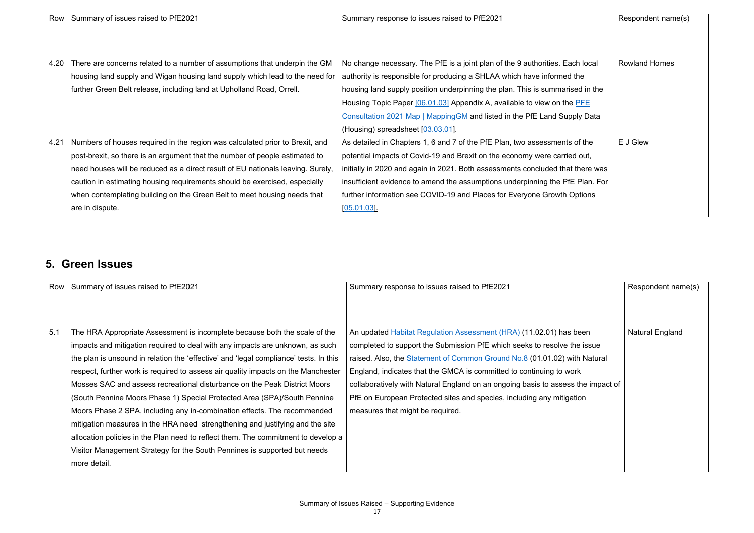| Row | Summary of issues raised to PfE2021 | Summary response to issues raised to PfE2021 | Respondent name(s) |
|---|---|---|---|
| 4.20 | There are concerns related to a number of assumptions that underpin the GM housing land supply and Wigan housing land supply which lead to the need for further Green Belt release, including land at Upholland Road, Orrell. | No change necessary. The PfE is a joint plan of the 9 authorities. Each local authority is responsible for producing a SHLAA which have informed the housing land supply position underpinning the plan. This is summarised in the Housing Topic Paper [06.01.03] Appendix A, available to view on the PFE Consultation 2021 Map \| MappingGM and listed in the PfE Land Supply Data (Housing) spreadsheet [03.03.01]. | Rowland Homes |
| 4.21 | Numbers of houses required in the region was calculated prior to Brexit, and post-brexit, so there is an argument that the number of people estimated to need houses will be reduced as a direct result of EU nationals leaving. Surely, caution in estimating housing requirements should be exercised, especially when contemplating building on the Green Belt to meet housing needs that are in dispute. | As detailed in Chapters 1, 6 and 7 of the PfE Plan, two assessments of the potential impacts of Covid-19 and Brexit on the economy were carried out, initially in 2020 and again in 2021. Both assessments concluded that there was insufficient evidence to amend the assumptions underpinning the PfE Plan. For further information see COVID-19 and Places for Everyone Growth Options [05.01.03]. | E J Glew |

## 5. Green Issues

| Row | Summary of issues raised to PfE2021 | Summary response to issues raised to PfE2021 | Respondent name(s) |
|---|---|---|---|
| 5.1 | The HRA Appropriate Assessment is incomplete because both the scale of the impacts and mitigation required to deal with any impacts are unknown, as such the plan is unsound in relation the 'effective' and 'legal compliance' tests. In this respect, further work is required to assess air quality impacts on the Manchester Mosses SAC and assess recreational disturbance on the Peak District Moors (South Pennine Moors Phase 1) Special Protected Area (SPA)/South Pennine Moors Phase 2 SPA, including any in-combination effects. The recommended mitigation measures in the HRA need strengthening and justifying and the site allocation policies in the Plan need to reflect them. The commitment to develop a Visitor Management Strategy for the South Pennines is supported but needs more detail. | An updated Habitat Regulation Assessment (HRA) (11.02.01) has been completed to support the Submission PfE which seeks to resolve the issue raised. Also, the Statement of Common Ground No.8 (01.01.02) with Natural England, indicates that the GMCA is committed to continuing to work collaboratively with Natural England on an ongoing basis to assess the impact of PfE on European Protected sites and species, including any mitigation measures that might be required. | Natural England |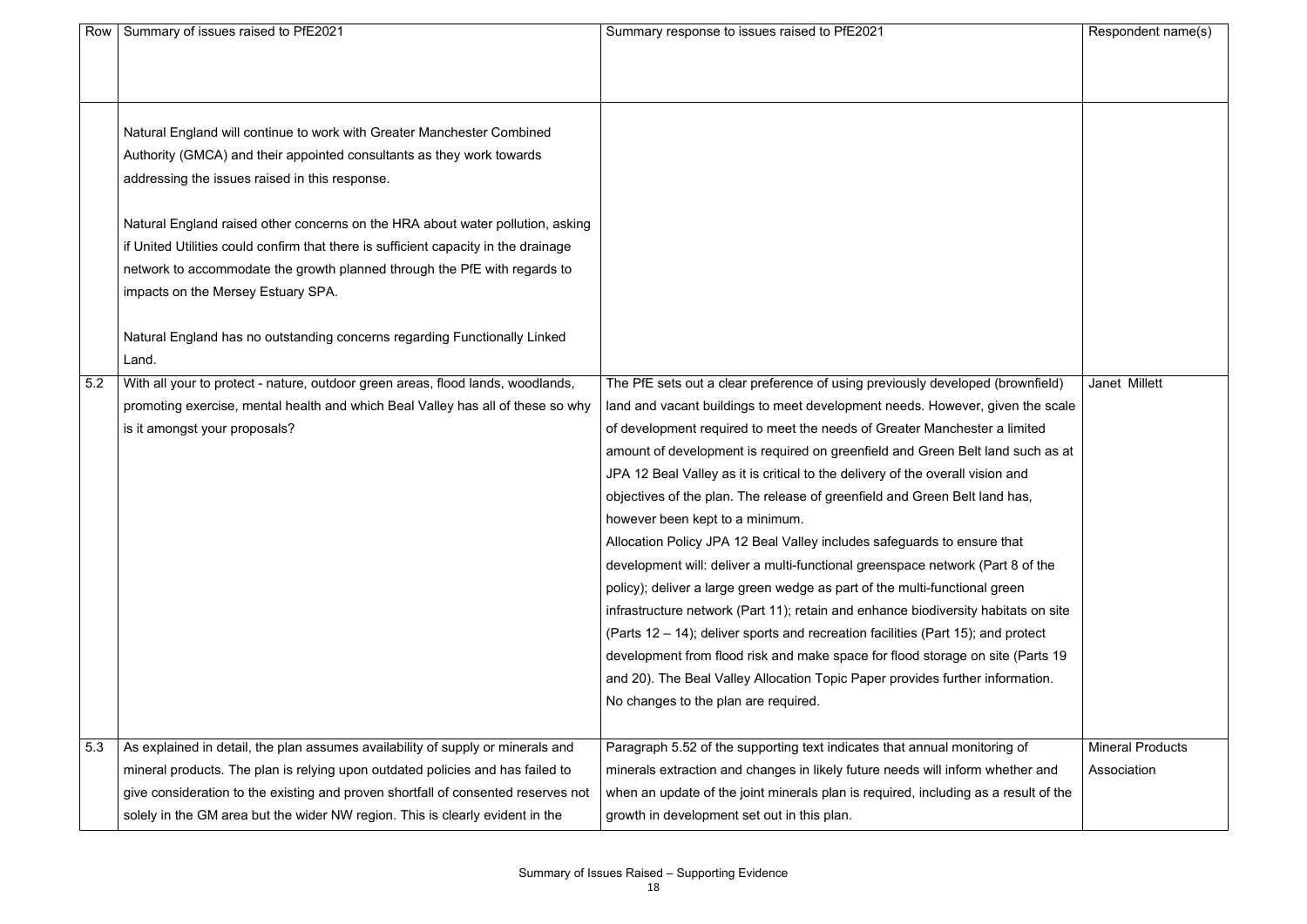| Row | Summary of issues raised to PfE2021 | Summary response to issues raised to PfE2021 | Respondent name(s) |
|---|---|---|---|
| | Natural England will continue to work with Greater Manchester Combined Authority (GMCA) and their appointed consultants as they work towards addressing the issues raised in this response.<br><br>Natural England raised other concerns on the HRA about water pollution, asking if United Utilities could confirm that there is sufficient capacity in the drainage network to accommodate the growth planned through the PfE with regards to impacts on the Mersey Estuary SPA.<br><br>Natural England has no outstanding concerns regarding Functionally Linked Land. | | |
| 5.2 | With all your to protect - nature, outdoor green areas, flood lands, woodlands, promoting exercise, mental health and which Beal Valley has all of these so why is it amongst your proposals? | The PfE sets out a clear preference of using previously developed (brownfield) land and vacant buildings to meet development needs. However, given the scale of development required to meet the needs of Greater Manchester a limited amount of development is required on greenfield and Green Belt land such as at JPA 12 Beal Valley as it is critical to the delivery of the overall vision and objectives of the plan. The release of greenfield and Green Belt land has, however been kept to a minimum.<br>Allocation Policy JPA 12 Beal Valley includes safeguards to ensure that development will: deliver a multi-functional greenspace network (Part 8 of the policy); deliver a large green wedge as part of the multi-functional green infrastructure network (Part 11); retain and enhance biodiversity habitats on site (Parts 12 – 14); deliver sports and recreation facilities (Part 15); and protect development from flood risk and make space for flood storage on site (Parts 19 and 20). The Beal Valley Allocation Topic Paper provides further information.<br>No changes to the plan are required. | Janet Millett |
| 5.3 | As explained in detail, the plan assumes availability of supply or minerals and mineral products. The plan is relying upon outdated policies and has failed to give consideration to the existing and proven shortfall of consented reserves not solely in the GM area but the wider NW region. This is clearly evident in the | Paragraph 5.52 of the supporting text indicates that annual monitoring of minerals extraction and changes in likely future needs will inform whether and when an update of the joint minerals plan is required, including as a result of the growth in development set out in this plan. | Mineral Products Association |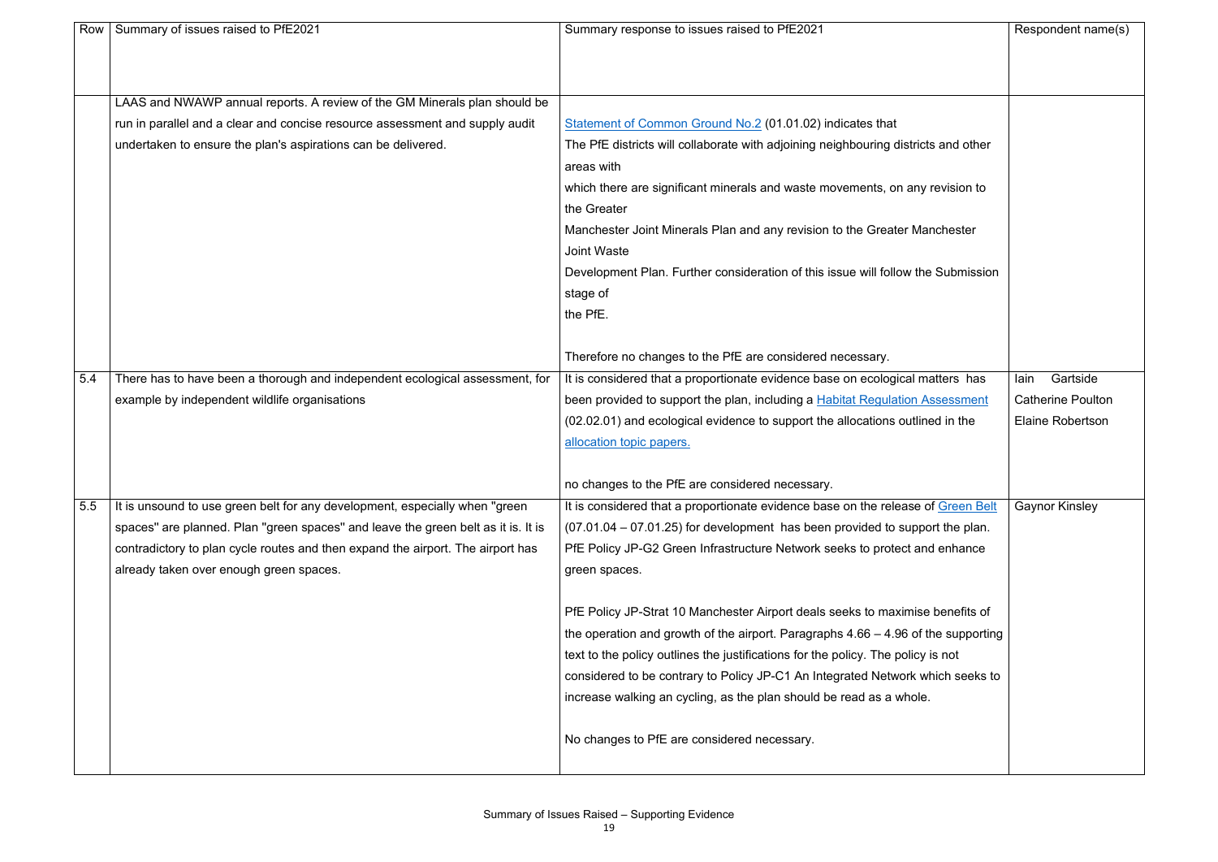| Row | Summary of issues raised to PfE2021 | Summary response to issues raised to PfE2021 | Respondent name(s) |
|---|---|---|---|
| | LAAS and NWAWP annual reports. A review of the GM Minerals plan should be run in parallel and a clear and concise resource assessment and supply audit undertaken to ensure the plan's aspirations can be delivered. | Statement of Common Ground No.2 (01.01.02) indicates that The PfE districts will collaborate with adjoining neighbouring districts and other areas with which there are significant minerals and waste movements, on any revision to the Greater Manchester Joint Minerals Plan and any revision to the Greater Manchester Joint Waste Development Plan. Further consideration of this issue will follow the Submission stage of the PfE.<br><br>Therefore no changes to the PfE are considered necessary. | |
| 5.4 | There has to have been a thorough and independent ecological assessment, for example by independent wildlife organisations | It is considered that a proportionate evidence base on ecological matters has been provided to support the plan, including a Habitat Regulation Assessment (02.02.01) and ecological evidence to support the allocations outlined in the allocation topic papers.<br><br>no changes to the PfE are considered necessary. | Iain Gartside<br>Catherine Poulton<br>Elaine Robertson |
| 5.5 | It is unsound to use green belt for any development, especially when "green spaces" are planned. Plan "green spaces" and leave the green belt as it is. It is contradictory to plan cycle routes and then expand the airport. The airport has already taken over enough green spaces. | It is considered that a proportionate evidence base on the release of Green Belt (07.01.04 – 07.01.25) for development has been provided to support the plan. PfE Policy JP-G2 Green Infrastructure Network seeks to protect and enhance green spaces.<br><br>PfE Policy JP-Strat 10 Manchester Airport deals seeks to maximise benefits of the operation and growth of the airport. Paragraphs 4.66 – 4.96 of the supporting text to the policy outlines the justifications for the policy. The policy is not considered to be contrary to Policy JP-C1 An Integrated Network which seeks to increase walking an cycling, as the plan should be read as a whole.<br><br>No changes to PfE are considered necessary. | Gaynor Kinsley |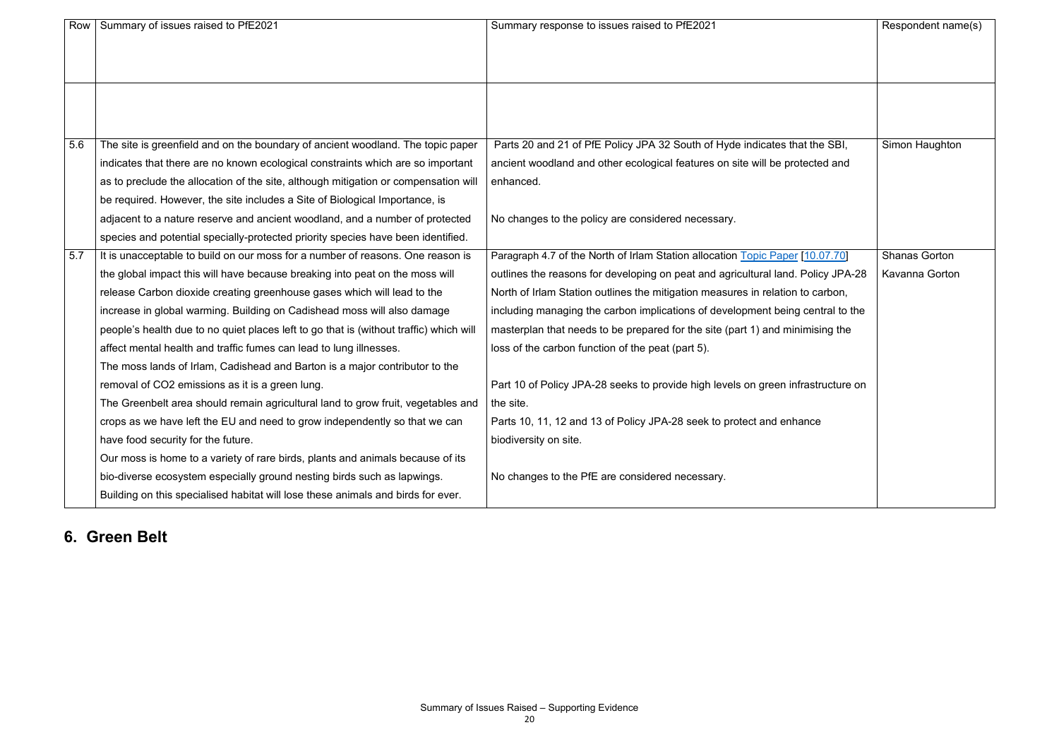| Row | Summary of issues raised to PfE2021 | Summary response to issues raised to PfE2021 | Respondent name(s) |
|---|---|---|---|
| | | | |
| 5.6 | The site is greenfield and on the boundary of ancient woodland. The topic paper indicates that there are no known ecological constraints which are so important as to preclude the allocation of the site, although mitigation or compensation will be required. However, the site includes a Site of Biological Importance, is adjacent to a nature reserve and ancient woodland, and a number of protected species and potential specially-protected priority species have been identified. | Parts 20 and 21 of PfE Policy JPA 32 South of Hyde indicates that the SBI, ancient woodland and other ecological features on site will be protected and enhanced.<br><br>No changes to the policy are considered necessary. | Simon Haughton |
| 5.7 | It is unacceptable to build on our moss for a number of reasons. One reason is the global impact this will have because breaking into peat on the moss will release Carbon dioxide creating greenhouse gases which will lead to the increase in global warming. Building on Cadishead moss will also damage people's health due to no quiet places left to go that is (without traffic) which will affect mental health and traffic fumes can lead to lung illnesses.<br>The moss lands of Irlam, Cadishead and Barton is a major contributor to the removal of CO2 emissions as it is a green lung.<br>The Greenbelt area should remain agricultural land to grow fruit, vegetables and crops as we have left the EU and need to grow independently so that we can have food security for the future.<br>Our moss is home to a variety of rare birds, plants and animals because of its bio-diverse ecosystem especially ground nesting birds such as lapwings. Building on this specialised habitat will lose these animals and birds for ever. | Paragraph 4.7 of the North of Irlam Station allocation Topic Paper [10.07.70] outlines the reasons for developing on peat and agricultural land. Policy JPA-28 North of Irlam Station outlines the mitigation measures in relation to carbon, including managing the carbon implications of development being central to the masterplan that needs to be prepared for the site (part 1) and minimising the loss of the carbon function of the peat (part 5).<br><br>Part 10 of Policy JPA-28 seeks to provide high levels on green infrastructure on the site.<br>Parts 10, 11, 12 and 13 of Policy JPA-28 seek to protect and enhance biodiversity on site.<br><br>No changes to the PfE are considered necessary. | Shanas Gorton<br>Kavanna Gorton |

## 6. Green Belt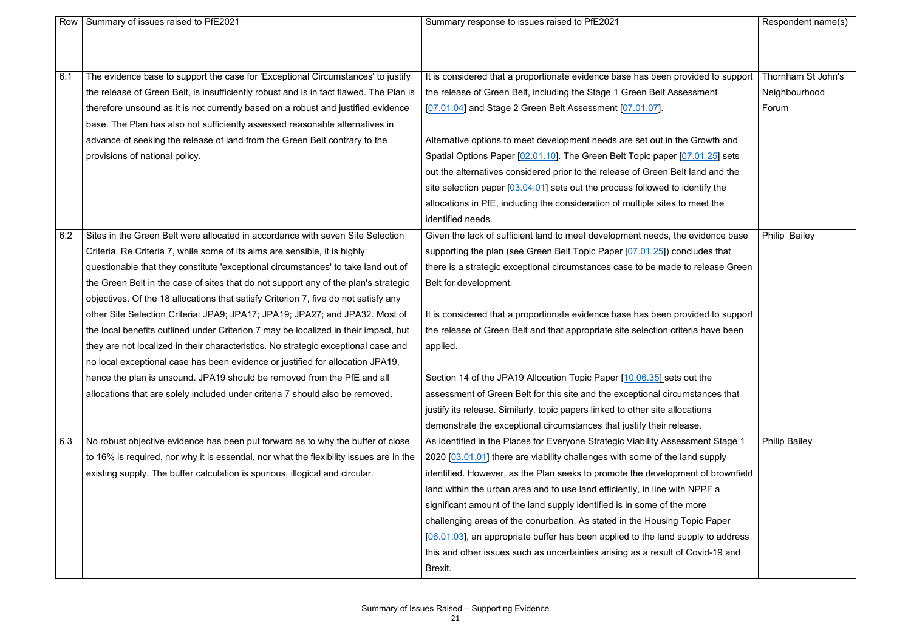| Row | Summary of issues raised to PfE2021 | Summary response to issues raised to PfE2021 | Respondent name(s) |
|---|---|---|---|
| 6.1 | The evidence base to support the case for 'Exceptional Circumstances' to justify the release of Green Belt, is insufficiently robust and is in fact flawed. The Plan is therefore unsound as it is not currently based on a robust and justified evidence base. The Plan has also not sufficiently assessed reasonable alternatives in advance of seeking the release of land from the Green Belt contrary to the provisions of national policy. | It is considered that a proportionate evidence base has been provided to support the release of Green Belt, including the Stage 1 Green Belt Assessment [07.01.04] and Stage 2 Green Belt Assessment [07.01.07].<br><br>Alternative options to meet development needs are set out in the Growth and Spatial Options Paper [02.01.10]. The Green Belt Topic paper [07.01.25] sets out the alternatives considered prior to the release of Green Belt land and the site selection paper [03.04.01] sets out the process followed to identify the allocations in PfE, including the consideration of multiple sites to meet the identified needs. | Thornham St John's Neighbourhood Forum |
| 6.2 | Sites in the Green Belt were allocated in accordance with seven Site Selection Criteria. Re Criteria 7, while some of its aims are sensible, it is highly questionable that they constitute 'exceptional circumstances' to take land out of the Green Belt in the case of sites that do not support any of the plan's strategic objectives. Of the 18 allocations that satisfy Criterion 7, five do not satisfy any other Site Selection Criteria: JPA9; JPA17; JPA19; JPA27; and JPA32. Most of the local benefits outlined under Criterion 7 may be localized in their impact, but they are not localized in their characteristics. No strategic exceptional case and no local exceptional case has been evidence or justified for allocation JPA19, hence the plan is unsound. JPA19 should be removed from the PfE and all allocations that are solely included under criteria 7 should also be removed. | Given the lack of sufficient land to meet development needs, the evidence base supporting the plan (see Green Belt Topic Paper [07.01.25]) concludes that there is a strategic exceptional circumstances case to be made to release Green Belt for development.<br><br>It is considered that a proportionate evidence base has been provided to support the release of Green Belt and that appropriate site selection criteria have been applied.<br><br>Section 14 of the JPA19 Allocation Topic Paper [10.06.35] sets out the assessment of Green Belt for this site and the exceptional circumstances that justify its release. Similarly, topic papers linked to other site allocations demonstrate the exceptional circumstances that justify their release. | Philip Bailey |
| 6.3 | No robust objective evidence has been put forward as to why the buffer of close to 16% is required, nor why it is essential, nor what the flexibility issues are in the existing supply. The buffer calculation is spurious, illogical and circular. | As identified in the Places for Everyone Strategic Viability Assessment Stage 1 2020 [03.01.01] there are viability challenges with some of the land supply identified. However, as the Plan seeks to promote the development of brownfield land within the urban area and to use land efficiently, in line with NPPF a significant amount of the land supply identified is in some of the more challenging areas of the conurbation. As stated in the Housing Topic Paper [06.01.03], an appropriate buffer has been applied to the land supply to address this and other issues such as uncertainties arising as a result of Covid-19 and Brexit. | Philip Bailey |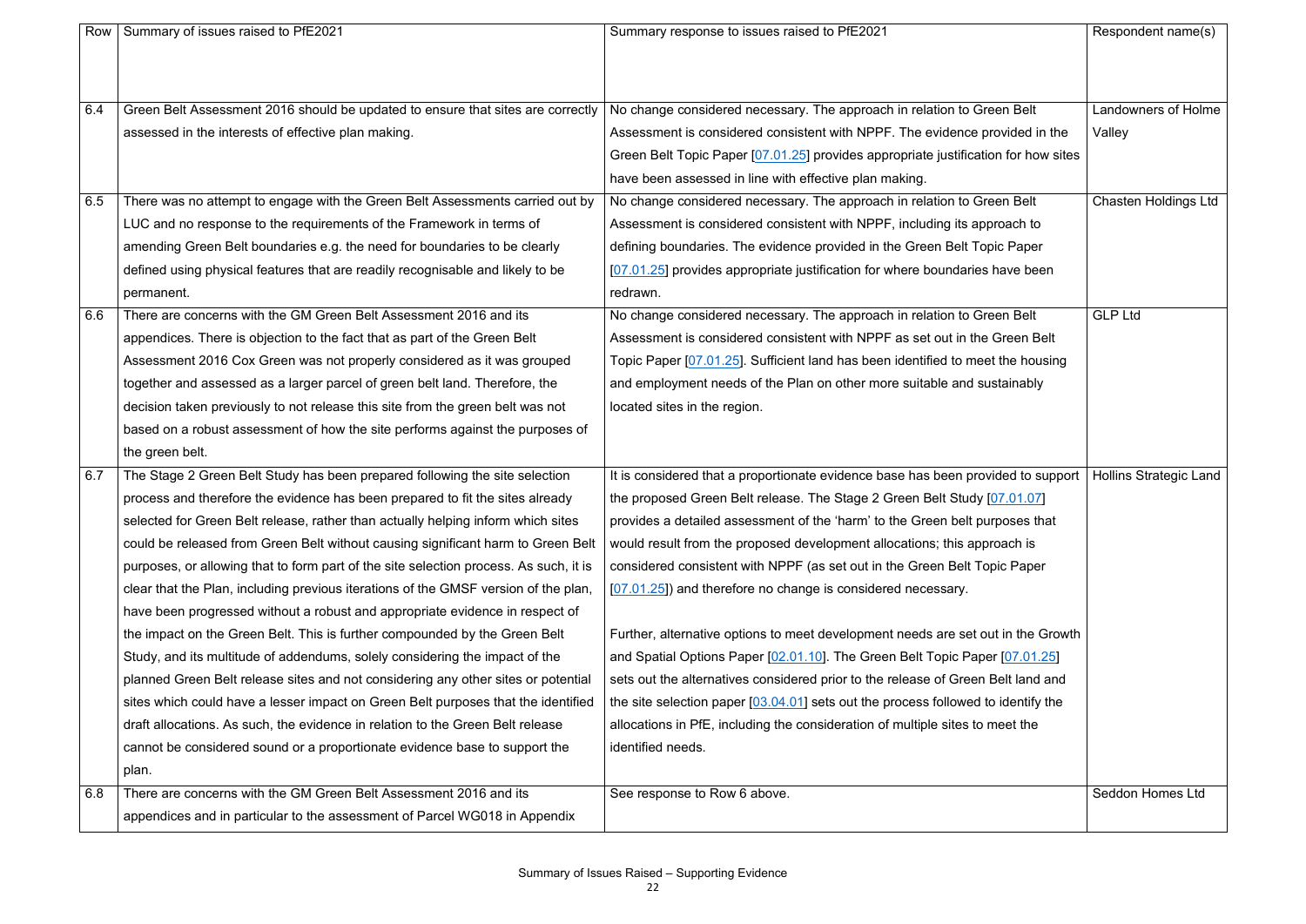| Row | Summary of issues raised to PfE2021 | Summary response to issues raised to PfE2021 | Respondent name(s) |
|---|---|---|---|
| 6.4 | Green Belt Assessment 2016 should be updated to ensure that sites are correctly assessed in the interests of effective plan making. | No change considered necessary. The approach in relation to Green Belt Assessment is considered consistent with NPPF. The evidence provided in the Green Belt Topic Paper [07.01.25] provides appropriate justification for how sites have been assessed in line with effective plan making. | Landowners of Holme Valley |
| 6.5 | There was no attempt to engage with the Green Belt Assessments carried out by LUC and no response to the requirements of the Framework in terms of amending Green Belt boundaries e.g. the need for boundaries to be clearly defined using physical features that are readily recognisable and likely to be permanent. | No change considered necessary. The approach in relation to Green Belt Assessment is considered consistent with NPPF, including its approach to defining boundaries. The evidence provided in the Green Belt Topic Paper [07.01.25] provides appropriate justification for where boundaries have been redrawn. | Chasten Holdings Ltd |
| 6.6 | There are concerns with the GM Green Belt Assessment 2016 and its appendices. There is objection to the fact that as part of the Green Belt Assessment 2016 Cox Green was not properly considered as it was grouped together and assessed as a larger parcel of green belt land. Therefore, the decision taken previously to not release this site from the green belt was not based on a robust assessment of how the site performs against the purposes of the green belt. | No change considered necessary. The approach in relation to Green Belt Assessment is considered consistent with NPPF as set out in the Green Belt Topic Paper [07.01.25]. Sufficient land has been identified to meet the housing and employment needs of the Plan on other more suitable and sustainably located sites in the region. | GLP Ltd |
| 6.7 | The Stage 2 Green Belt Study has been prepared following the site selection process and therefore the evidence has been prepared to fit the sites already selected for Green Belt release, rather than actually helping inform which sites could be released from Green Belt without causing significant harm to Green Belt purposes, or allowing that to form part of the site selection process. As such, it is clear that the Plan, including previous iterations of the GMSF version of the plan, have been progressed without a robust and appropriate evidence in respect of the impact on the Green Belt. This is further compounded by the Green Belt Study, and its multitude of addendums, solely considering the impact of the planned Green Belt release sites and not considering any other sites or potential sites which could have a lesser impact on Green Belt purposes that the identified draft allocations. As such, the evidence in relation to the Green Belt release cannot be considered sound or a proportionate evidence base to support the plan. | It is considered that a proportionate evidence base has been provided to support the proposed Green Belt release. The Stage 2 Green Belt Study [07.01.07] provides a detailed assessment of the 'harm' to the Green belt purposes that would result from the proposed development allocations; this approach is considered consistent with NPPF (as set out in the Green Belt Topic Paper [07.01.25]) and therefore no change is considered necessary.<br><br>Further, alternative options to meet development needs are set out in the Growth and Spatial Options Paper [02.01.10]. The Green Belt Topic Paper [07.01.25] sets out the alternatives considered prior to the release of Green Belt land and the site selection paper [03.04.01] sets out the process followed to identify the allocations in PfE, including the consideration of multiple sites to meet the identified needs. | Hollins Strategic Land |
| 6.8 | There are concerns with the GM Green Belt Assessment 2016 and its appendices and in particular to the assessment of Parcel WG018 in Appendix | See response to Row 6 above. | Seddon Homes Ltd |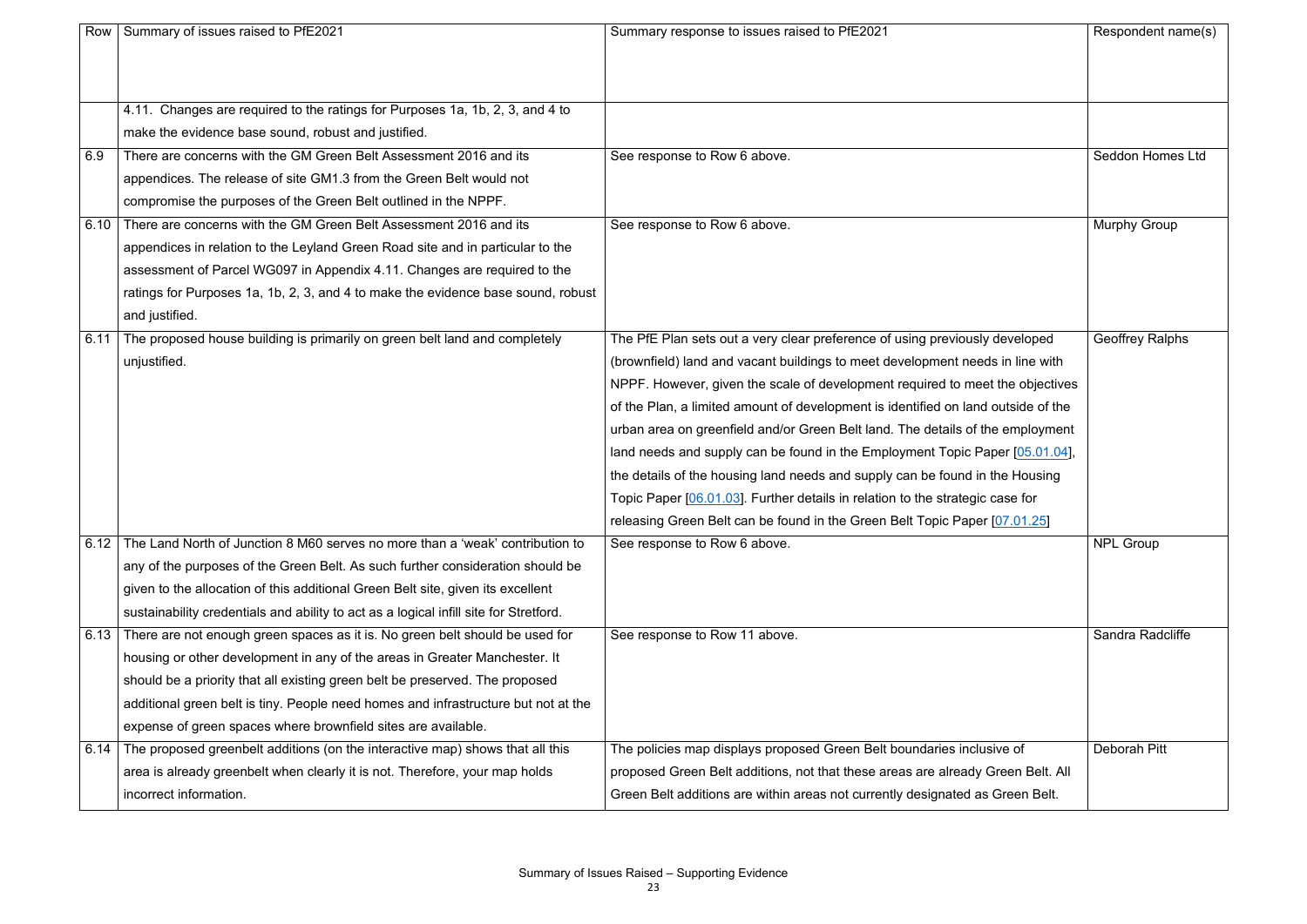| Row | Summary of issues raised to PfE2021 | Summary response to issues raised to PfE2021 | Respondent name(s) |
|---|---|---|---|
| | 4.11. Changes are required to the ratings for Purposes 1a, 1b, 2, 3, and 4 to make the evidence base sound, robust and justified. | | |
| 6.9 | There are concerns with the GM Green Belt Assessment 2016 and its appendices. The release of site GM1.3 from the Green Belt would not compromise the purposes of the Green Belt outlined in the NPPF. | See response to Row 6 above. | Seddon Homes Ltd |
| 6.10 | There are concerns with the GM Green Belt Assessment 2016 and its appendices in relation to the Leyland Green Road site and in particular to the assessment of Parcel WG097 in Appendix 4.11. Changes are required to the ratings for Purposes 1a, 1b, 2, 3, and 4 to make the evidence base sound, robust and justified. | See response to Row 6 above. | Murphy Group |
| 6.11 | The proposed house building is primarily on green belt land and completely unjustified. | The PfE Plan sets out a very clear preference of using previously developed (brownfield) land and vacant buildings to meet development needs in line with NPPF. However, given the scale of development required to meet the objectives of the Plan, a limited amount of development is identified on land outside of the urban area on greenfield and/or Green Belt land. The details of the employment land needs and supply can be found in the Employment Topic Paper [05.01.04], the details of the housing land needs and supply can be found in the Housing Topic Paper [06.01.03]. Further details in relation to the strategic case for releasing Green Belt can be found in the Green Belt Topic Paper [07.01.25] | Geoffrey Ralphs |
| 6.12 | The Land North of Junction 8 M60 serves no more than a 'weak' contribution to any of the purposes of the Green Belt. As such further consideration should be given to the allocation of this additional Green Belt site, given its excellent sustainability credentials and ability to act as a logical infill site for Stretford. | See response to Row 6 above. | NPL Group |
| 6.13 | There are not enough green spaces as it is. No green belt should be used for housing or other development in any of the areas in Greater Manchester. It should be a priority that all existing green belt be preserved. The proposed additional green belt is tiny. People need homes and infrastructure but not at the expense of green spaces where brownfield sites are available. | See response to Row 11 above. | Sandra Radcliffe |
| 6.14 | The proposed greenbelt additions (on the interactive map) shows that all this area is already greenbelt when clearly it is not. Therefore, your map holds incorrect information. | The policies map displays proposed Green Belt boundaries inclusive of proposed Green Belt additions, not that these areas are already Green Belt. All Green Belt additions are within areas not currently designated as Green Belt. | Deborah Pitt |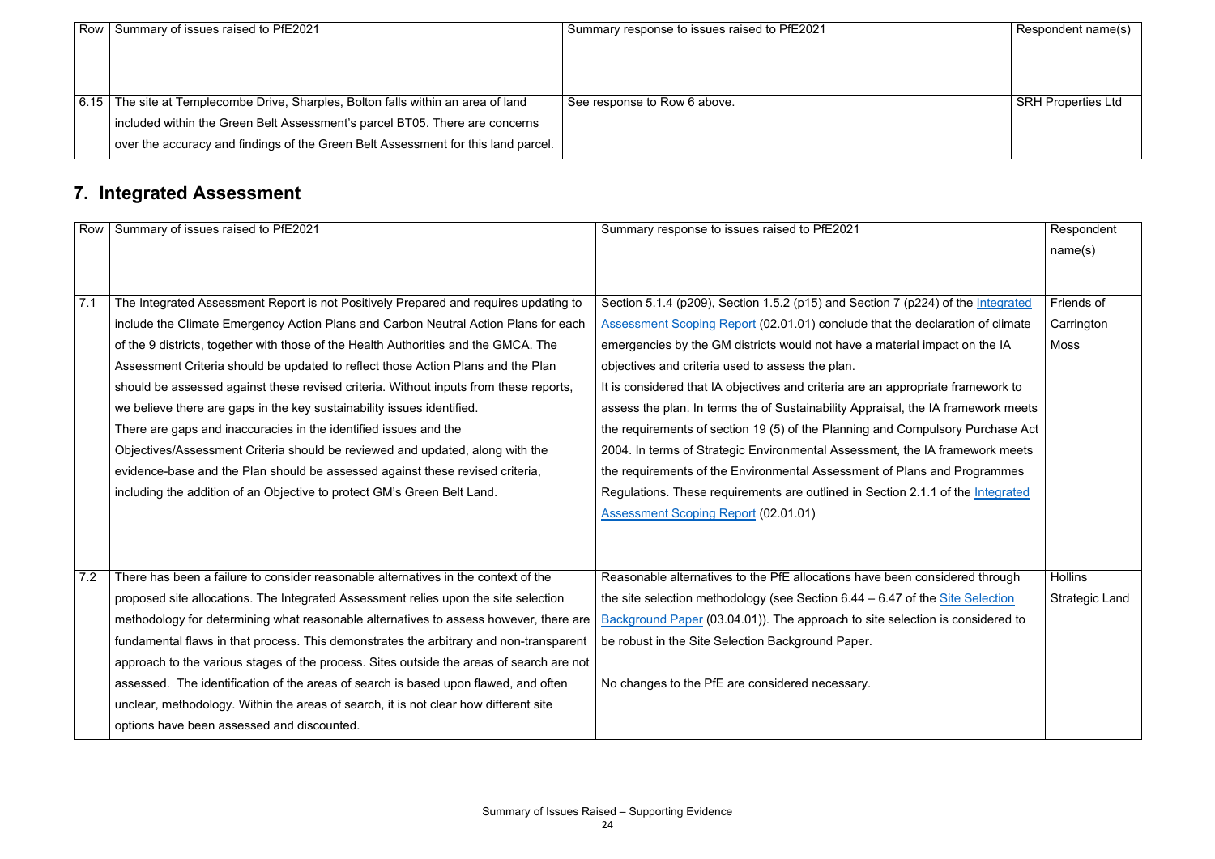| Row | Summary of issues raised to PfE2021 | Summary response to issues raised to PfE2021 | Respondent name(s) |
|---|---|---|---|
| 6.15 | The site at Templecombe Drive, Sharples, Bolton falls within an area of land included within the Green Belt Assessment's parcel BT05. There are concerns over the accuracy and findings of the Green Belt Assessment for this land parcel. | See response to Row 6 above. | SRH Properties Ltd |

## 7. Integrated Assessment

| Row | Summary of issues raised to PfE2021 | Summary response to issues raised to PfE2021 | Respondent name(s) |
|---|---|---|---|
| 7.1 | The Integrated Assessment Report is not Positively Prepared and requires updating to include the Climate Emergency Action Plans and Carbon Neutral Action Plans for each of the 9 districts, together with those of the Health Authorities and the GMCA. The Assessment Criteria should be updated to reflect those Action Plans and the Plan should be assessed against these revised criteria. Without inputs from these reports, we believe there are gaps in the key sustainability issues identified.<br>There are gaps and inaccuracies in the identified issues and the Objectives/Assessment Criteria should be reviewed and updated, along with the evidence-base and the Plan should be assessed against these revised criteria, including the addition of an Objective to protect GM's Green Belt Land. | Section 5.1.4 (p209), Section 1.5.2 (p15) and Section 7 (p224) of the Integrated Assessment Scoping Report (02.01.01) conclude that the declaration of climate emergencies by the GM districts would not have a material impact on the IA objectives and criteria used to assess the plan.<br>It is considered that IA objectives and criteria are an appropriate framework to assess the plan. In terms the of Sustainability Appraisal, the IA framework meets the requirements of section 19 (5) of the Planning and Compulsory Purchase Act 2004. In terms of Strategic Environmental Assessment, the IA framework meets the requirements of the Environmental Assessment of Plans and Programmes Regulations. These requirements are outlined in Section 2.1.1 of the Integrated Assessment Scoping Report (02.01.01) | Friends of Carrington Moss |
| 7.2 | There has been a failure to consider reasonable alternatives in the context of the proposed site allocations. The Integrated Assessment relies upon the site selection methodology for determining what reasonable alternatives to assess however, there are fundamental flaws in that process. This demonstrates the arbitrary and non-transparent approach to the various stages of the process. Sites outside the areas of search are not assessed. The identification of the areas of search is based upon flawed, and often unclear, methodology. Within the areas of search, it is not clear how different site options have been assessed and discounted. | Reasonable alternatives to the PfE allocations have been considered through the site selection methodology (see Section 6.44 – 6.47 of the Site Selection Background Paper (03.04.01)). The approach to site selection is considered to be robust in the Site Selection Background Paper.<br><br>No changes to the PfE are considered necessary. | Hollins Strategic Land |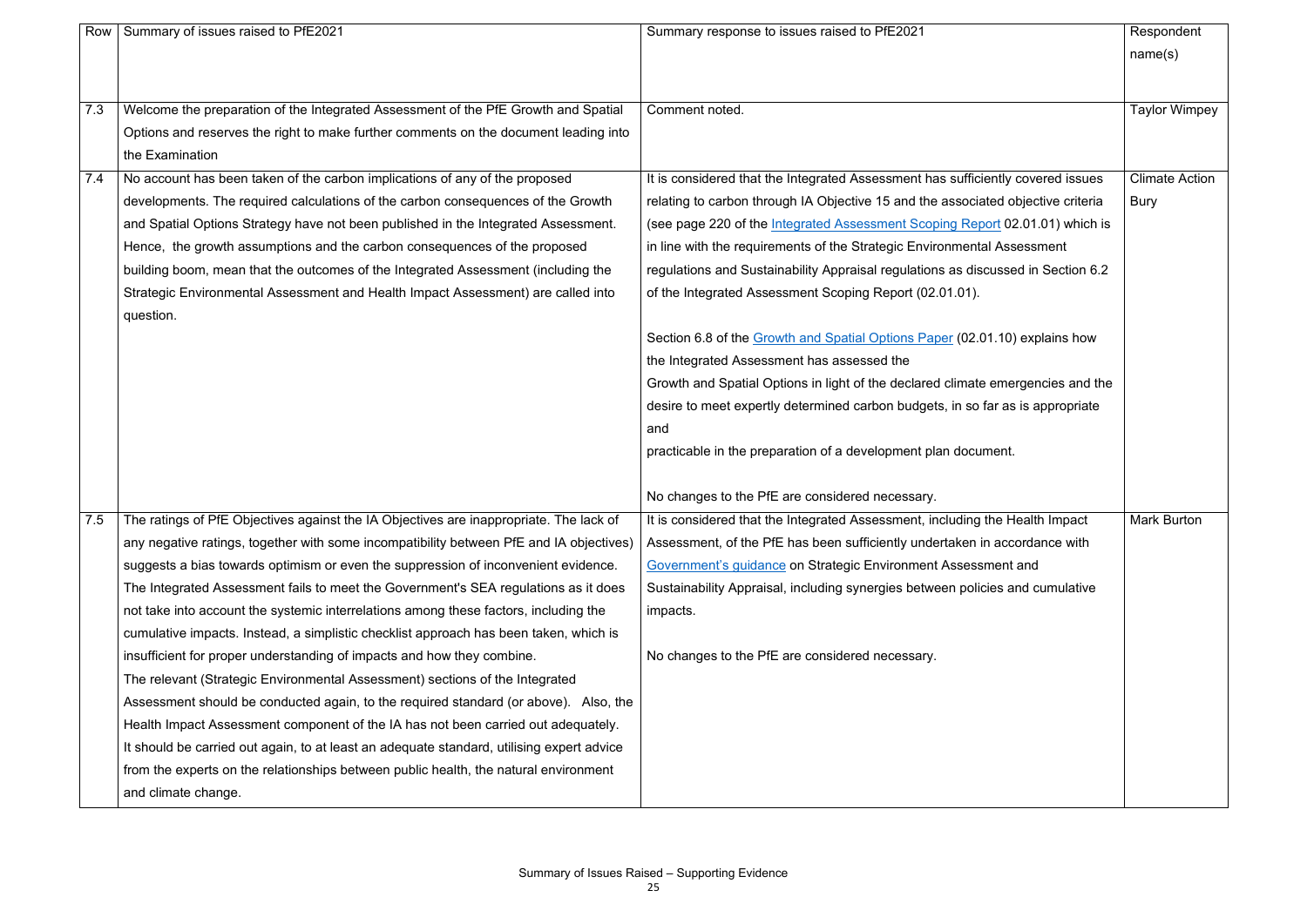| Row | Summary of issues raised to PfE2021 | Summary response to issues raised to PfE2021 | Respondent name(s) |
|---|---|---|---|
| 7.3 | Welcome the preparation of the Integrated Assessment of the PfE Growth and Spatial Options and reserves the right to make further comments on the document leading into the Examination | Comment noted. | Taylor Wimpey |
| 7.4 | No account has been taken of the carbon implications of any of the proposed developments. The required calculations of the carbon consequences of the Growth and Spatial Options Strategy have not been published in the Integrated Assessment. Hence, the growth assumptions and the carbon consequences of the proposed building boom, mean that the outcomes of the Integrated Assessment (including the Strategic Environmental Assessment and Health Impact Assessment) are called into question. | It is considered that the Integrated Assessment has sufficiently covered issues relating to carbon through IA Objective 15 and the associated objective criteria (see page 220 of the Integrated Assessment Scoping Report 02.01.01) which is in line with the requirements of the Strategic Environmental Assessment regulations and Sustainability Appraisal regulations as discussed in Section 6.2 of the Integrated Assessment Scoping Report (02.01.01).<br><br>Section 6.8 of the Growth and Spatial Options Paper (02.01.10) explains how the Integrated Assessment has assessed the Growth and Spatial Options in light of the declared climate emergencies and the desire to meet expertly determined carbon budgets, in so far as is appropriate and practicable in the preparation of a development plan document.<br><br>No changes to the PfE are considered necessary. | Climate Action Bury |
| 7.5 | The ratings of PfE Objectives against the IA Objectives are inappropriate. The lack of any negative ratings, together with some incompatibility between PfE and IA objectives) suggests a bias towards optimism or even the suppression of inconvenient evidence. The Integrated Assessment fails to meet the Government's SEA regulations as it does not take into account the systemic interrelations among these factors, including the cumulative impacts. Instead, a simplistic checklist approach has been taken, which is insufficient for proper understanding of impacts and how they combine.<br>The relevant (Strategic Environmental Assessment) sections of the Integrated Assessment should be conducted again, to the required standard (or above). Also, the Health Impact Assessment component of the IA has not been carried out adequately. It should be carried out again, to at least an adequate standard, utilising expert advice from the experts on the relationships between public health, the natural environment and climate change. | It is considered that the Integrated Assessment, including the Health Impact Assessment, of the PfE has been sufficiently undertaken in accordance with Government's guidance on Strategic Environment Assessment and Sustainability Appraisal, including synergies between policies and cumulative impacts.<br><br>No changes to the PfE are considered necessary. | Mark Burton |

Summary of Issues Raised – Supporting Evidence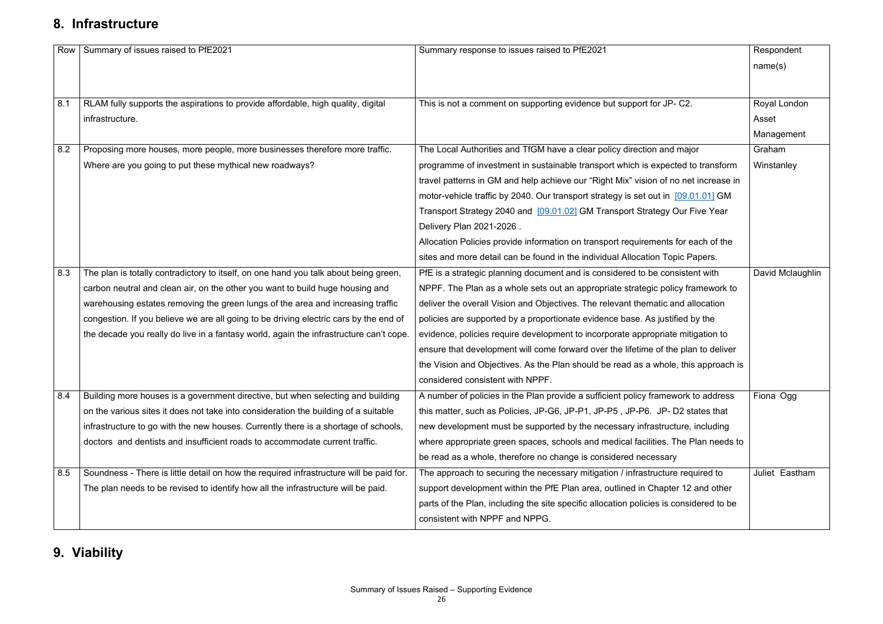## 8. Infrastructure

| Row | Summary of issues raised to PfE2021 | Summary response to issues raised to PfE2021 | Respondent name(s) |
|---|---|---|---|
| 8.1 | RLAM fully supports the aspirations to provide affordable, high quality, digital infrastructure. | This is not a comment on supporting evidence but support for JP- C2. | Royal London Asset Management |
| 8.2 | Proposing more houses, more people, more businesses therefore more traffic. Where are you going to put these mythical new roadways? | The Local Authorities and TfGM have a clear policy direction and major programme of investment in sustainable transport which is expected to transform travel patterns in GM and help achieve our "Right Mix" vision of no net increase in motor-vehicle traffic by 2040. Our transport strategy is set out in [09.01.01] GM Transport Strategy 2040 and [09.01.02] GM Transport Strategy Our Five Year Delivery Plan 2021-2026 .<br>Allocation Policies provide information on transport requirements for each of the sites and more detail can be found in the individual Allocation Topic Papers. | Graham Winstanley |
| 8.3 | The plan is totally contradictory to itself, on one hand you talk about being green, carbon neutral and clean air, on the other you want to build huge housing and warehousing estates removing the green lungs of the area and increasing traffic congestion. If you believe we are all going to be driving electric cars by the end of the decade you really do live in a fantasy world, again the infrastructure can't cope. | PfE is a strategic planning document and is considered to be consistent with NPPF. The Plan as a whole sets out an appropriate strategic policy framework to deliver the overall Vision and Objectives. The relevant thematic and allocation policies are supported by a proportionate evidence base. As justified by the evidence, policies require development to incorporate appropriate mitigation to ensure that development will come forward over the lifetime of the plan to deliver the Vision and Objectives. As the Plan should be read as a whole, this approach is considered consistent with NPPF. | David Mclaughlin |
| 8.4 | Building more houses is a government directive, but when selecting and building on the various sites it does not take into consideration the building of a suitable infrastructure to go with the new houses. Currently there is a shortage of schools, doctors and dentists and insufficient roads to accommodate current traffic. | A number of policies in the Plan provide a sufficient policy framework to address this matter, such as Policies, JP-G6, JP-P1, JP-P5 , JP-P6. JP- D2 states that new development must be supported by the necessary infrastructure, including where appropriate green spaces, schools and medical facilities. The Plan needs to be read as a whole, therefore no change is considered necessary | Fiona Ogg |
| 8.5 | Soundness - There is little detail on how the required infrastructure will be paid for. The plan needs to be revised to identify how all the infrastructure will be paid. | The approach to securing the necessary mitigation / infrastructure required to support development within the PfE Plan area, outlined in Chapter 12 and other parts of the Plan, including the site specific allocation policies is considered to be consistent with NPPF and NPPG. | Juliet Eastham |

## 9. Viability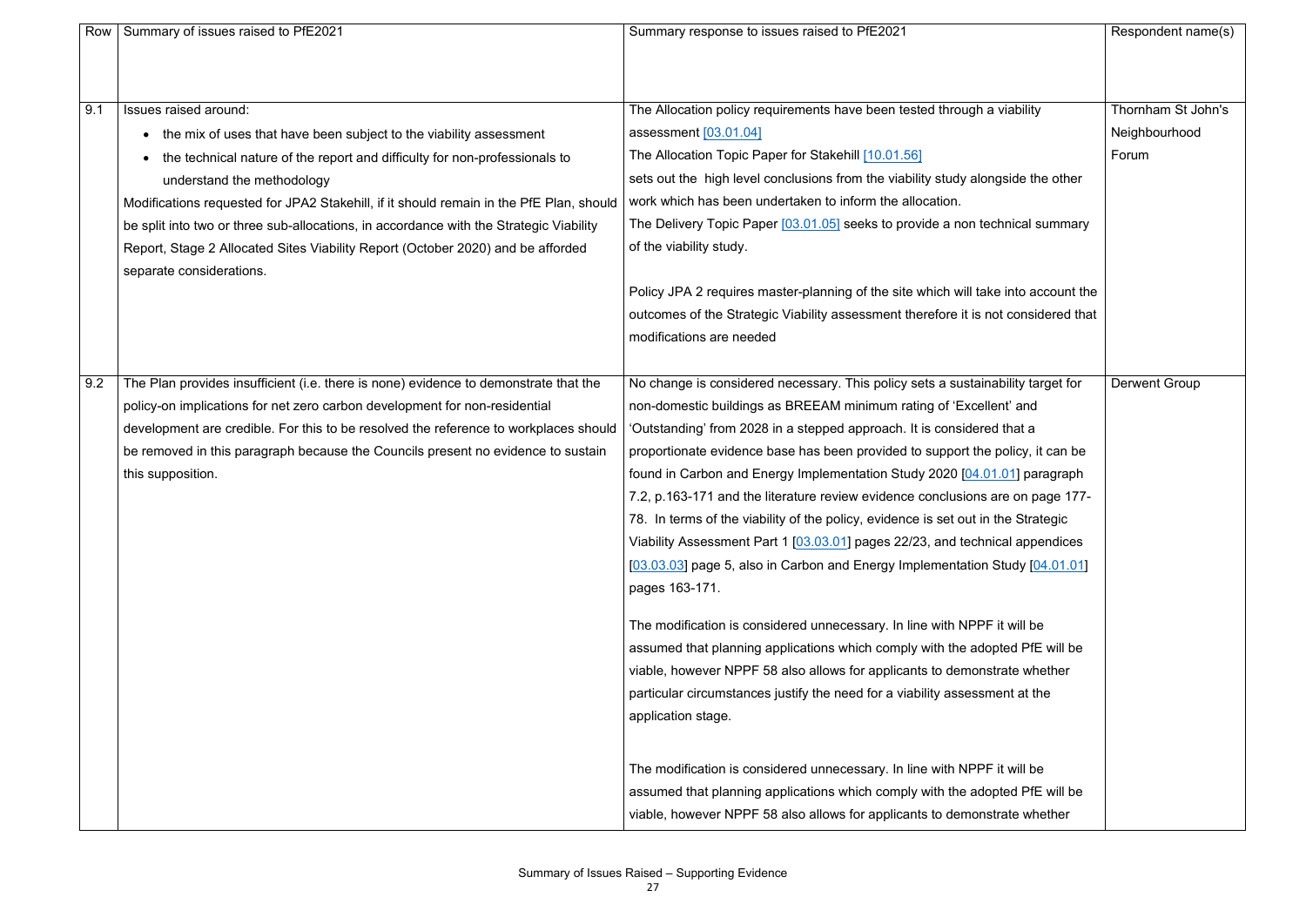| Row | Summary of issues raised to PfE2021 | Summary response to issues raised to PfE2021 | Respondent name(s) |
|---|---|---|---|
| 9.1 | Issues raised around:<br>• the mix of uses that have been subject to the viability assessment<br>• the technical nature of the report and difficulty for non-professionals to understand the methodology<br>Modifications requested for JPA2 Stakehill, if it should remain in the PfE Plan, should be split into two or three sub-allocations, in accordance with the Strategic Viability Report, Stage 2 Allocated Sites Viability Report (October 2020) and be afforded separate considerations. | The Allocation policy requirements have been tested through a viability assessment [03.01.04]<br>The Allocation Topic Paper for Stakehill [10.01.56] sets out the high level conclusions from the viability study alongside the other work which has been undertaken to inform the allocation.<br>The Delivery Topic Paper [03.01.05] seeks to provide a non technical summary of the viability study.<br><br>Policy JPA 2 requires master-planning of the site which will take into account the outcomes of the Strategic Viability assessment therefore it is not considered that modifications are needed | Thornham St John's Neighbourhood Forum |
| 9.2 | The Plan provides insufficient (i.e. there is none) evidence to demonstrate that the policy-on implications for net zero carbon development for non-residential development are credible. For this to be resolved the reference to workplaces should be removed in this paragraph because the Councils present no evidence to sustain this supposition. | No change is considered necessary. This policy sets a sustainability target for non-domestic buildings as BREEAM minimum rating of 'Excellent' and 'Outstanding' from 2028 in a stepped approach. It is considered that a proportionate evidence base has been provided to support the policy, it can be found in Carbon and Energy Implementation Study 2020 [04.01.01] paragraph 7.2, p.163-171 and the literature review evidence conclusions are on page 177-78. In terms of the viability of the policy, evidence is set out in the Strategic Viability Assessment Part 1 [03.03.01] pages 22/23, and technical appendices [03.03.03] page 5, also in Carbon and Energy Implementation Study [04.01.01] pages 163-171.<br><br>The modification is considered unnecessary. In line with NPPF it will be assumed that planning applications which comply with the adopted PfE will be viable, however NPPF 58 also allows for applicants to demonstrate whether particular circumstances justify the need for a viability assessment at the application stage.<br><br>The modification is considered unnecessary. In line with NPPF it will be assumed that planning applications which comply with the adopted PfE will be viable, however NPPF 58 also allows for applicants to demonstrate whether | Derwent Group |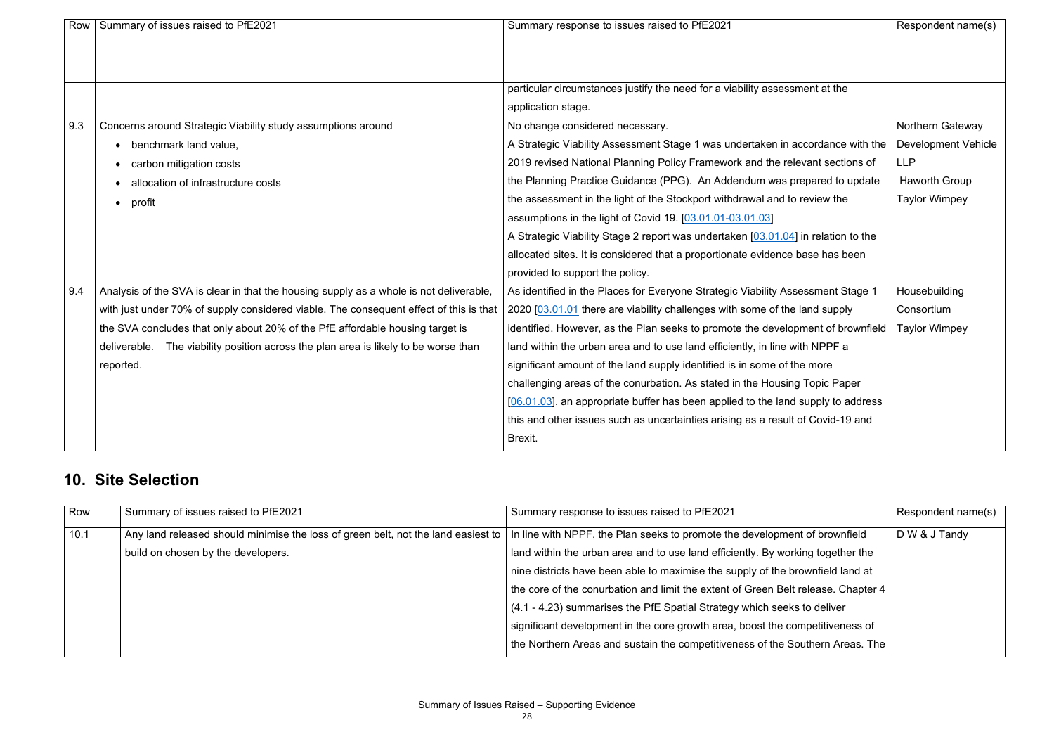| Row | Summary of issues raised to PfE2021 | Summary response to issues raised to PfE2021 | Respondent name(s) |
|---|---|---|---|
| | | particular circumstances justify the need for a viability assessment at the application stage. | |
| 9.3 | Concerns around Strategic Viability study assumptions around<br>• benchmark land value,<br>• carbon mitigation costs<br>• allocation of infrastructure costs<br>• profit | No change considered necessary.<br>A Strategic Viability Assessment Stage 1 was undertaken in accordance with the 2019 revised National Planning Policy Framework and the relevant sections of the Planning Practice Guidance (PPG). An Addendum was prepared to update the assessment in the light of the Stockport withdrawal and to review the assumptions in the light of Covid 19. [03.01.01-03.01.03]<br>A Strategic Viability Stage 2 report was undertaken [03.01.04] in relation to the allocated sites. It is considered that a proportionate evidence base has been provided to support the policy. | Northern Gateway Development Vehicle LLP<br>Haworth Group<br>Taylor Wimpey |
| 9.4 | Analysis of the SVA is clear in that the housing supply as a whole is not deliverable, with just under 70% of supply considered viable. The consequent effect of this is that the SVA concludes that only about 20% of the PfE affordable housing target is deliverable. The viability position across the plan area is likely to be worse than reported. | As identified in the Places for Everyone Strategic Viability Assessment Stage 1 2020 [03.01.01 there are viability challenges with some of the land supply identified. However, as the Plan seeks to promote the development of brownfield land within the urban area and to use land efficiently, in line with NPPF a significant amount of the land supply identified is in some of the more challenging areas of the conurbation. As stated in the Housing Topic Paper [06.01.03], an appropriate buffer has been applied to the land supply to address this and other issues such as uncertainties arising as a result of Covid-19 and Brexit. | Housebuilding Consortium<br>Taylor Wimpey |

## 10. Site Selection

| Row | Summary of issues raised to PfE2021 | Summary response to issues raised to PfE2021 | Respondent name(s) |
|---|---|---|---|
| 10.1 | Any land released should minimise the loss of green belt, not the land easiest to build on chosen by the developers. | In line with NPPF, the Plan seeks to promote the development of brownfield land within the urban area and to use land efficiently. By working together the nine districts have been able to maximise the supply of the brownfield land at the core of the conurbation and limit the extent of Green Belt release. Chapter 4 (4.1 - 4.23) summarises the PfE Spatial Strategy which seeks to deliver significant development in the core growth area, boost the competitiveness of the Northern Areas and sustain the competitiveness of the Southern Areas. The | D W & J Tandy |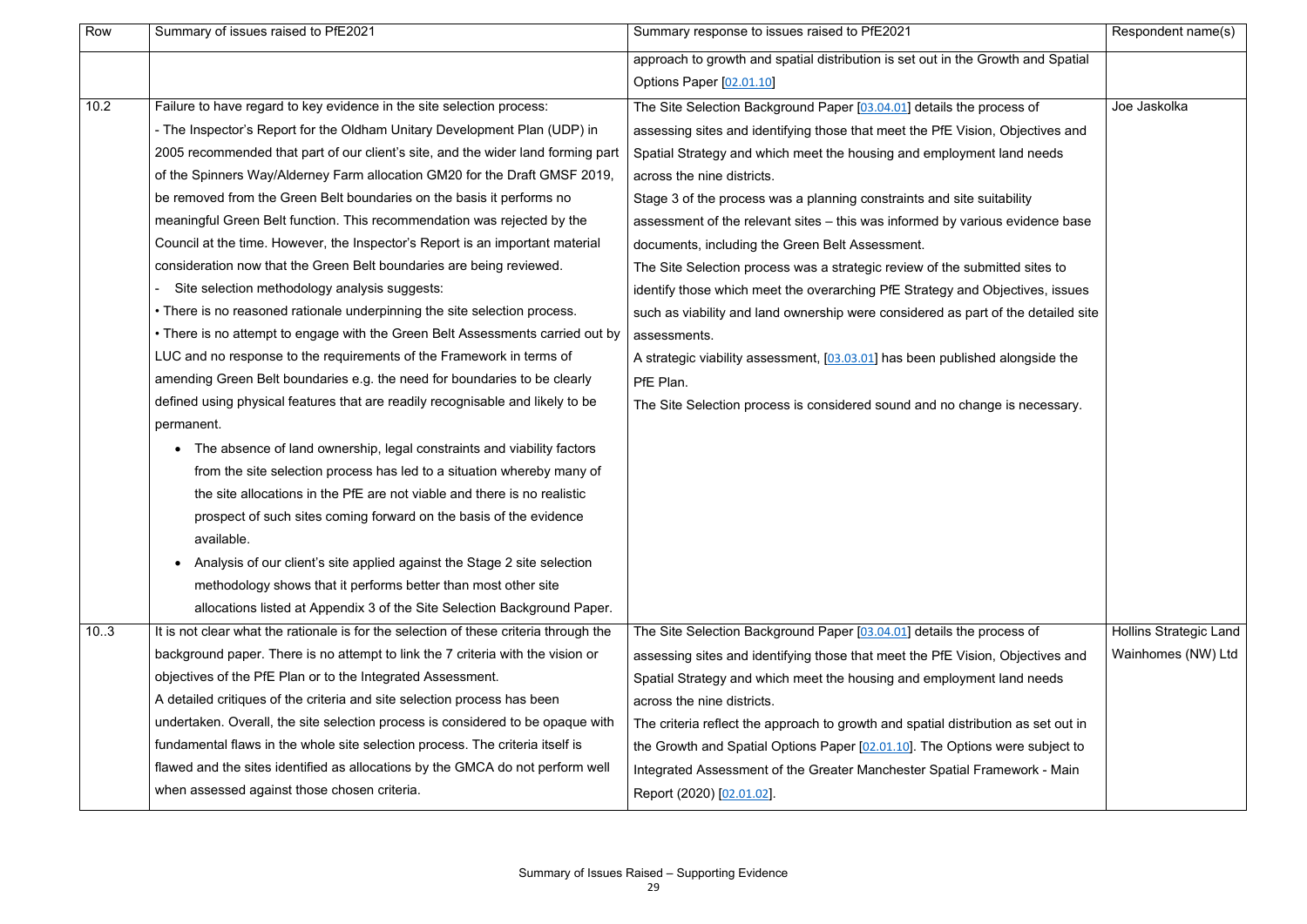| Row | Summary of issues raised to PfE2021 | Summary response to issues raised to PfE2021 | Respondent name(s) |
| --- | --- | --- | --- |
| | | approach to growth and spatial distribution is set out in the Growth and Spatial Options Paper [02.01.10] | |
| 10.2 | Failure to have regard to key evidence in the site selection process:<br>- The Inspector's Report for the Oldham Unitary Development Plan (UDP) in 2005 recommended that part of our client's site, and the wider land forming part of the Spinners Way/Alderney Farm allocation GM20 for the Draft GMSF 2019, be removed from the Green Belt boundaries on the basis it performs no meaningful Green Belt function. This recommendation was rejected by the Council at the time. However, the Inspector's Report is an important material consideration now that the Green Belt boundaries are being reviewed.<br>- Site selection methodology analysis suggests:<br>• There is no reasoned rationale underpinning the site selection process.<br>• There is no attempt to engage with the Green Belt Assessments carried out by LUC and no response to the requirements of the Framework in terms of amending Green Belt boundaries e.g. the need for boundaries to be clearly defined using physical features that are readily recognisable and likely to be permanent.<br>• The absence of land ownership, legal constraints and viability factors from the site selection process has led to a situation whereby many of the site allocations in the PfE are not viable and there is no realistic prospect of such sites coming forward on the basis of the evidence available.<br>• Analysis of our client's site applied against the Stage 2 site selection methodology shows that it performs better than most other site allocations listed at Appendix 3 of the Site Selection Background Paper. | The Site Selection Background Paper [03.04.01] details the process of assessing sites and identifying those that meet the PfE Vision, Objectives and Spatial Strategy and which meet the housing and employment land needs across the nine districts.<br>Stage 3 of the process was a planning constraints and site suitability assessment of the relevant sites – this was informed by various evidence base documents, including the Green Belt Assessment.<br>The Site Selection process was a strategic review of the submitted sites to identify those which meet the overarching PfE Strategy and Objectives, issues such as viability and land ownership were considered as part of the detailed site assessments.<br>A strategic viability assessment, [03.03.01] has been published alongside the PfE Plan.<br>The Site Selection process is considered sound and no change is necessary. | Joe Jaskolka |
| 10..3 | It is not clear what the rationale is for the selection of these criteria through the background paper. There is no attempt to link the 7 criteria with the vision or objectives of the PfE Plan or to the Integrated Assessment.<br>A detailed critiques of the criteria and site selection process has been undertaken. Overall, the site selection process is considered to be opaque with fundamental flaws in the whole site selection process. The criteria itself is flawed and the sites identified as allocations by the GMCA do not perform well when assessed against those chosen criteria. | The Site Selection Background Paper [03.04.01] details the process of assessing sites and identifying those that meet the PfE Vision, Objectives and Spatial Strategy and which meet the housing and employment land needs across the nine districts.<br>The criteria reflect the approach to growth and spatial distribution as set out in the Growth and Spatial Options Paper [02.01.10]. The Options were subject to Integrated Assessment of the Greater Manchester Spatial Framework - Main Report (2020) [02.01.02]. | Hollins Strategic Land Wainhomes (NW) Ltd |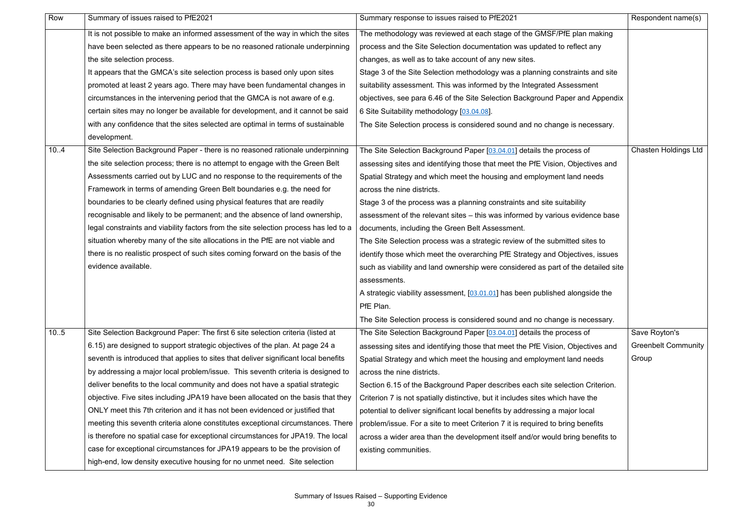| Row | Summary of issues raised to PfE2021 | Summary response to issues raised to PfE2021 | Respondent name(s) |
|---|---|---|---|
| | It is not possible to make an informed assessment of the way in which the sites have been selected as there appears to be no reasoned rationale underpinning the site selection process. It appears that the GMCA's site selection process is based only upon sites promoted at least 2 years ago. There may have been fundamental changes in circumstances in the intervening period that the GMCA is not aware of e.g. certain sites may no longer be available for development, and it cannot be said with any confidence that the sites selected are optimal in terms of sustainable development. | The methodology was reviewed at each stage of the GMSF/PfE plan making process and the Site Selection documentation was updated to reflect any changes, as well as to take account of any new sites. Stage 3 of the Site Selection methodology was a planning constraints and site suitability assessment. This was informed by the Integrated Assessment objectives, see para 6.46 of the Site Selection Background Paper and Appendix 6 Site Suitability methodology [03.04.08]. The Site Selection process is considered sound and no change is necessary. | |
| 10..4 | Site Selection Background Paper - there is no reasoned rationale underpinning the site selection process; there is no attempt to engage with the Green Belt Assessments carried out by LUC and no response to the requirements of the Framework in terms of amending Green Belt boundaries e.g. the need for boundaries to be clearly defined using physical features that are readily recognisable and likely to be permanent; and the absence of land ownership, legal constraints and viability factors from the site selection process has led to a situation whereby many of the site allocations in the PfE are not viable and there is no realistic prospect of such sites coming forward on the basis of the evidence available. | The Site Selection Background Paper [03.04.01] details the process of assessing sites and identifying those that meet the PfE Vision, Objectives and Spatial Strategy and which meet the housing and employment land needs across the nine districts. Stage 3 of the process was a planning constraints and site suitability assessment of the relevant sites – this was informed by various evidence base documents, including the Green Belt Assessment. The Site Selection process was a strategic review of the submitted sites to identify those which meet the overarching PfE Strategy and Objectives, issues such as viability and land ownership were considered as part of the detailed site assessments. A strategic viability assessment, [03.01.01] has been published alongside the PfE Plan. The Site Selection process is considered sound and no change is necessary. | Chasten Holdings Ltd |
| 10..5 | Site Selection Background Paper: The first 6 site selection criteria (listed at 6.15) are designed to support strategic objectives of the plan. At page 24 a seventh is introduced that applies to sites that deliver significant local benefits by addressing a major local problem/issue. This seventh criteria is designed to deliver benefits to the local community and does not have a spatial strategic objective. Five sites including JPA19 have been allocated on the basis that they ONLY meet this 7th criterion and it has not been evidenced or justified that meeting this seventh criteria alone constitutes exceptional circumstances. There is therefore no spatial case for exceptional circumstances for JPA19. The local case for exceptional circumstances for JPA19 appears to be the provision of high-end, low density executive housing for no unmet need. Site selection | The Site Selection Background Paper [03.04.01] details the process of assessing sites and identifying those that meet the PfE Vision, Objectives and Spatial Strategy and which meet the housing and employment land needs across the nine districts. Section 6.15 of the Background Paper describes each site selection Criterion. Criterion 7 is not spatially distinctive, but it includes sites which have the potential to deliver significant local benefits by addressing a major local problem/issue. For a site to meet Criterion 7 it is required to bring benefits across a wider area than the development itself and/or would bring benefits to existing communities. | Save Royton's Greenbelt Community Group |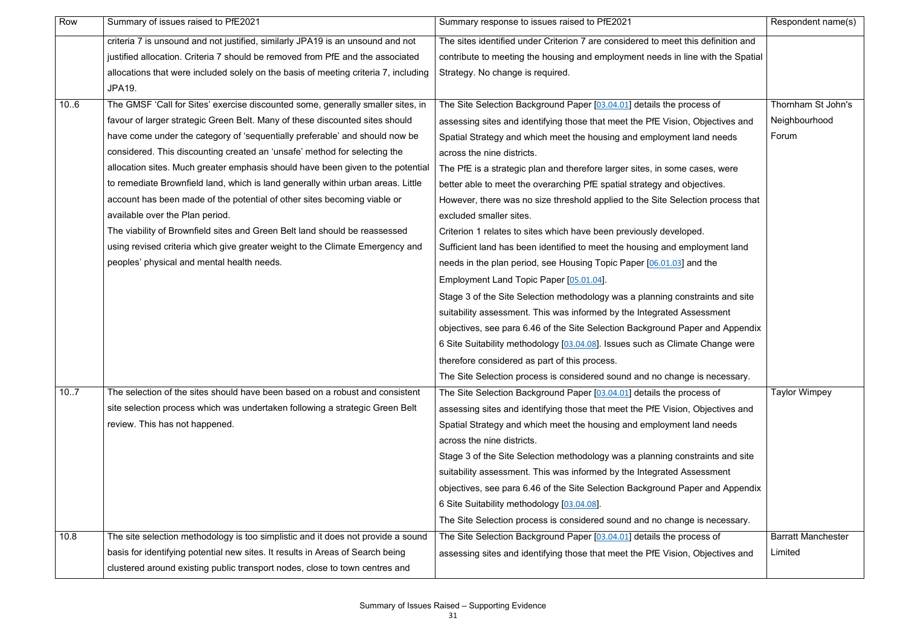| Row | Summary of issues raised to PfE2021 | Summary response to issues raised to PfE2021 | Respondent name(s) |
|---|---|---|---|
| | criteria 7 is unsound and not justified, similarly JPA19 is an unsound and not justified allocation. Criteria 7 should be removed from PfE and the associated allocations that were included solely on the basis of meeting criteria 7, including JPA19. | The sites identified under Criterion 7 are considered to meet this definition and contribute to meeting the housing and employment needs in line with the Spatial Strategy. No change is required. | |
| 10..6 | The GMSF 'Call for Sites' exercise discounted some, generally smaller sites, in favour of larger strategic Green Belt. Many of these discounted sites should have come under the category of 'sequentially preferable' and should now be considered. This discounting created an 'unsafe' method for selecting the allocation sites. Much greater emphasis should have been given to the potential to remediate Brownfield land, which is land generally within urban areas. Little account has been made of the potential of other sites becoming viable or available over the Plan period.<br>The viability of Brownfield sites and Green Belt land should be reassessed using revised criteria which give greater weight to the Climate Emergency and peoples' physical and mental health needs. | The Site Selection Background Paper [03.04.01] details the process of assessing sites and identifying those that meet the PfE Vision, Objectives and Spatial Strategy and which meet the housing and employment land needs across the nine districts.<br>The PfE is a strategic plan and therefore larger sites, in some cases, were better able to meet the overarching PfE spatial strategy and objectives. However, there was no size threshold applied to the Site Selection process that excluded smaller sites.<br>Criterion 1 relates to sites which have been previously developed.<br>Sufficient land has been identified to meet the housing and employment land needs in the plan period, see Housing Topic Paper [06.01.03] and the Employment Land Topic Paper [05.01.04].<br>Stage 3 of the Site Selection methodology was a planning constraints and site suitability assessment. This was informed by the Integrated Assessment objectives, see para 6.46 of the Site Selection Background Paper and Appendix 6 Site Suitability methodology [03.04.08]. Issues such as Climate Change were therefore considered as part of this process.<br>The Site Selection process is considered sound and no change is necessary. | Thornham St John's Neighbourhood Forum |
| 10..7 | The selection of the sites should have been based on a robust and consistent site selection process which was undertaken following a strategic Green Belt review. This has not happened. | The Site Selection Background Paper [03.04.01] details the process of assessing sites and identifying those that meet the PfE Vision, Objectives and Spatial Strategy and which meet the housing and employment land needs across the nine districts.<br>Stage 3 of the Site Selection methodology was a planning constraints and site suitability assessment. This was informed by the Integrated Assessment objectives, see para 6.46 of the Site Selection Background Paper and Appendix 6 Site Suitability methodology [03.04.08].<br>The Site Selection process is considered sound and no change is necessary. | Taylor Wimpey |
| 10.8 | The site selection methodology is too simplistic and it does not provide a sound basis for identifying potential new sites. It results in Areas of Search being clustered around existing public transport nodes, close to town centres and | The Site Selection Background Paper [03.04.01] details the process of assessing sites and identifying those that meet the PfE Vision, Objectives and | Barratt Manchester Limited |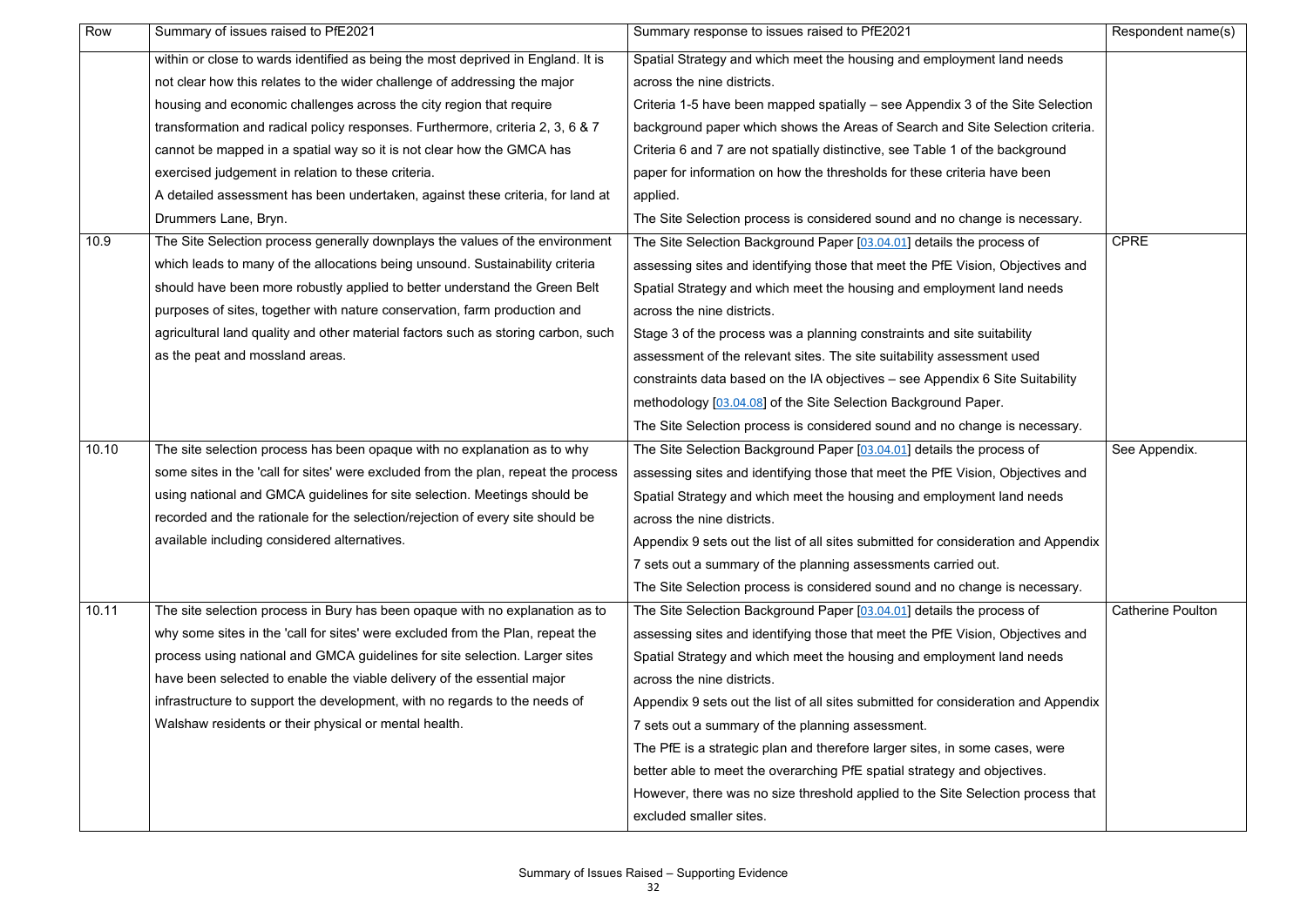| Row | Summary of issues raised to PfE2021 | Summary response to issues raised to PfE2021 | Respondent name(s) |
|---|---|---|---|
| | within or close to wards identified as being the most deprived in England. It is not clear how this relates to the wider challenge of addressing the major housing and economic challenges across the city region that require transformation and radical policy responses. Furthermore, criteria 2, 3, 6 & 7 cannot be mapped in a spatial way so it is not clear how the GMCA has exercised judgement in relation to these criteria.<br>A detailed assessment has been undertaken, against these criteria, for land at Drummers Lane, Bryn. | Spatial Strategy and which meet the housing and employment land needs across the nine districts.<br>Criteria 1-5 have been mapped spatially – see Appendix 3 of the Site Selection background paper which shows the Areas of Search and Site Selection criteria. Criteria 6 and 7 are not spatially distinctive, see Table 1 of the background paper for information on how the thresholds for these criteria have been applied.<br>The Site Selection process is considered sound and no change is necessary. | |
| 10.9 | The Site Selection process generally downplays the values of the environment which leads to many of the allocations being unsound. Sustainability criteria should have been more robustly applied to better understand the Green Belt purposes of sites, together with nature conservation, farm production and agricultural land quality and other material factors such as storing carbon, such as the peat and mossland areas. | The Site Selection Background Paper [03.04.01] details the process of assessing sites and identifying those that meet the PfE Vision, Objectives and Spatial Strategy and which meet the housing and employment land needs across the nine districts.<br>Stage 3 of the process was a planning constraints and site suitability assessment of the relevant sites. The site suitability assessment used constraints data based on the IA objectives – see Appendix 6 Site Suitability methodology [03.04.08] of the Site Selection Background Paper.<br>The Site Selection process is considered sound and no change is necessary. | CPRE |
| 10.10 | The site selection process has been opaque with no explanation as to why some sites in the 'call for sites' were excluded from the plan, repeat the process using national and GMCA guidelines for site selection. Meetings should be recorded and the rationale for the selection/rejection of every site should be available including considered alternatives. | The Site Selection Background Paper [03.04.01] details the process of assessing sites and identifying those that meet the PfE Vision, Objectives and Spatial Strategy and which meet the housing and employment land needs across the nine districts.<br>Appendix 9 sets out the list of all sites submitted for consideration and Appendix 7 sets out a summary of the planning assessments carried out.<br>The Site Selection process is considered sound and no change is necessary. | See Appendix. |
| 10.11 | The site selection process in Bury has been opaque with no explanation as to why some sites in the 'call for sites' were excluded from the Plan, repeat the process using national and GMCA guidelines for site selection. Larger sites have been selected to enable the viable delivery of the essential major infrastructure to support the development, with no regards to the needs of Walshaw residents or their physical or mental health. | The Site Selection Background Paper [03.04.01] details the process of assessing sites and identifying those that meet the PfE Vision, Objectives and Spatial Strategy and which meet the housing and employment land needs across the nine districts.<br>Appendix 9 sets out the list of all sites submitted for consideration and Appendix 7 sets out a summary of the planning assessment.<br>The PfE is a strategic plan and therefore larger sites, in some cases, were better able to meet the overarching PfE spatial strategy and objectives. However, there was no size threshold applied to the Site Selection process that excluded smaller sites. | Catherine Poulton |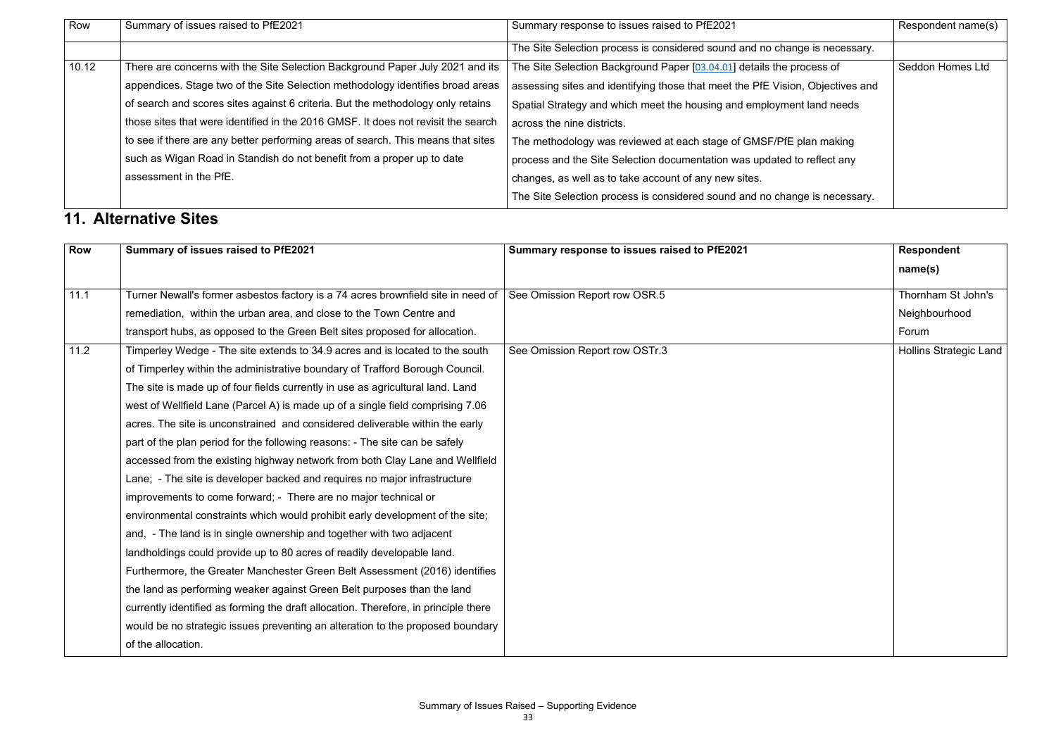| Row | Summary of issues raised to PfE2021 | Summary response to issues raised to PfE2021 | Respondent name(s) |
|---|---|---|---|
| | | The Site Selection process is considered sound and no change is necessary. | |
| 10.12 | There are concerns with the Site Selection Background Paper July 2021 and its appendices. Stage two of the Site Selection methodology identifies broad areas of search and scores sites against 6 criteria. But the methodology only retains those sites that were identified in the 2016 GMSF. It does not revisit the search to see if there are any better performing areas of search. This means that sites such as Wigan Road in Standish do not benefit from a proper up to date assessment in the PfE. | The Site Selection Background Paper [03.04.01] details the process of assessing sites and identifying those that meet the PfE Vision, Objectives and Spatial Strategy and which meet the housing and employment land needs across the nine districts.<br>The methodology was reviewed at each stage of GMSF/PfE plan making process and the Site Selection documentation was updated to reflect any changes, as well as to take account of any new sites.<br>The Site Selection process is considered sound and no change is necessary. | Seddon Homes Ltd |

## 11. Alternative Sites

| Row | Summary of issues raised to PfE2021 | Summary response to issues raised to PfE2021 | Respondent name(s) |
|---|---|---|---|
| 11.1 | Turner Newall's former asbestos factory is a 74 acres brownfield site in need of remediation, within the urban area, and close to the Town Centre and transport hubs, as opposed to the Green Belt sites proposed for allocation. | See Omission Report row OSR.5 | Thornham St John's Neighbourhood Forum |
| 11.2 | Timperley Wedge - The site extends to 34.9 acres and is located to the south of Timperley within the administrative boundary of Trafford Borough Council. The site is made up of four fields currently in use as agricultural land. Land west of Wellfield Lane (Parcel A) is made up of a single field comprising 7.06 acres. The site is unconstrained and considered deliverable within the early part of the plan period for the following reasons: - The site can be safely accessed from the existing highway network from both Clay Lane and Wellfield Lane; - The site is developer backed and requires no major infrastructure improvements to come forward; - There are no major technical or environmental constraints which would prohibit early development of the site; and, - The land is in single ownership and together with two adjacent landholdings could provide up to 80 acres of readily developable land. Furthermore, the Greater Manchester Green Belt Assessment (2016) identifies the land as performing weaker against Green Belt purposes than the land currently identified as forming the draft allocation. Therefore, in principle there would be no strategic issues preventing an alteration to the proposed boundary of the allocation. | See Omission Report row OSTr.3 | Hollins Strategic Land |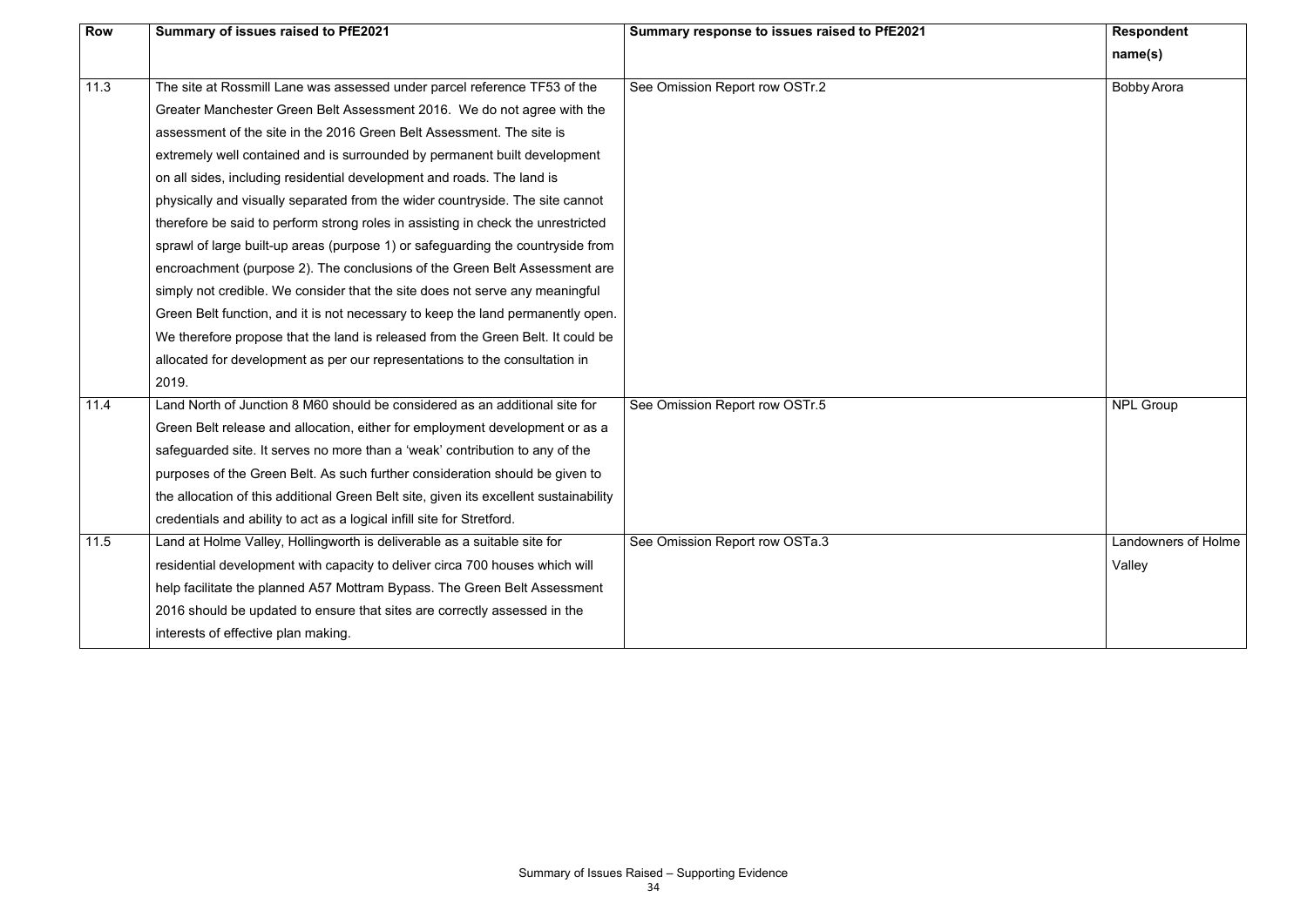| Row | Summary of issues raised to PfE2021 | Summary response to issues raised to PfE2021 | Respondent name(s) |
|---|---|---|---|
| 11.3 | The site at Rossmill Lane was assessed under parcel reference TF53 of the Greater Manchester Green Belt Assessment 2016. We do not agree with the assessment of the site in the 2016 Green Belt Assessment. The site is extremely well contained and is surrounded by permanent built development on all sides, including residential development and roads. The land is physically and visually separated from the wider countryside. The site cannot therefore be said to perform strong roles in assisting in check the unrestricted sprawl of large built-up areas (purpose 1) or safeguarding the countryside from encroachment (purpose 2). The conclusions of the Green Belt Assessment are simply not credible. We consider that the site does not serve any meaningful Green Belt function, and it is not necessary to keep the land permanently open. We therefore propose that the land is released from the Green Belt. It could be allocated for development as per our representations to the consultation in 2019. | See Omission Report row OSTr.2 | Bobby Arora |
| 11.4 | Land North of Junction 8 M60 should be considered as an additional site for Green Belt release and allocation, either for employment development or as a safeguarded site. It serves no more than a 'weak' contribution to any of the purposes of the Green Belt. As such further consideration should be given to the allocation of this additional Green Belt site, given its excellent sustainability credentials and ability to act as a logical infill site for Stretford. | See Omission Report row OSTr.5 | NPL Group |
| 11.5 | Land at Holme Valley, Hollingworth is deliverable as a suitable site for residential development with capacity to deliver circa 700 houses which will help facilitate the planned A57 Mottram Bypass. The Green Belt Assessment 2016 should be updated to ensure that sites are correctly assessed in the interests of effective plan making. | See Omission Report row OSTa.3 | Landowners of Holme Valley |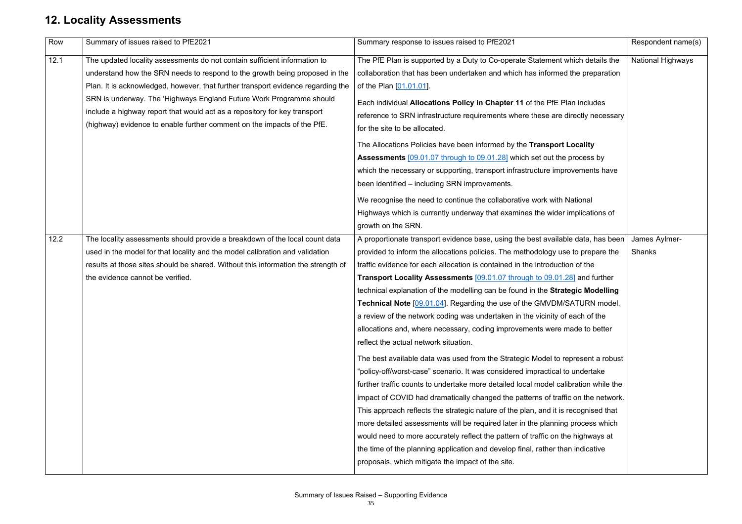## 12. Locality Assessments

| Row | Summary of issues raised to PfE2021 | Summary response to issues raised to PfE2021 | Respondent name(s) |
|---|---|---|---|
| 12.1 | The updated locality assessments do not contain sufficient information to understand how the SRN needs to respond to the growth being proposed in the Plan. It is acknowledged, however, that further transport evidence regarding the SRN is underway. The 'Highways England Future Work Programme should include a highway report that would act as a repository for key transport (highway) evidence to enable further comment on the impacts of the PfE. | The PfE Plan is supported by a Duty to Co-operate Statement which details the collaboration that has been undertaken and which has informed the preparation of the Plan [01.01.01].<br><br>Each individual **Allocations Policy in Chapter 11** of the PfE Plan includes reference to SRN infrastructure requirements where these are directly necessary for the site to be allocated.<br><br>The Allocations Policies have been informed by the **Transport Locality Assessments** [09.01.07 through to 09.01.28] which set out the process by which the necessary or supporting, transport infrastructure improvements have been identified – including SRN improvements.<br><br>We recognise the need to continue the collaborative work with National Highways which is currently underway that examines the wider implications of growth on the SRN. | National Highways |
| 12.2 | The locality assessments should provide a breakdown of the local count data used in the model for that locality and the model calibration and validation results at those sites should be shared. Without this information the strength of the evidence cannot be verified. | A proportionate transport evidence base, using the best available data, has been provided to inform the allocations policies. The methodology use to prepare the traffic evidence for each allocation is contained in the introduction of the **Transport Locality Assessments** [09.01.07 through to 09.01.28] and further technical explanation of the modelling can be found in the **Strategic Modelling Technical Note** [09.01.04]. Regarding the use of the GMVDM/SATURN model, a review of the network coding was undertaken in the vicinity of each of the allocations and, where necessary, coding improvements were made to better reflect the actual network situation.<br><br>The best available data was used from the Strategic Model to represent a robust "policy-off/worst-case" scenario. It was considered impractical to undertake further traffic counts to undertake more detailed local model calibration while the impact of COVID had dramatically changed the patterns of traffic on the network. This approach reflects the strategic nature of the plan, and it is recognised that more detailed assessments will be required later in the planning process which would need to more accurately reflect the pattern of traffic on the highways at the time of the planning application and develop final, rather than indicative proposals, which mitigate the impact of the site. | James Aylmer-Shanks |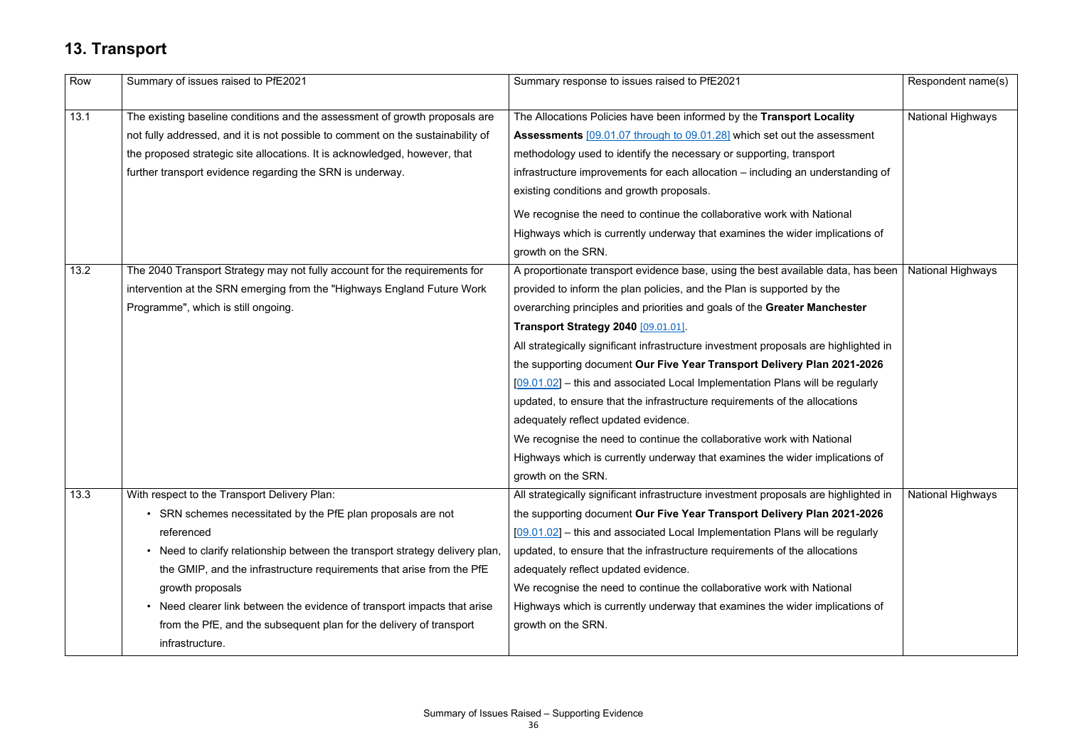## 13. Transport

| Row | Summary of issues raised to PfE2021 | Summary response to issues raised to PfE2021 | Respondent name(s) |
|---|---|---|---|
| 13.1 | The existing baseline conditions and the assessment of growth proposals are not fully addressed, and it is not possible to comment on the sustainability of the proposed strategic site allocations. It is acknowledged, however, that further transport evidence regarding the SRN is underway. | The Allocations Policies have been informed by the **Transport Locality Assessments** [09.01.07 through to 09.01.28] which set out the assessment methodology used to identify the necessary or supporting, transport infrastructure improvements for each allocation – including an understanding of existing conditions and growth proposals.<br><br>We recognise the need to continue the collaborative work with National Highways which is currently underway that examines the wider implications of growth on the SRN. | National Highways |
| 13.2 | The 2040 Transport Strategy may not fully account for the requirements for intervention at the SRN emerging from the "Highways England Future Work Programme", which is still ongoing. | A proportionate transport evidence base, using the best available data, has been provided to inform the plan policies, and the Plan is supported by the overarching principles and priorities and goals of the **Greater Manchester Transport Strategy 2040** [09.01.01].<br>All strategically significant infrastructure investment proposals are highlighted in the supporting document **Our Five Year Transport Delivery Plan 2021-2026** [09.01.02] – this and associated Local Implementation Plans will be regularly updated, to ensure that the infrastructure requirements of the allocations adequately reflect updated evidence.<br>We recognise the need to continue the collaborative work with National Highways which is currently underway that examines the wider implications of growth on the SRN. | National Highways |
| 13.3 | With respect to the Transport Delivery Plan:<br>• SRN schemes necessitated by the PfE plan proposals are not referenced<br>• Need to clarify relationship between the transport strategy delivery plan, the GMIP, and the infrastructure requirements that arise from the PfE growth proposals<br>• Need clearer link between the evidence of transport impacts that arise from the PfE, and the subsequent plan for the delivery of transport infrastructure. | All strategically significant infrastructure investment proposals are highlighted in the supporting document **Our Five Year Transport Delivery Plan 2021-2026** [09.01.02] – this and associated Local Implementation Plans will be regularly updated, to ensure that the infrastructure requirements of the allocations adequately reflect updated evidence.<br>We recognise the need to continue the collaborative work with National Highways which is currently underway that examines the wider implications of growth on the SRN. | National Highways |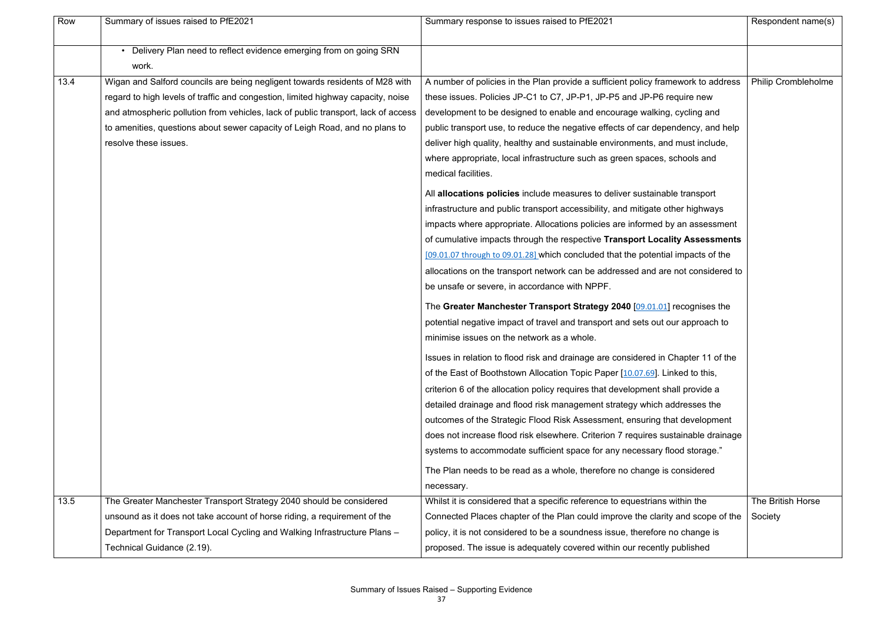| Row | Summary of issues raised to PfE2021 | Summary response to issues raised to PfE2021 | Respondent name(s) |
|---|---|---|---|
| | • Delivery Plan need to reflect evidence emerging from on going SRN work. | | |
| 13.4 | Wigan and Salford councils are being negligent towards residents of M28 with regard to high levels of traffic and congestion, limited highway capacity, noise and atmospheric pollution from vehicles, lack of public transport, lack of access to amenities, questions about sewer capacity of Leigh Road, and no plans to resolve these issues. | A number of policies in the Plan provide a sufficient policy framework to address these issues. Policies JP-C1 to C7, JP-P1, JP-P5 and JP-P6 require new development to be designed to enable and encourage walking, cycling and public transport use, to reduce the negative effects of car dependency, and help deliver high quality, healthy and sustainable environments, and must include, where appropriate, local infrastructure such as green spaces, schools and medical facilities.<br><br>All **allocations policies** include measures to deliver sustainable transport infrastructure and public transport accessibility, and mitigate other highways impacts where appropriate. Allocations policies are informed by an assessment of cumulative impacts through the respective **Transport Locality Assessments** [09.01.07 through to 09.01.28] which concluded that the potential impacts of the allocations on the transport network can be addressed and are not considered to be unsafe or severe, in accordance with NPPF.<br><br>The **Greater Manchester Transport Strategy 2040** [09.01.01] recognises the potential negative impact of travel and transport and sets out our approach to minimise issues on the network as a whole.<br><br>Issues in relation to flood risk and drainage are considered in Chapter 11 of the of the East of Boothstown Allocation Topic Paper [10.07.69]. Linked to this, criterion 6 of the allocation policy requires that development shall provide a detailed drainage and flood risk management strategy which addresses the outcomes of the Strategic Flood Risk Assessment, ensuring that development does not increase flood risk elsewhere. Criterion 7 requires sustainable drainage systems to accommodate sufficient space for any necessary flood storage."<br><br>The Plan needs to be read as a whole, therefore no change is considered necessary. | Philip Crombleholme |
| 13.5 | The Greater Manchester Transport Strategy 2040 should be considered unsound as it does not take account of horse riding, a requirement of the Department for Transport Local Cycling and Walking Infrastructure Plans – Technical Guidance (2.19). | Whilst it is considered that a specific reference to equestrians within the Connected Places chapter of the Plan could improve the clarity and scope of the policy, it is not considered to be a soundness issue, therefore no change is proposed. The issue is adequately covered within our recently published | The British Horse Society |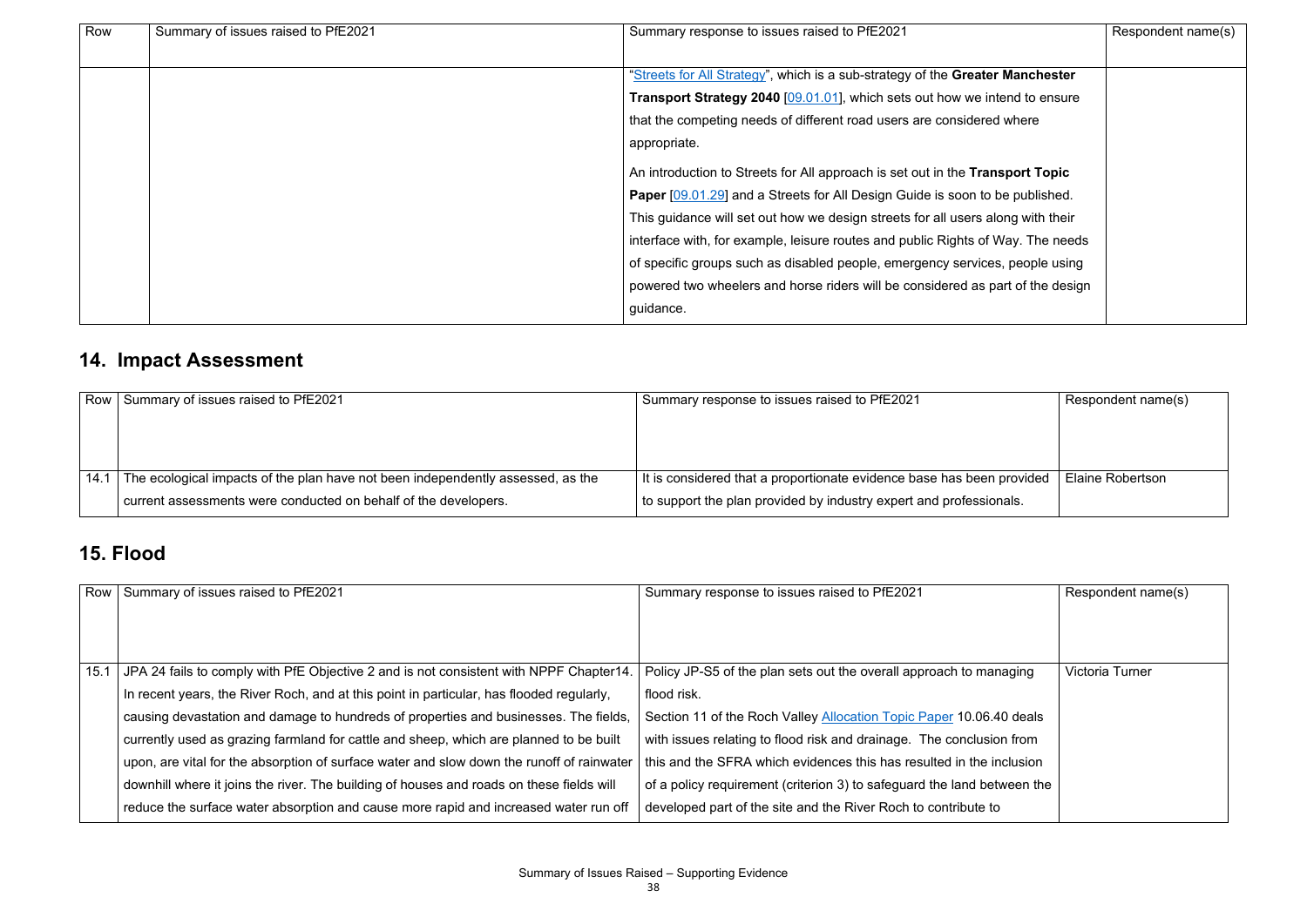| Row | Summary of issues raised to PfE2021 | Summary response to issues raised to PfE2021 | Respondent name(s) |
|---|---|---|---|
| | | "Streets for All Strategy", which is a sub-strategy of the **Greater Manchester Transport Strategy 2040** [09.01.01], which sets out how we intend to ensure that the competing needs of different road users are considered where appropriate.<br><br>An introduction to Streets for All approach is set out in the **Transport Topic Paper** [09.01.29] and a Streets for All Design Guide is soon to be published. This guidance will set out how we design streets for all users along with their interface with, for example, leisure routes and public Rights of Way. The needs of specific groups such as disabled people, emergency services, people using powered two wheelers and horse riders will be considered as part of the design guidance. | |

## 14. Impact Assessment

| Row | Summary of issues raised to PfE2021 | Summary response to issues raised to PfE2021 | Respondent name(s) |
|---|---|---|---|
| 14.1 | The ecological impacts of the plan have not been independently assessed, as the current assessments were conducted on behalf of the developers. | It is considered that a proportionate evidence base has been provided to support the plan provided by industry expert and professionals. | Elaine Robertson |

## 15. Flood

| Row | Summary of issues raised to PfE2021 | Summary response to issues raised to PfE2021 | Respondent name(s) |
|---|---|---|---|
| 15.1 | JPA 24 fails to comply with PfE Objective 2 and is not consistent with NPPF Chapter14. In recent years, the River Roch, and at this point in particular, has flooded regularly, causing devastation and damage to hundreds of properties and businesses. The fields, currently used as grazing farmland for cattle and sheep, which are planned to be built upon, are vital for the absorption of surface water and slow down the runoff of rainwater downhill where it joins the river. The building of houses and roads on these fields will reduce the surface water absorption and cause more rapid and increased water run off | Policy JP-S5 of the plan sets out the overall approach to managing flood risk.<br><br>Section 11 of the Roch Valley Allocation Topic Paper 10.06.40 deals with issues relating to flood risk and drainage. The conclusion from this and the SFRA which evidences this has resulted in the inclusion of a policy requirement (criterion 3) to safeguard the land between the developed part of the site and the River Roch to contribute to | Victoria Turner |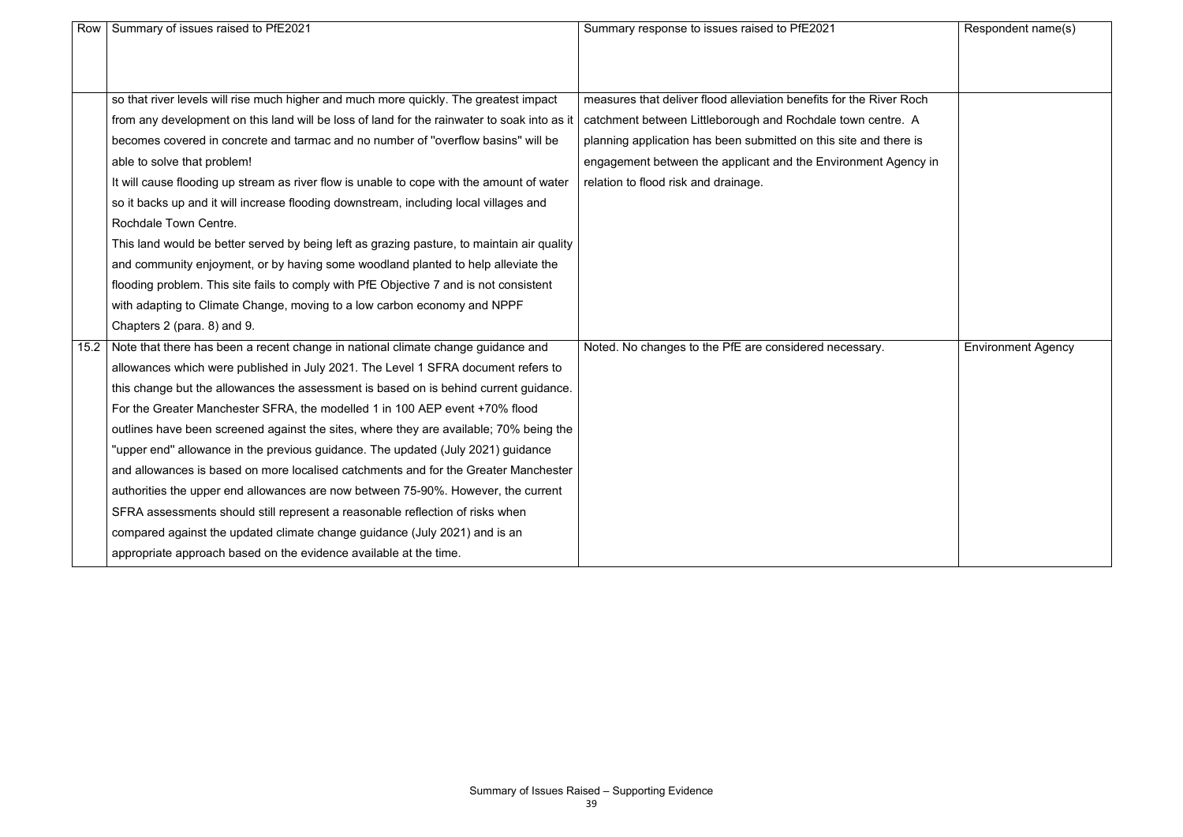| Row | Summary of issues raised to PfE2021 | Summary response to issues raised to PfE2021 | Respondent name(s) |
|---|---|---|---|
| | so that river levels will rise much higher and much more quickly. The greatest impact from any development on this land will be loss of land for the rainwater to soak into as it becomes covered in concrete and tarmac and no number of "overflow basins" will be able to solve that problem! It will cause flooding up stream as river flow is unable to cope with the amount of water so it backs up and it will increase flooding downstream, including local villages and Rochdale Town Centre. This land would be better served by being left as grazing pasture, to maintain air quality and community enjoyment, or by having some woodland planted to help alleviate the flooding problem. This site fails to comply with PfE Objective 7 and is not consistent with adapting to Climate Change, moving to a low carbon economy and NPPF Chapters 2 (para. 8) and 9. | measures that deliver flood alleviation benefits for the River Roch catchment between Littleborough and Rochdale town centre. A planning application has been submitted on this site and there is engagement between the applicant and the Environment Agency in relation to flood risk and drainage. | |
| 15.2 | Note that there has been a recent change in national climate change guidance and allowances which were published in July 2021. The Level 1 SFRA document refers to this change but the allowances the assessment is based on is behind current guidance. For the Greater Manchester SFRA, the modelled 1 in 100 AEP event +70% flood outlines have been screened against the sites, where they are available; 70% being the "upper end" allowance in the previous guidance. The updated (July 2021) guidance and allowances is based on more localised catchments and for the Greater Manchester authorities the upper end allowances are now between 75-90%. However, the current SFRA assessments should still represent a reasonable reflection of risks when compared against the updated climate change guidance (July 2021) and is an appropriate approach based on the evidence available at the time. | Noted. No changes to the PfE are considered necessary. | Environment Agency |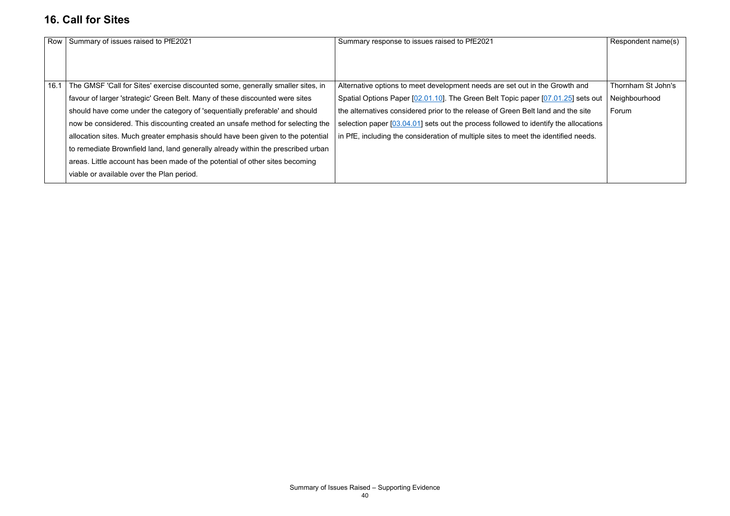## 16. Call for Sites

| Row | Summary of issues raised to PfE2021 | Summary response to issues raised to PfE2021 | Respondent name(s) |
|---|---|---|---|
| 16.1 | The GMSF 'Call for Sites' exercise discounted some, generally smaller sites, in favour of larger 'strategic' Green Belt. Many of these discounted were sites should have come under the category of 'sequentially preferable' and should now be considered. This discounting created an unsafe method for selecting the allocation sites. Much greater emphasis should have been given to the potential to remediate Brownfield land, land generally already within the prescribed urban areas. Little account has been made of the potential of other sites becoming viable or available over the Plan period. | Alternative options to meet development needs are set out in the Growth and Spatial Options Paper [02.01.10]. The Green Belt Topic paper [07.01.25] sets out the alternatives considered prior to the release of Green Belt land and the site selection paper [03.04.01] sets out the process followed to identify the allocations in PfE, including the consideration of multiple sites to meet the identified needs. | Thornham St John's Neighbourhood Forum |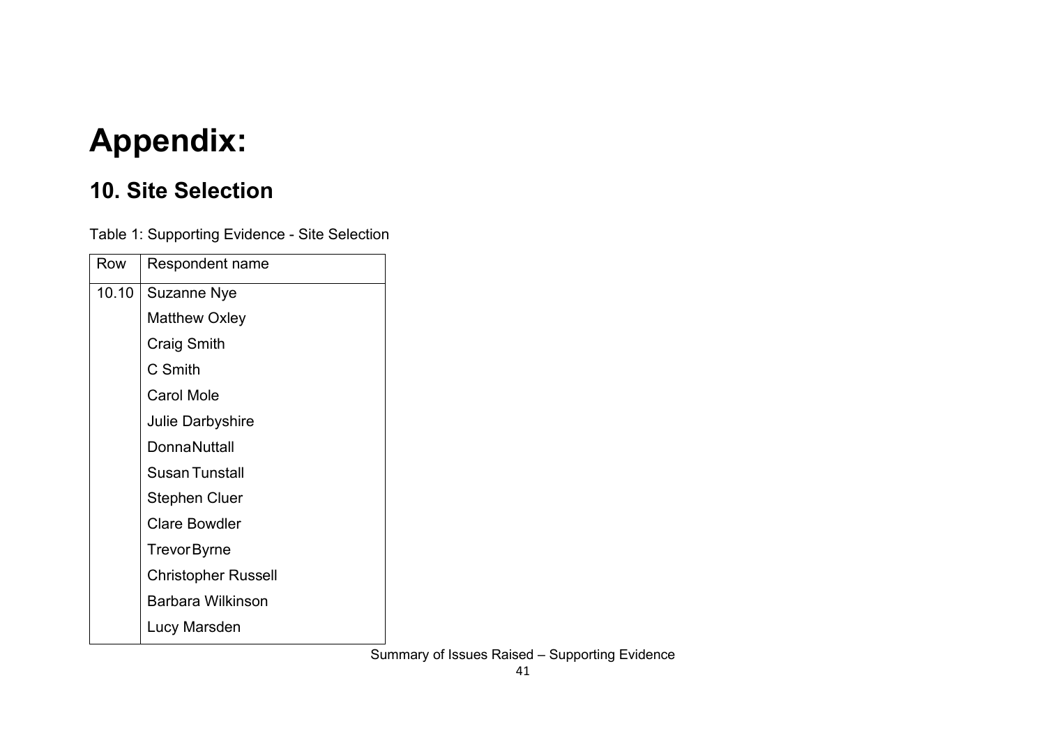# Appendix:

## 10. Site Selection

Table 1: Supporting Evidence - Site Selection

| Row | Respondent name |
|---|---|
| 10.10 | Suzanne Nye |
| | Matthew Oxley |
| | Craig Smith |
| | C Smith |
| | Carol Mole |
| | Julie Darbyshire |
| | DonnaNuttall |
| | Susan Tunstall |
| | Stephen Cluer |
| | Clare Bowdler |
| | TrevorByrne |
| | Christopher Russell |
| | Barbara Wilkinson |
| | Lucy Marsden |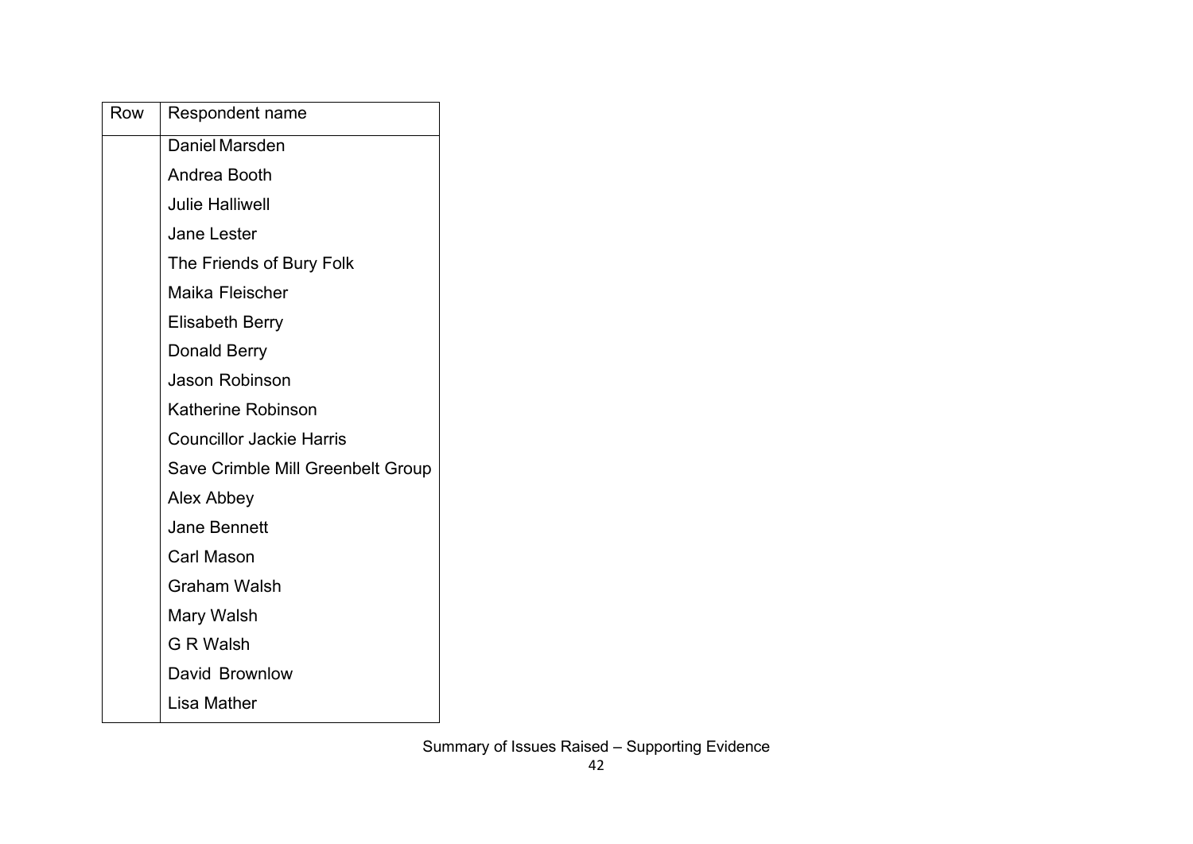| Row | Respondent name |
| --- | --- |
| | Daniel Marsden |
| | Andrea Booth |
| | Julie Halliwell |
| | Jane Lester |
| | The Friends of Bury Folk |
| | Maika Fleischer |
| | Elisabeth Berry |
| | Donald Berry |
| | Jason Robinson |
| | Katherine Robinson |
| | Councillor Jackie Harris |
| | Save Crimble Mill Greenbelt Group |
| | Alex Abbey |
| | Jane Bennett |
| | Carl Mason |
| | Graham Walsh |
| | Mary Walsh |
| | G R Walsh |
| | David Brownlow |
| | Lisa Mather |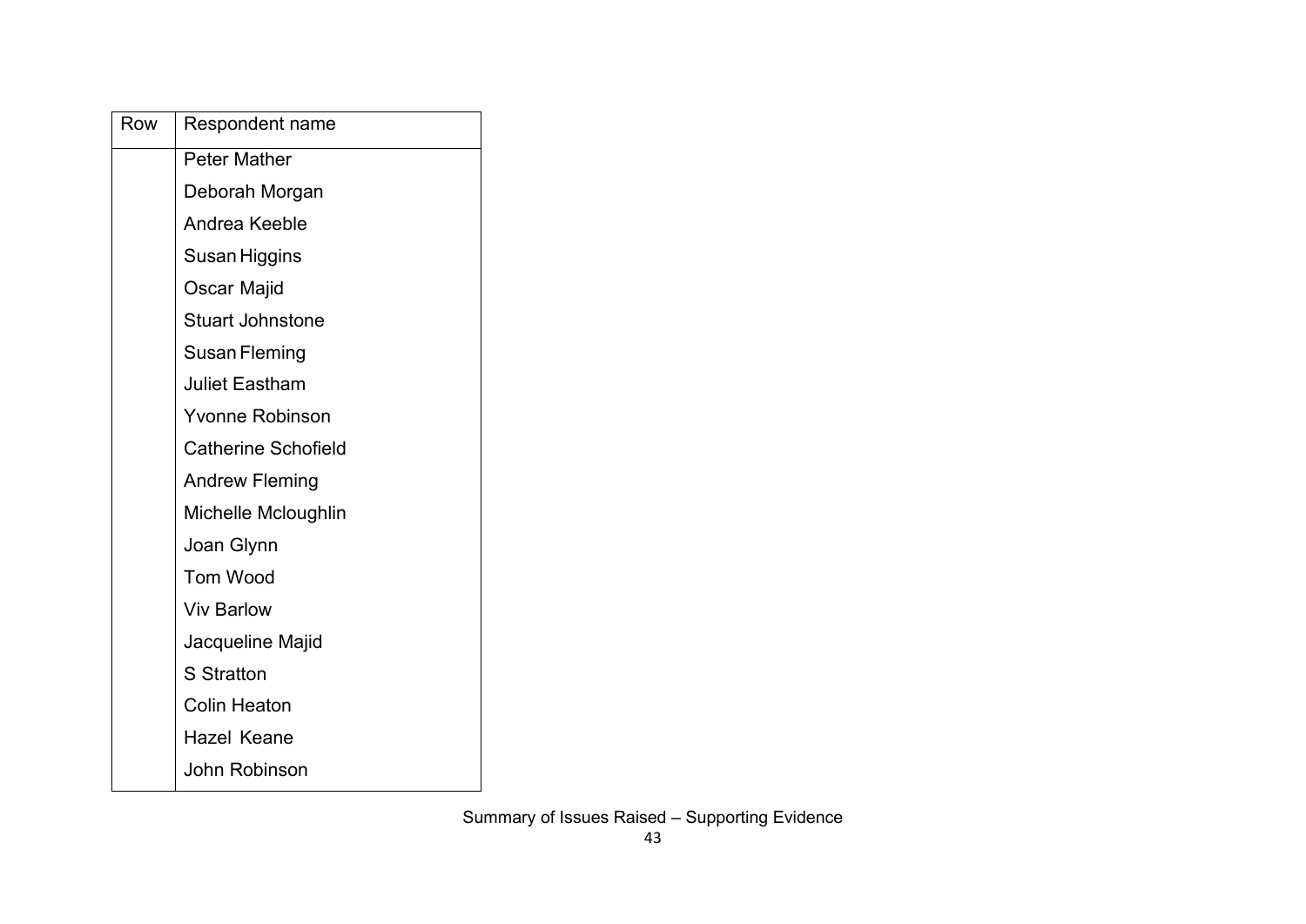| Row | Respondent name |
|---|---|
| | Peter Mather |
| | Deborah Morgan |
| | Andrea Keeble |
| | Susan Higgins |
| | Oscar Majid |
| | Stuart Johnstone |
| | Susan Fleming |
| | Juliet Eastham |
| | Yvonne Robinson |
| | Catherine Schofield |
| | Andrew Fleming |
| | Michelle Mcloughlin |
| | Joan Glynn |
| | Tom Wood |
| | Viv Barlow |
| | Jacqueline Majid |
| | S Stratton |
| | Colin Heaton |
| | Hazel Keane |
| | John Robinson |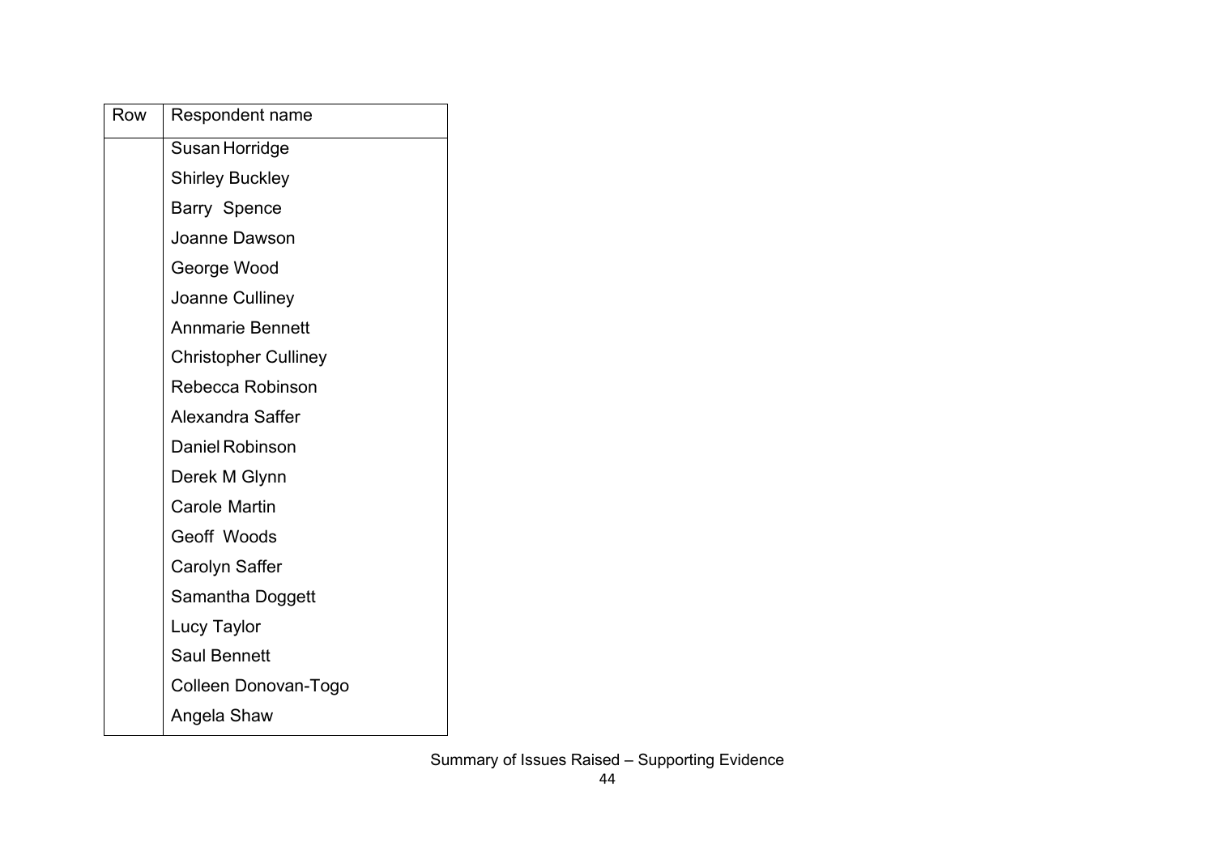| Row | Respondent name |
| --- | --- |
| | Susan Horridge |
| | Shirley Buckley |
| | Barry Spence |
| | Joanne Dawson |
| | George Wood |
| | Joanne Culliney |
| | Annmarie Bennett |
| | Christopher Culliney |
| | Rebecca Robinson |
| | Alexandra Saffer |
| | Daniel Robinson |
| | Derek M Glynn |
| | Carole Martin |
| | Geoff Woods |
| | Carolyn Saffer |
| | Samantha Doggett |
| | Lucy Taylor |
| | Saul Bennett |
| | Colleen Donovan-Togo |
| | Angela Shaw |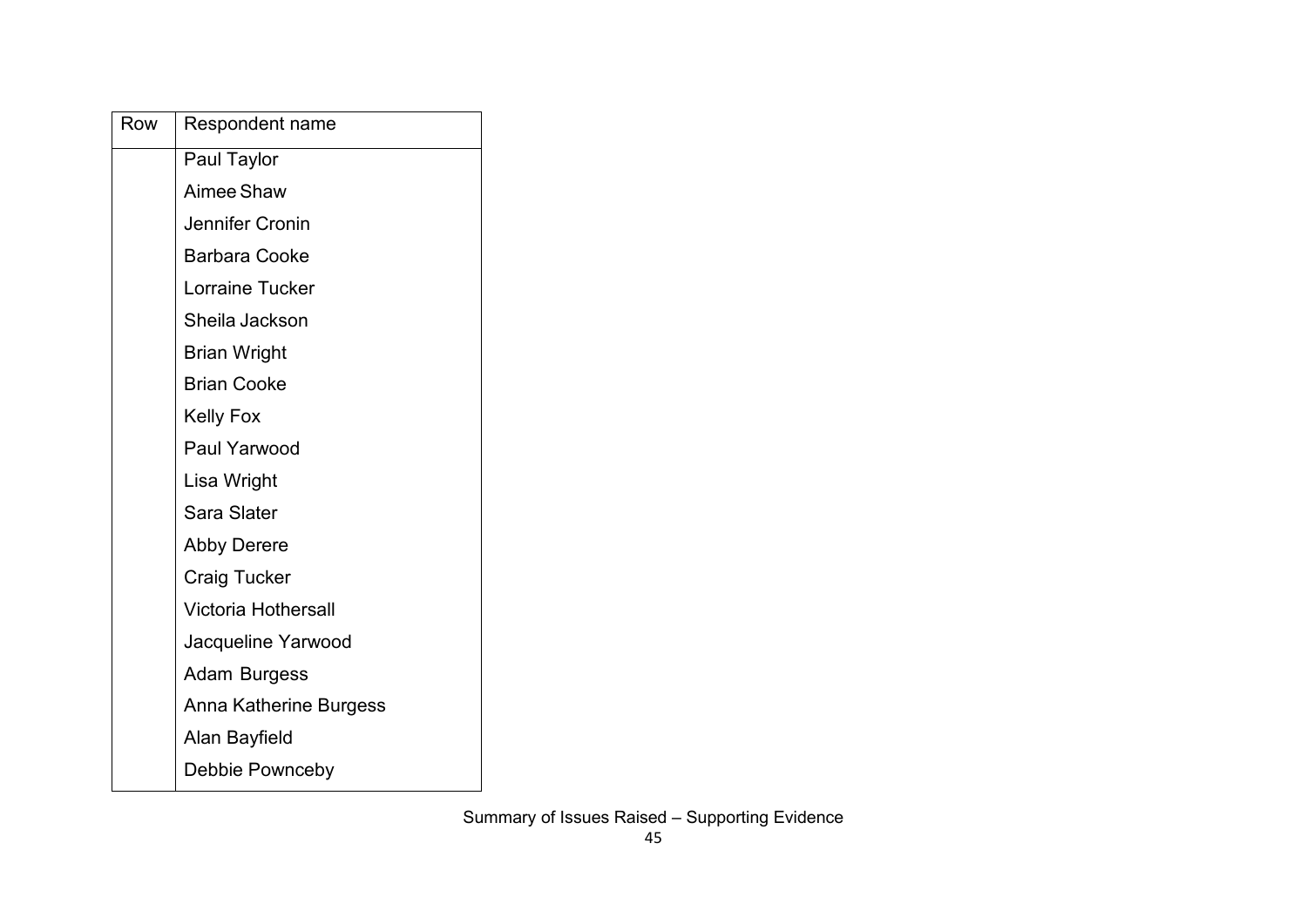| Row | Respondent name |
|---|---|
| | Paul Taylor |
| | Aimee Shaw |
| | Jennifer Cronin |
| | Barbara Cooke |
| | Lorraine Tucker |
| | Sheila Jackson |
| | Brian Wright |
| | Brian Cooke |
| | Kelly Fox |
| | Paul Yarwood |
| | Lisa Wright |
| | Sara Slater |
| | Abby Derere |
| | Craig Tucker |
| | Victoria Hothersall |
| | Jacqueline Yarwood |
| | Adam Burgess |
| | Anna Katherine Burgess |
| | Alan Bayfield |
| | Debbie Pownceby |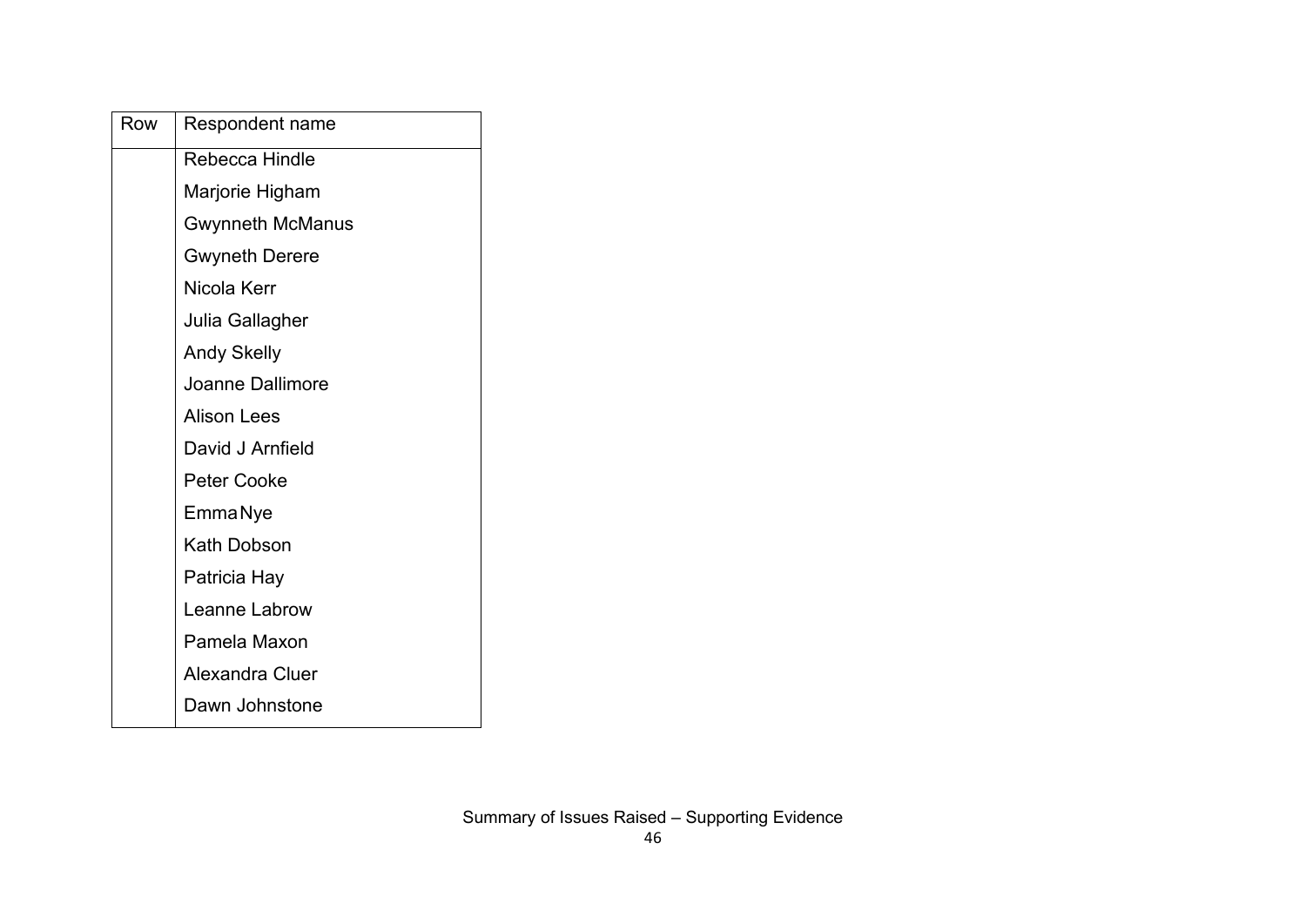| Row | Respondent name |
|---|---|
| | Rebecca Hindle |
| | Marjorie Higham |
| | Gwynneth McManus |
| | Gwyneth Derere |
| | Nicola Kerr |
| | Julia Gallagher |
| | Andy Skelly |
| | Joanne Dallimore |
| | Alison Lees |
| | David J Arnfield |
| | Peter Cooke |
| | Emma Nye |
| | Kath Dobson |
| | Patricia Hay |
| | Leanne Labrow |
| | Pamela Maxon |
| | Alexandra Cluer |
| | Dawn Johnstone |